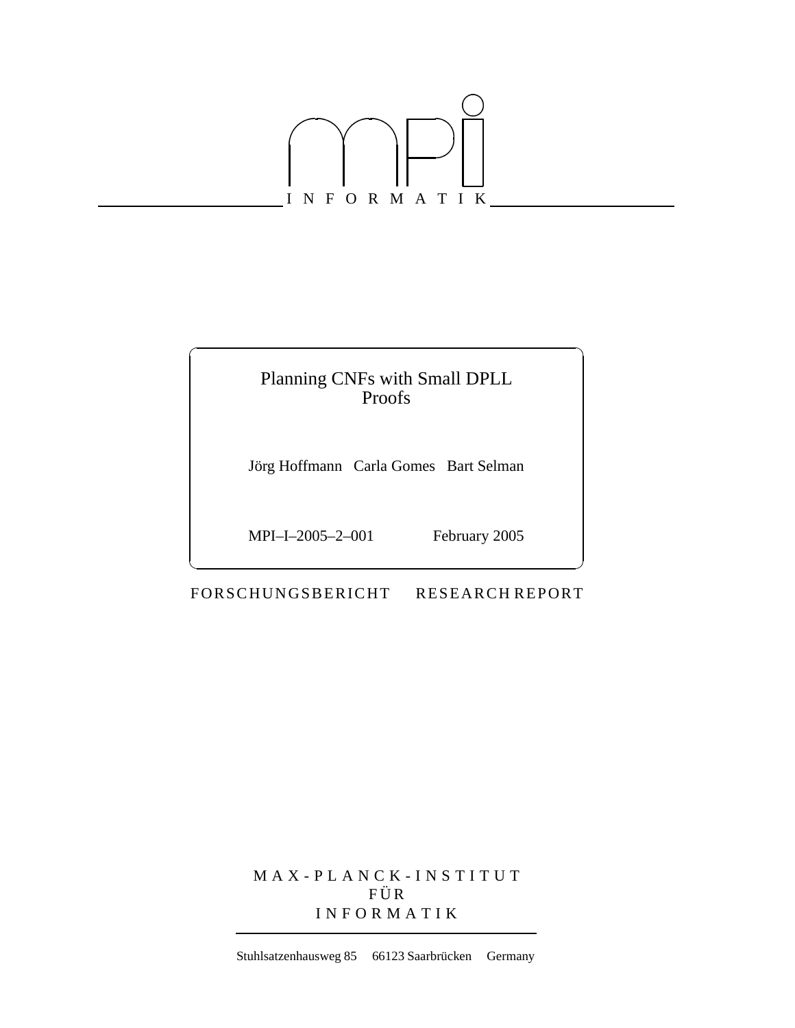I N F O R M A T I K

# Planning CNFs with Small DPLL Proofs

Jörg Hoffmann   Carla Gomes   Bart Selman

MPI–I–2005–2–001   February 2005

FORSCHUNGSBERICHT   RESEARCH REPORT

M A X - P L A N C K - I N S T I T U T
F Ü R
I N F O R M A T I K

Stuhlsatzenhausweg 85   66123 Saarbrücken   Germany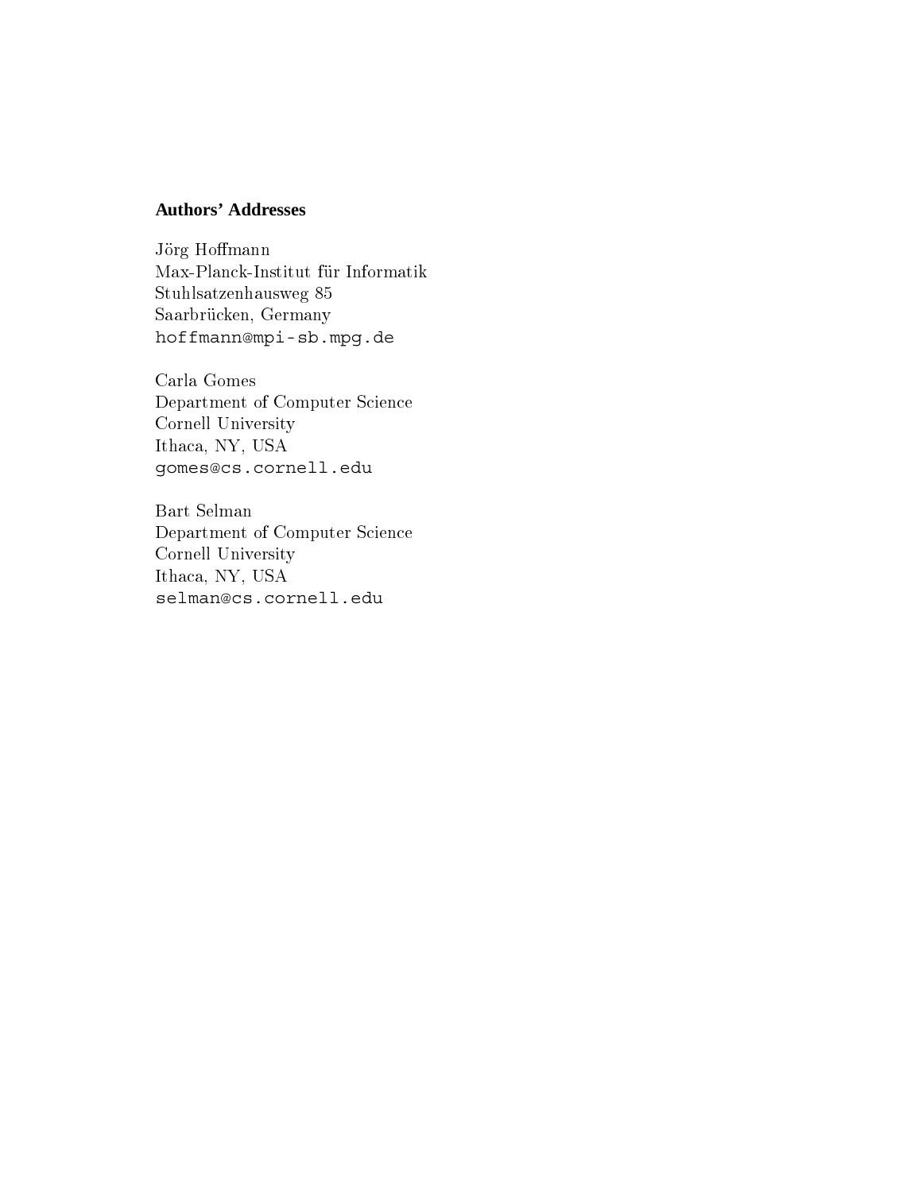**Authors' Addresses**

Jörg Hoffmann
Max-Planck-Institut für Informatik
Stuhlsatzenhausweg 85
Saarbrücken, Germany
hoffmann@mpi-sb.mpg.de

Carla Gomes
Department of Computer Science
Cornell University
Ithaca, NY, USA
gomes@cs.cornell.edu

Bart Selman
Department of Computer Science
Cornell University
Ithaca, NY, USA
selman@cs.cornell.edu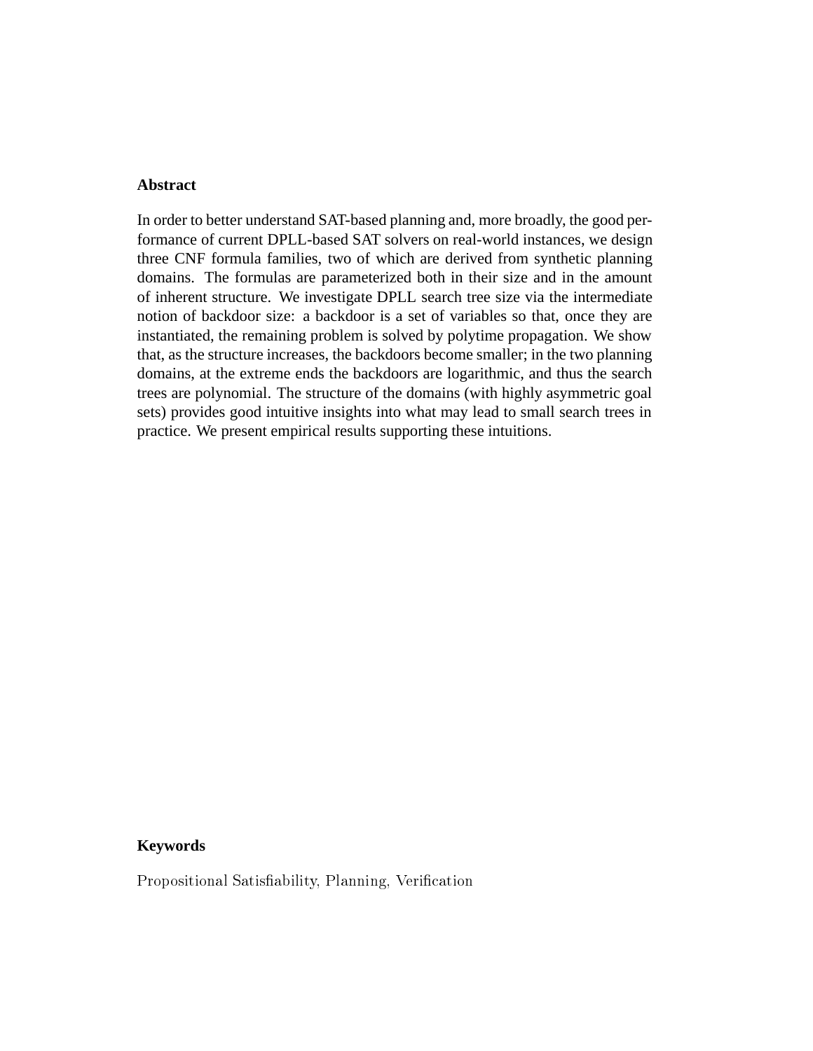**Abstract**

In order to better understand SAT-based planning and, more broadly, the good performance of current DPLL-based SAT solvers on real-world instances, we design three CNF formula families, two of which are derived from synthetic planning domains. The formulas are parameterized both in their size and in the amount of inherent structure. We investigate DPLL search tree size via the intermediate notion of backdoor size: a backdoor is a set of variables so that, once they are instantiated, the remaining problem is solved by polytime propagation. We show that, as the structure increases, the backdoors become smaller; in the two planning domains, at the extreme ends the backdoors are logarithmic, and thus the search trees are polynomial. The structure of the domains (with highly asymmetric goal sets) provides good intuitive insights into what may lead to small search trees in practice. We present empirical results supporting these intuitions.

**Keywords**

Propositional Satisfiability, Planning, Verification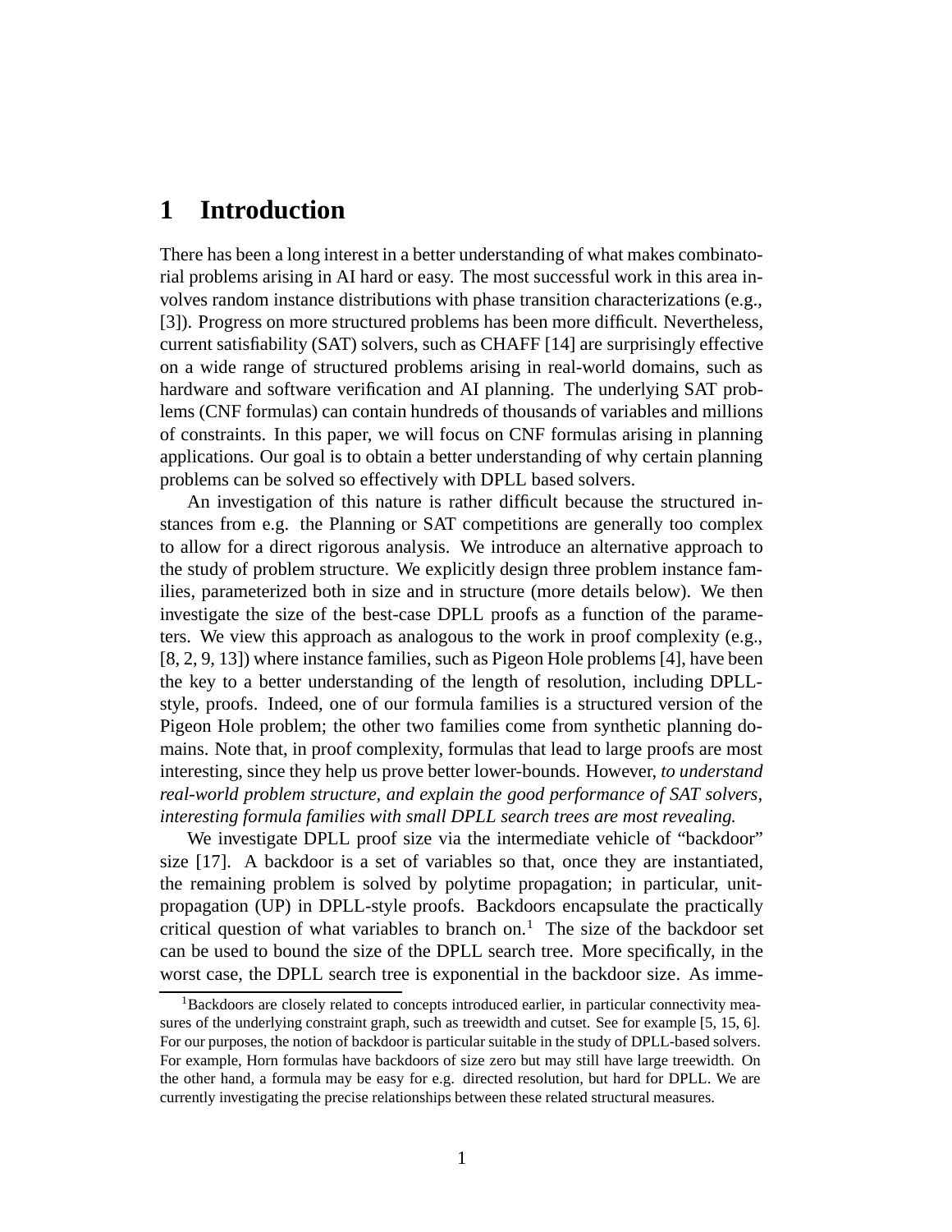# 1 Introduction

There has been a long interest in a better understanding of what makes combinatorial problems arising in AI hard or easy. The most successful work in this area involves random instance distributions with phase transition characterizations (e.g., [3]). Progress on more structured problems has been more difficult. Nevertheless, current satisfiability (SAT) solvers, such as CHAFF [14] are surprisingly effective on a wide range of structured problems arising in real-world domains, such as hardware and software verification and AI planning. The underlying SAT problems (CNF formulas) can contain hundreds of thousands of variables and millions of constraints. In this paper, we will focus on CNF formulas arising in planning applications. Our goal is to obtain a better understanding of why certain planning problems can be solved so effectively with DPLL based solvers.

An investigation of this nature is rather difficult because the structured instances from e.g. the Planning or SAT competitions are generally too complex to allow for a direct rigorous analysis. We introduce an alternative approach to the study of problem structure. We explicitly design three problem instance families, parameterized both in size and in structure (more details below). We then investigate the size of the best-case DPLL proofs as a function of the parameters. We view this approach as analogous to the work in proof complexity (e.g., [8, 2, 9, 13]) where instance families, such as Pigeon Hole problems [4], have been the key to a better understanding of the length of resolution, including DPLL-style, proofs. Indeed, one of our formula families is a structured version of the Pigeon Hole problem; the other two families come from synthetic planning domains. Note that, in proof complexity, formulas that lead to large proofs are most interesting, since they help us prove better lower-bounds. However, *to understand real-world problem structure, and explain the good performance of SAT solvers, interesting formula families with small DPLL search trees are most revealing.*

We investigate DPLL proof size via the intermediate vehicle of "backdoor" size [17]. A backdoor is a set of variables so that, once they are instantiated, the remaining problem is solved by polytime propagation; in particular, unit-propagation (UP) in DPLL-style proofs. Backdoors encapsulate the practically critical question of what variables to branch on.[1] The size of the backdoor set can be used to bound the size of the DPLL search tree. More specifically, in the worst case, the DPLL search tree is exponential in the backdoor size. As imme-

[1] Backdoors are closely related to concepts introduced earlier, in particular connectivity measures of the underlying constraint graph, such as treewidth and cutset. See for example [5, 15, 6]. For our purposes, the notion of backdoor is particular suitable in the study of DPLL-based solvers. For example, Horn formulas have backdoors of size zero but may still have large treewidth. On the other hand, a formula may be easy for e.g. directed resolution, but hard for DPLL. We are currently investigating the precise relationships between these related structural measures.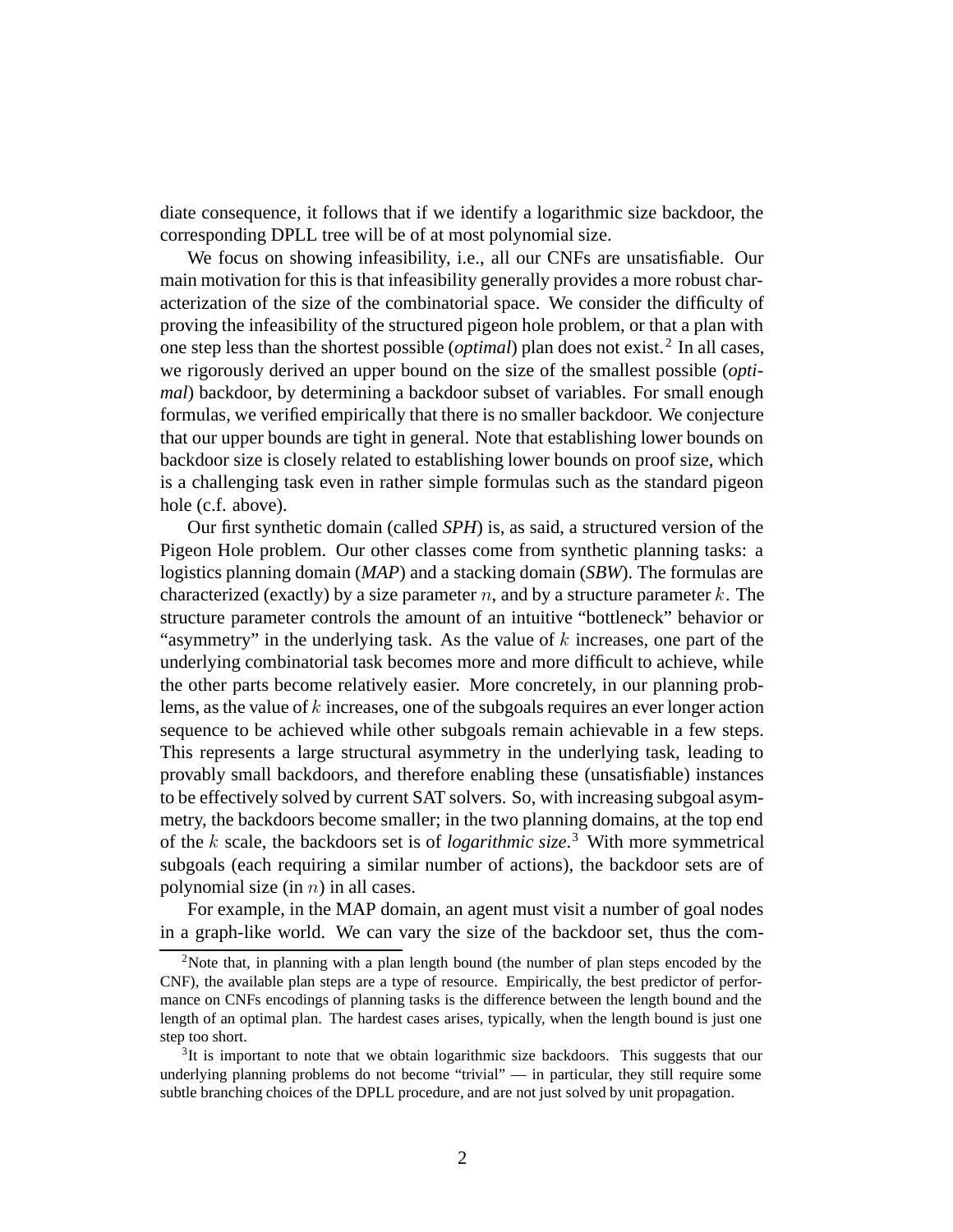diate consequence, it follows that if we identify a logarithmic size backdoor, the corresponding DPLL tree will be of at most polynomial size.

We focus on showing infeasibility, i.e., all our CNFs are unsatisfiable. Our main motivation for this is that infeasibility generally provides a more robust characterization of the size of the combinatorial space. We consider the difficulty of proving the infeasibility of the structured pigeon hole problem, or that a plan with one step less than the shortest possible (*optimal*) plan does not exist.[2] In all cases, we rigorously derived an upper bound on the size of the smallest possible (*optimal*) backdoor, by determining a backdoor subset of variables. For small enough formulas, we verified empirically that there is no smaller backdoor. We conjecture that our upper bounds are tight in general. Note that establishing lower bounds on backdoor size is closely related to establishing lower bounds on proof size, which is a challenging task even in rather simple formulas such as the standard pigeon hole (c.f. above).

Our first synthetic domain (called *SPH*) is, as said, a structured version of the Pigeon Hole problem. Our other classes come from synthetic planning tasks: a logistics planning domain (*MAP*) and a stacking domain (*SBW*). The formulas are characterized (exactly) by a size parameter $n$, and by a structure parameter $k$. The structure parameter controls the amount of an intuitive "bottleneck" behavior or "asymmetry" in the underlying task. As the value of $k$ increases, one part of the underlying combinatorial task becomes more and more difficult to achieve, while the other parts become relatively easier. More concretely, in our planning problems, as the value of $k$ increases, one of the subgoals requires an ever longer action sequence to be achieved while other subgoals remain achievable in a few steps. This represents a large structural asymmetry in the underlying task, leading to provably small backdoors, and therefore enabling these (unsatisfiable) instances to be effectively solved by current SAT solvers. So, with increasing subgoal asymmetry, the backdoors become smaller; in the two planning domains, at the top end of the $k$ scale, the backdoors set is of *logarithmic size*.[3] With more symmetrical subgoals (each requiring a similar number of actions), the backdoor sets are of polynomial size (in $n$) in all cases.

For example, in the MAP domain, an agent must visit a number of goal nodes in a graph-like world. We can vary the size of the backdoor set, thus the com-

---

[2] Note that, in planning with a plan length bound (the number of plan steps encoded by the CNF), the available plan steps are a type of resource. Empirically, the best predictor of performance on CNFs encodings of planning tasks is the difference between the length bound and the length of an optimal plan. The hardest cases arises, typically, when the length bound is just one step too short.

[3] It is important to note that we obtain logarithmic size backdoors. This suggests that our underlying planning problems do not become "trivial" — in particular, they still require some subtle branching choices of the DPLL procedure, and are not just solved by unit propagation.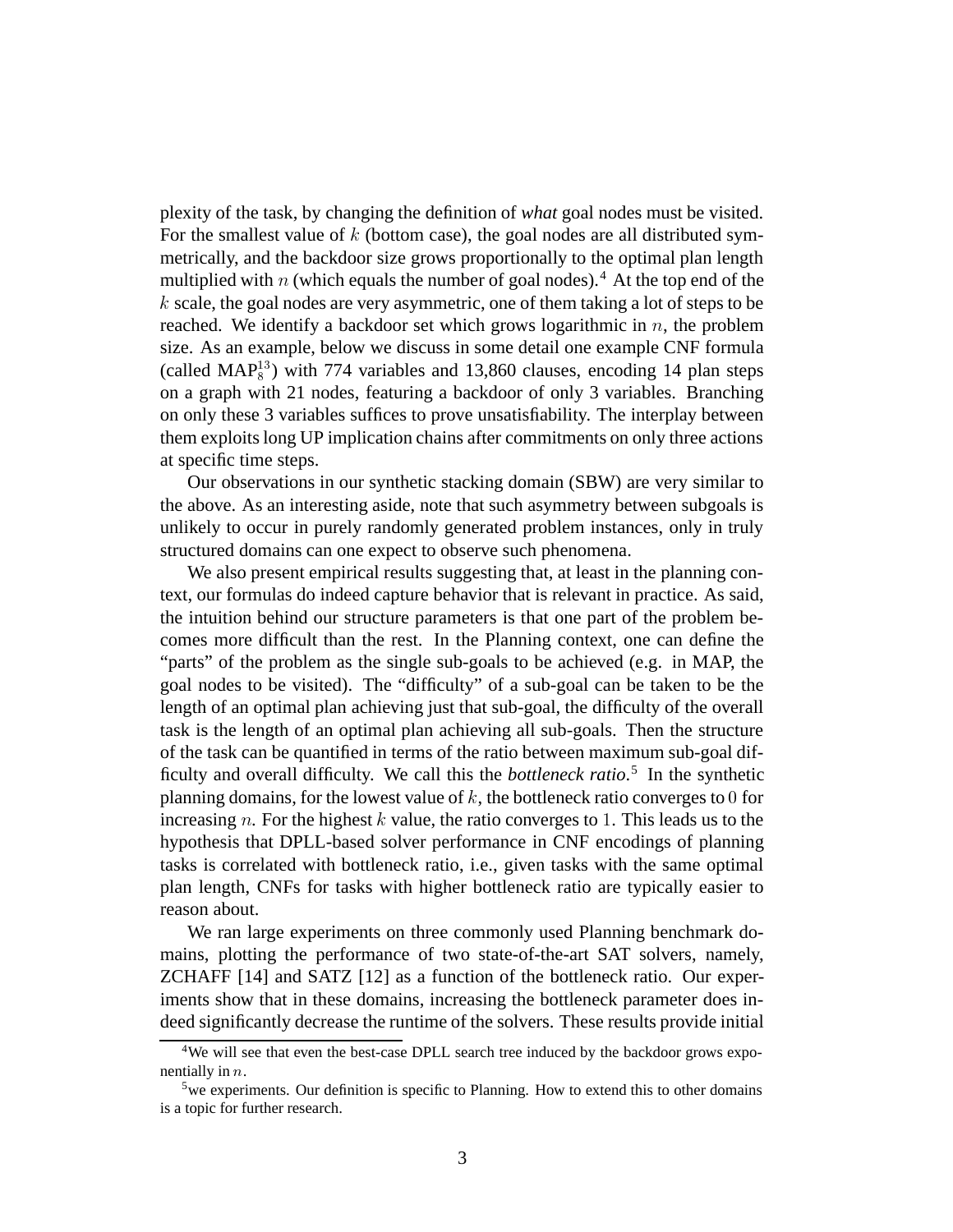plexity of the task, by changing the definition of *what* goal nodes must be visited. For the smallest value of $k$ (bottom case), the goal nodes are all distributed symmetrically, and the backdoor size grows proportionally to the optimal plan length multiplied with $n$ (which equals the number of goal nodes).[4] At the top end of the $k$ scale, the goal nodes are very asymmetric, one of them taking a lot of steps to be reached. We identify a backdoor set which grows logarithmic in $n$, the problem size. As an example, below we discuss in some detail one example CNF formula (called $\text{MAP}_8^{13}$) with 774 variables and 13,860 clauses, encoding 14 plan steps on a graph with 21 nodes, featuring a backdoor of only 3 variables. Branching on only these 3 variables suffices to prove unsatisfiability. The interplay between them exploits long UP implication chains after commitments on only three actions at specific time steps.

Our observations in our synthetic stacking domain (SBW) are very similar to the above. As an interesting aside, note that such asymmetry between subgoals is unlikely to occur in purely randomly generated problem instances, only in truly structured domains can one expect to observe such phenomena.

We also present empirical results suggesting that, at least in the planning context, our formulas do indeed capture behavior that is relevant in practice. As said, the intuition behind our structure parameters is that one part of the problem becomes more difficult than the rest. In the Planning context, one can define the "parts" of the problem as the single sub-goals to be achieved (e.g. in MAP, the goal nodes to be visited). The "difficulty" of a sub-goal can be taken to be the length of an optimal plan achieving just that sub-goal, the difficulty of the overall task is the length of an optimal plan achieving all sub-goals. Then the structure of the task can be quantified in terms of the ratio between maximum sub-goal difficulty and overall difficulty. We call this the *bottleneck ratio*.[5] In the synthetic planning domains, for the lowest value of $k$, the bottleneck ratio converges to $0$ for increasing $n$. For the highest $k$ value, the ratio converges to $1$. This leads us to the hypothesis that DPLL-based solver performance in CNF encodings of planning tasks is correlated with bottleneck ratio, i.e., given tasks with the same optimal plan length, CNFs for tasks with higher bottleneck ratio are typically easier to reason about.

We ran large experiments on three commonly used Planning benchmark domains, plotting the performance of two state-of-the-art SAT solvers, namely, ZCHAFF [14] and SATZ [12] as a function of the bottleneck ratio. Our experiments show that in these domains, increasing the bottleneck parameter does indeed significantly decrease the runtime of the solvers. These results provide initial

[4] We will see that even the best-case DPLL search tree induced by the backdoor grows exponentially in $n$.

[5] we experiments. Our definition is specific to Planning. How to extend this to other domains is a topic for further research.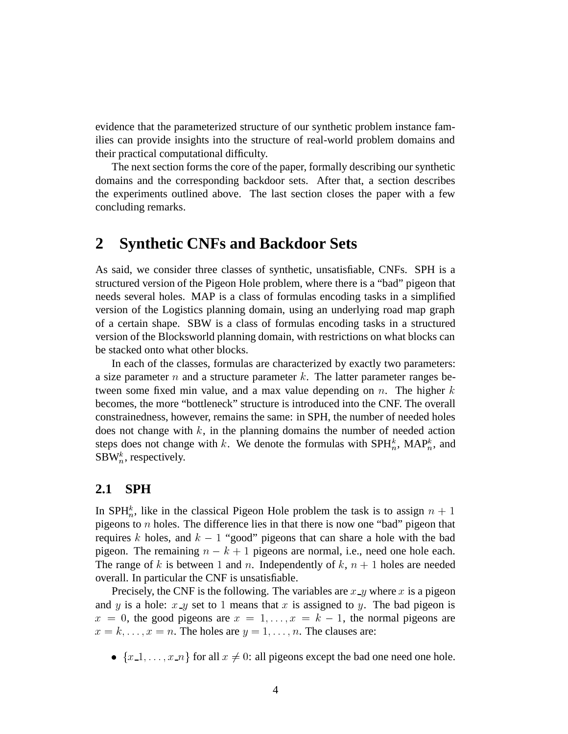evidence that the parameterized structure of our synthetic problem instance families can provide insights into the structure of real-world problem domains and their practical computational difficulty.

The next section forms the core of the paper, formally describing our synthetic domains and the corresponding backdoor sets. After that, a section describes the experiments outlined above. The last section closes the paper with a few concluding remarks.

# 2 Synthetic CNFs and Backdoor Sets

As said, we consider three classes of synthetic, unsatisfiable, CNFs. SPH is a structured version of the Pigeon Hole problem, where there is a "bad" pigeon that needs several holes. MAP is a class of formulas encoding tasks in a simplified version of the Logistics planning domain, using an underlying road map graph of a certain shape. SBW is a class of formulas encoding tasks in a structured version of the Blocksworld planning domain, with restrictions on what blocks can be stacked onto what other blocks.

In each of the classes, formulas are characterized by exactly two parameters: a size parameter $n$ and a structure parameter $k$. The latter parameter ranges between some fixed min value, and a max value depending on $n$. The higher $k$ becomes, the more "bottleneck" structure is introduced into the CNF. The overall constrainedness, however, remains the same: in SPH, the number of needed holes does not change with $k$, in the planning domains the number of needed action steps does not change with $k$. We denote the formulas with $\mathrm{SPH}_n^k$, $\mathrm{MAP}_n^k$, and $\mathrm{SBW}_n^k$, respectively.

## 2.1 SPH

In $\mathrm{SPH}_n^k$, like in the classical Pigeon Hole problem the task is to assign $n+1$ pigeons to $n$ holes. The difference lies in that there is now one "bad" pigeon that requires $k$ holes, and $k-1$ "good" pigeons that can share a hole with the bad pigeon. The remaining $n-k+1$ pigeons are normal, i.e., need one hole each. The range of $k$ is between 1 and $n$. Independently of $k$, $n+1$ holes are needed overall. In particular the CNF is unsatisfiable.

Precisely, the CNF is the following. The variables are $x\_y$ where $x$ is a pigeon and $y$ is a hole: $x\_y$ set to 1 means that $x$ is assigned to $y$. The bad pigeon is $x=0$, the good pigeons are $x=1,\dots,x=k-1$, the normal pigeons are $x=k,\dots,x=n$. The holes are $y=1,\dots,n$. The clauses are:

- $\{x\_1,\dots,x\_n\}$ for all $x \neq 0$: all pigeons except the bad one need one hole.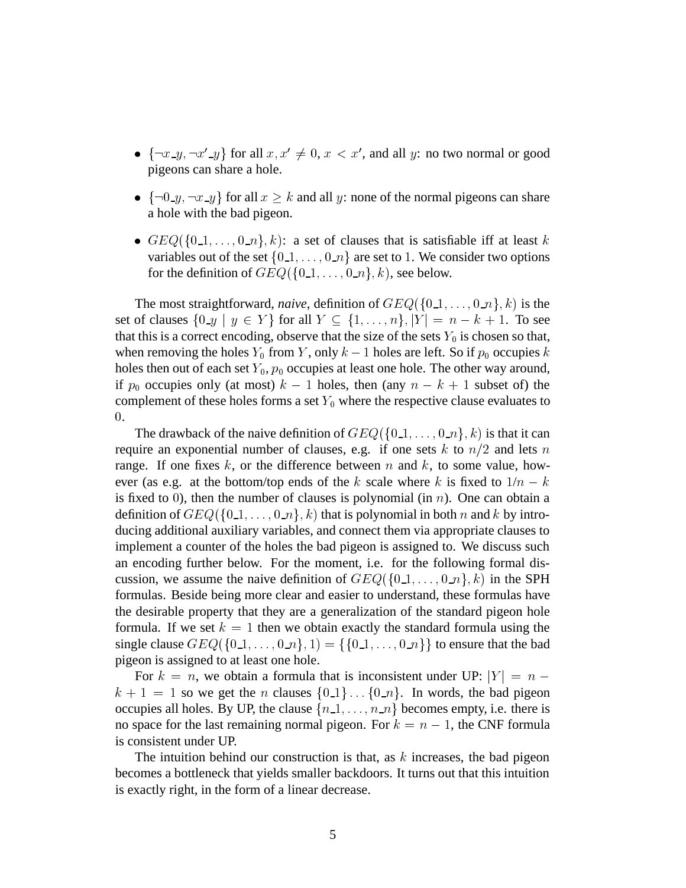- $\{\neg x\_y, \neg x'\_y\}$ for all $x, x' \neq 0$, $x < x'$, and all $y$: no two normal or good pigeons can share a hole.
- $\{\neg 0\_y, \neg x\_y\}$ for all $x \geq k$ and all $y$: none of the normal pigeons can share a hole with the bad pigeon.
- $GEQ(\{0\_1, \dots, 0\_n\}, k)$: a set of clauses that is satisfiable iff at least $k$ variables out of the set $\{0\_1, \dots, 0\_n\}$ are set to 1. We consider two options for the definition of $GEQ(\{0\_1, \dots, 0\_n\}, k)$, see below.

The most straightforward, *naive*, definition of $GEQ(\{0\_1, \dots, 0\_n\}, k)$ is the set of clauses $\{0\_y \mid y \in Y\}$ for all $Y \subseteq \{1, \dots, n\}$, $|Y| = n - k + 1$. To see that this is a correct encoding, observe that the size of the sets $Y_0$ is chosen so that, when removing the holes $Y_0$ from $Y$, only $k-1$ holes are left. So if $p_0$ occupies $k$ holes then out of each set $Y_0$, $p_0$ occupies at least one hole. The other way around, if $p_0$ occupies only (at most) $k-1$ holes, then (any $n-k+1$ subset of) the complement of these holes forms a set $Y_0$ where the respective clause evaluates to 0.

The drawback of the naive definition of $GEQ(\{0\_1, \dots, 0\_n\}, k)$ is that it can require an exponential number of clauses, e.g. if one sets $k$ to $n/2$ and lets $n$ range. If one fixes $k$, or the difference between $n$ and $k$, to some value, however (as e.g. at the bottom/top ends of the $k$ scale where $k$ is fixed to $1/n - k$ is fixed to 0), then the number of clauses is polynomial (in $n$). One can obtain a definition of $GEQ(\{0\_1, \dots, 0\_n\}, k)$ that is polynomial in both $n$ and $k$ by introducing additional auxiliary variables, and connect them via appropriate clauses to implement a counter of the holes the bad pigeon is assigned to. We discuss such an encoding further below. For the moment, i.e. for the following formal discussion, we assume the naive definition of $GEQ(\{0\_1, \dots, 0\_n\}, k)$ in the SPH formulas. Beside being more clear and easier to understand, these formulas have the desirable property that they are a generalization of the standard pigeon hole formula. If we set $k = 1$ then we obtain exactly the standard formula using the single clause $GEQ(\{0\_1, \dots, 0\_n\}, 1) = \{\{0\_1, \dots, 0\_n\}\}$ to ensure that the bad pigeon is assigned to at least one hole.

For $k = n$, we obtain a formula that is inconsistent under UP: $|Y| = n - k + 1 = 1$ so we get the $n$ clauses $\{0\_1\} \dots \{0\_n\}$. In words, the bad pigeon occupies all holes. By UP, the clause $\{n\_1, \dots, n\_n\}$ becomes empty, i.e. there is no space for the last remaining normal pigeon. For $k = n - 1$, the CNF formula is consistent under UP.

The intuition behind our construction is that, as $k$ increases, the bad pigeon becomes a bottleneck that yields smaller backdoors. It turns out that this intuition is exactly right, in the form of a linear decrease.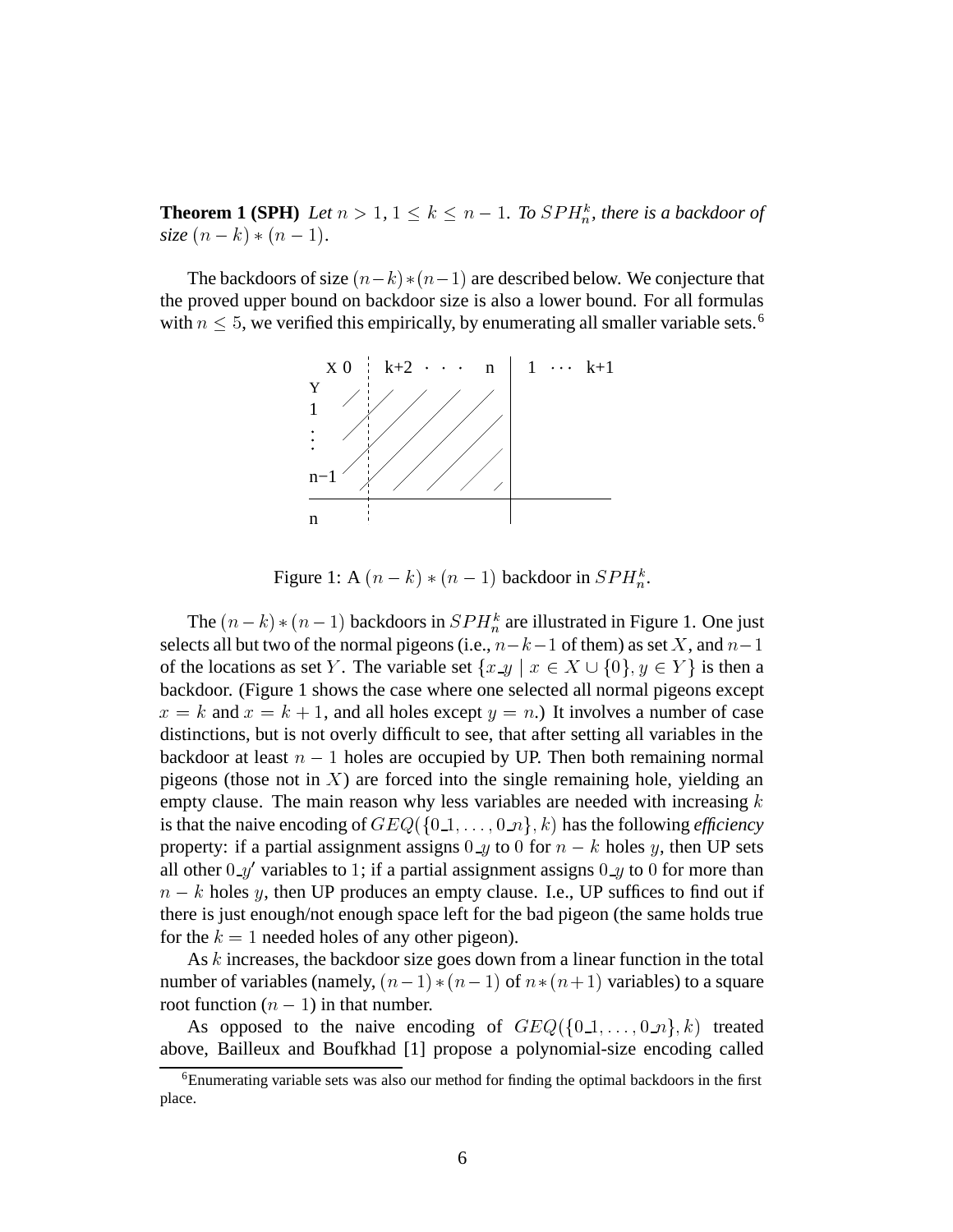**Theorem 1 (SPH)** *Let $n > 1$, $1 \leq k \leq n-1$. To $SPH_n^k$, there is a backdoor of size $(n-k)*(n-1)$.*

The backdoors of size $(n-k)*(n-1)$ are described below. We conjecture that the proved upper bound on backdoor size is also a lower bound. For all formulas with $n \leq 5$, we verified this empirically, by enumerating all smaller variable sets.[6]

Figure 1: A $(n-k)*(n-1)$ backdoor in $SPH_n^k$.

The $(n-k)*(n-1)$ backdoors in $SPH_n^k$ are illustrated in Figure 1. One just selects all but two of the normal pigeons (i.e., $n-k-1$ of them) as set $X$, and $n-1$ of the locations as set $Y$. The variable set $\{x\_y \mid x \in X \cup \{0\}, y \in Y\}$ is then a backdoor. (Figure 1 shows the case where one selected all normal pigeons except $x = k$ and $x = k+1$, and all holes except $y = n$.) It involves a number of case distinctions, but is not overly difficult to see, that after setting all variables in the backdoor at least $n-1$ holes are occupied by UP. Then both remaining normal pigeons (those not in $X$) are forced into the single remaining hole, yielding an empty clause. The main reason why less variables are needed with increasing $k$ is that the naive encoding of $GEQ(\{0\_1, \dots, 0\_n\}, k)$ has the following *efficiency* property: if a partial assignment assigns $0\_y$ to $0$ for $n-k$ holes $y$, then UP sets all other $0\_y'$ variables to $1$; if a partial assignment assigns $0\_y$ to $0$ for more than $n-k$ holes $y$, then UP produces an empty clause. I.e., UP suffices to find out if there is just enough/not enough space left for the bad pigeon (the same holds true for the $k=1$ needed holes of any other pigeon).

As $k$ increases, the backdoor size goes down from a linear function in the total number of variables (namely, $(n-1)*(n-1)$ of $n*(n+1)$ variables) to a square root function ($n-1$) in that number.

As opposed to the naive encoding of $GEQ(\{0\_1, \dots, 0\_n\}, k)$ treated above, Bailleux and Boufkhad [1] propose a polynomial-size encoding called

[6] Enumerating variable sets was also our method for finding the optimal backdoors in the first place.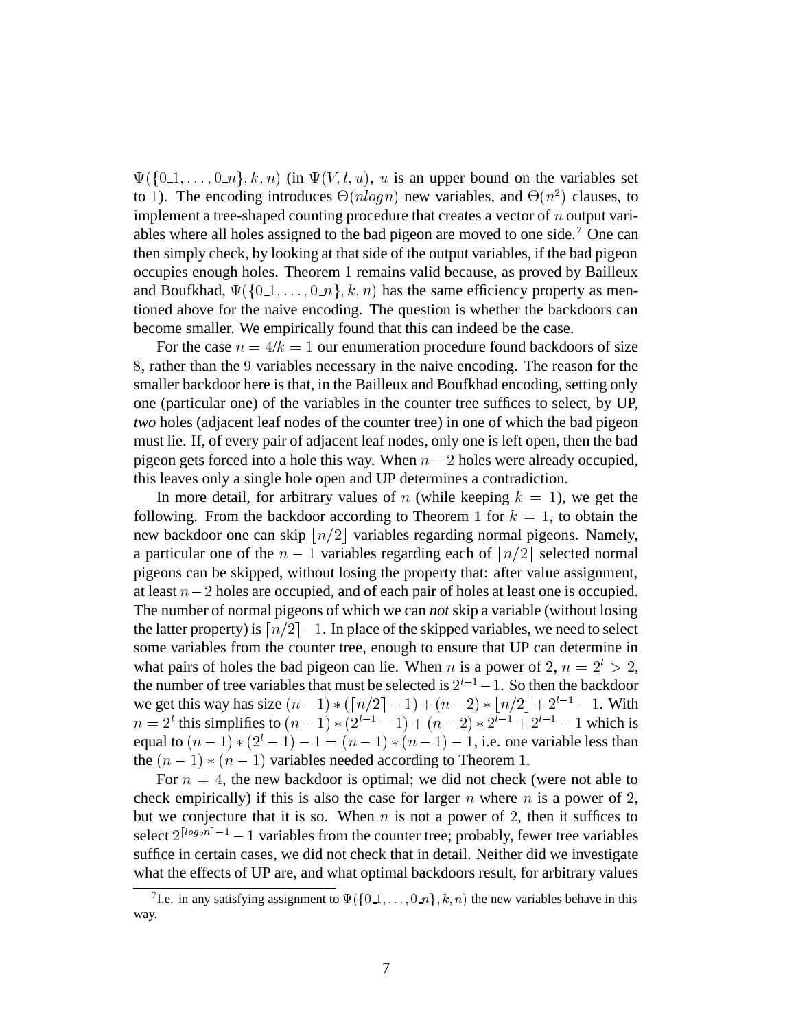$\Psi(\{0\_1, \ldots, 0\_n\}, k, n)$ (in $\Psi(V, l, u)$, $u$ is an upper bound on the variables set to 1). The encoding introduces $\Theta(nlogn)$ new variables, and $\Theta(n^2)$ clauses, to implement a tree-shaped counting procedure that creates a vector of $n$ output variables where all holes assigned to the bad pigeon are moved to one side.[7] One can then simply check, by looking at that side of the output variables, if the bad pigeon occupies enough holes. Theorem 1 remains valid because, as proved by Bailleux and Boufkhad, $\Psi(\{0\_1, \ldots, 0\_n\}, k, n)$ has the same efficiency property as mentioned above for the naive encoding. The question is whether the backdoors can become smaller. We empirically found that this can indeed be the case.

For the case $n = 4/k = 1$ our enumeration procedure found backdoors of size 8, rather than the 9 variables necessary in the naive encoding. The reason for the smaller backdoor here is that, in the Bailleux and Boufkhad encoding, setting only one (particular one) of the variables in the counter tree suffices to select, by UP, *two* holes (adjacent leaf nodes of the counter tree) in one of which the bad pigeon must lie. If, of every pair of adjacent leaf nodes, only one is left open, then the bad pigeon gets forced into a hole this way. When $n-2$ holes were already occupied, this leaves only a single hole open and UP determines a contradiction.

In more detail, for arbitrary values of $n$ (while keeping $k = 1$), we get the following. From the backdoor according to Theorem 1 for $k = 1$, to obtain the new backdoor one can skip $\lfloor n/2 \rfloor$ variables regarding normal pigeons. Namely, a particular one of the $n-1$ variables regarding each of $\lfloor n/2 \rfloor$ selected normal pigeons can be skipped, without losing the property that: after value assignment, at least $n-2$ holes are occupied, and of each pair of holes at least one is occupied. The number of normal pigeons of which we can *not* skip a variable (without losing the latter property) is $\lceil n/2 \rceil - 1$. In place of the skipped variables, we need to select some variables from the counter tree, enough to ensure that UP can determine in what pairs of holes the bad pigeon can lie. When $n$ is a power of 2, $n = 2^l > 2$, the number of tree variables that must be selected is $2^{l-1} - 1$. So then the backdoor we get this way has size $(n-1) * (\lceil n/2 \rceil - 1) + (n-2) * \lfloor n/2 \rfloor + 2^{l-1} - 1$. With $n = 2^l$ this simplifies to $(n-1) * (2^{l-1} - 1) + (n-2) * 2^{l-1} + 2^{l-1} - 1$ which is equal to $(n-1) * (2^l - 1) - 1 = (n-1) * (n-1) - 1$, i.e. one variable less than the $(n-1) * (n-1)$ variables needed according to Theorem 1.

For $n = 4$, the new backdoor is optimal; we did not check (were not able to check empirically) if this is also the case for larger $n$ where $n$ is a power of 2, but we conjecture that it is so. When $n$ is not a power of 2, then it suffices to select $2^{\lceil log_2 n \rceil - 1} - 1$ variables from the counter tree; probably, fewer tree variables suffice in certain cases, we did not check that in detail. Neither did we investigate what the effects of UP are, and what optimal backdoors result, for arbitrary values

[7] I.e. in any satisfying assignment to $\Psi(\{0\_1, \ldots, 0\_n\}, k, n)$ the new variables behave in this way.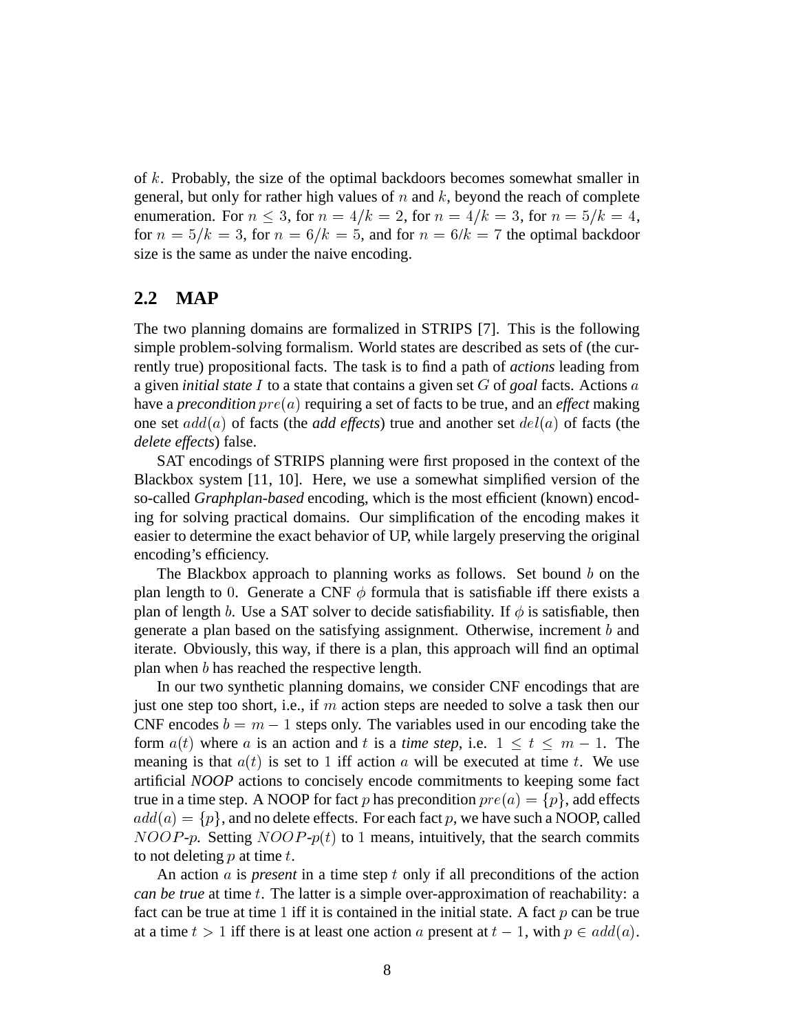of $k$. Probably, the size of the optimal backdoors becomes somewhat smaller in general, but only for rather high values of $n$ and $k$, beyond the reach of complete enumeration. For $n \leq 3$, for $n = 4/k = 2$, for $n = 4/k = 3$, for $n = 5/k = 4$, for $n = 5/k = 3$, for $n = 6/k = 5$, and for $n = 6/k = 7$ the optimal backdoor size is the same as under the naive encoding.

## 2.2 MAP

The two planning domains are formalized in STRIPS [7]. This is the following simple problem-solving formalism. World states are described as sets of (the currently true) propositional facts. The task is to find a path of *actions* leading from a given *initial state* $I$ to a state that contains a given set $G$ of *goal* facts. Actions $a$ have a *precondition* $pre(a)$ requiring a set of facts to be true, and an *effect* making one set $add(a)$ of facts (the *add effects*) true and another set $del(a)$ of facts (the *delete effects*) false.

SAT encodings of STRIPS planning were first proposed in the context of the Blackbox system [11, 10]. Here, we use a somewhat simplified version of the so-called *Graphplan-based* encoding, which is the most efficient (known) encoding for solving practical domains. Our simplification of the encoding makes it easier to determine the exact behavior of UP, while largely preserving the original encoding's efficiency.

The Blackbox approach to planning works as follows. Set bound $b$ on the plan length to $0$. Generate a CNF $\phi$ formula that is satisfiable iff there exists a plan of length $b$. Use a SAT solver to decide satisfiability. If $\phi$ is satisfiable, then generate a plan based on the satisfying assignment. Otherwise, increment $b$ and iterate. Obviously, this way, if there is a plan, this approach will find an optimal plan when $b$ has reached the respective length.

In our two synthetic planning domains, we consider CNF encodings that are just one step too short, i.e., if $m$ action steps are needed to solve a task then our CNF encodes $b = m - 1$ steps only. The variables used in our encoding take the form $a(t)$ where $a$ is an action and $t$ is a *time step*, i.e. $1 \leq t \leq m - 1$. The meaning is that $a(t)$ is set to $1$ iff action $a$ will be executed at time $t$. We use artificial *NOOP* actions to concisely encode commitments to keeping some fact true in a time step. A NOOP for fact $p$ has precondition $pre(a) = \{p\}$, add effects $add(a) = \{p\}$, and no delete effects. For each fact $p$, we have such a NOOP, called $NOOP$-$p$. Setting $NOOP$-$p(t)$ to $1$ means, intuitively, that the search commits to not deleting $p$ at time $t$.

An action $a$ is *present* in a time step $t$ only if all preconditions of the action *can be true* at time $t$. The latter is a simple over-approximation of reachability: a fact can be true at time $1$ iff it is contained in the initial state. A fact $p$ can be true at a time $t > 1$ iff there is at least one action $a$ present at $t - 1$, with $p \in add(a)$.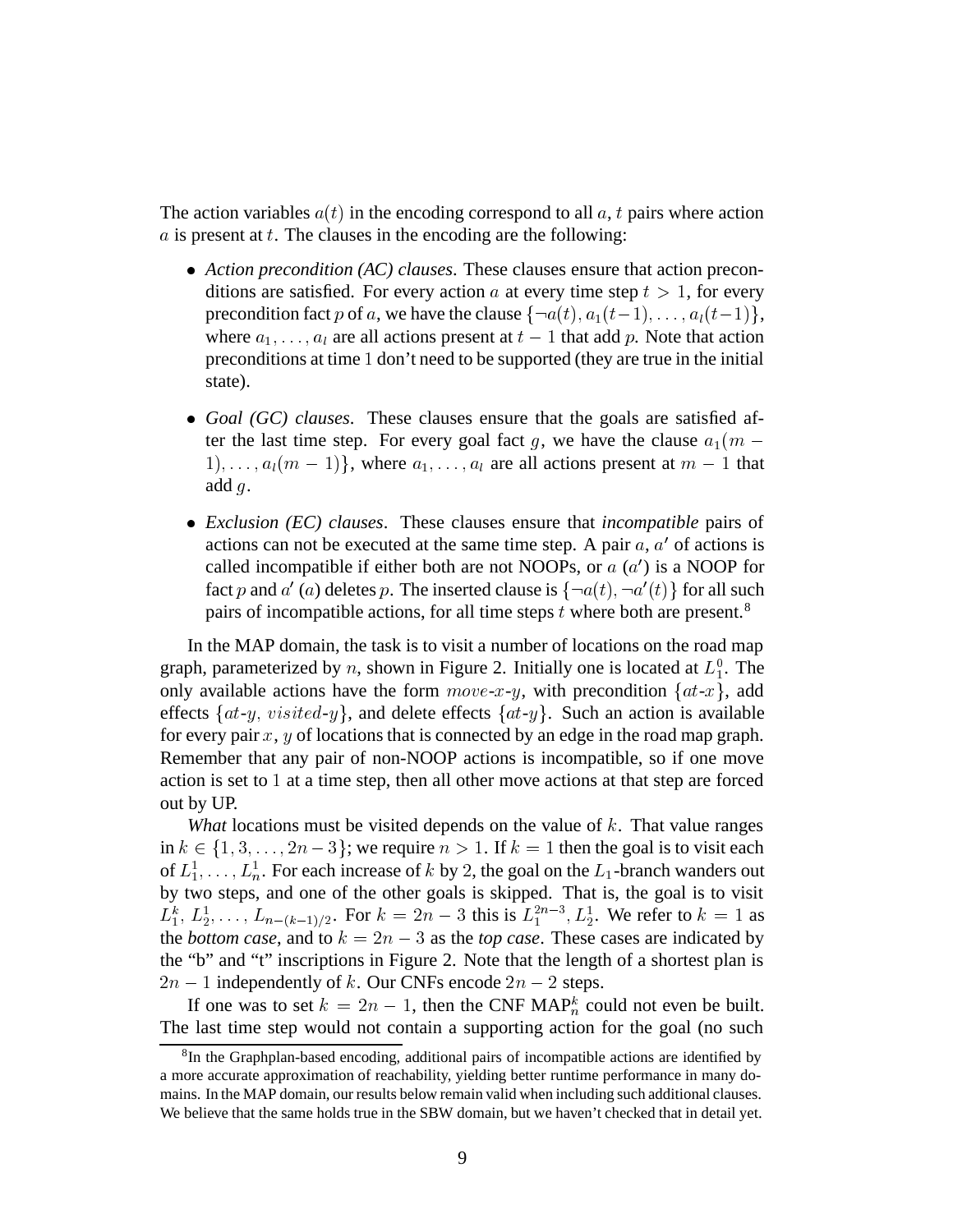The action variables $a(t)$ in the encoding correspond to all $a, t$ pairs where action $a$ is present at $t$. The clauses in the encoding are the following:

- *Action precondition (AC) clauses*. These clauses ensure that action preconditions are satisfied. For every action $a$ at every time step $t > 1$, for every precondition fact $p$ of $a$, we have the clause $\{\neg a(t), a_1(t-1), \ldots, a_l(t-1)\}$, where $a_1, \ldots, a_l$ are all actions present at $t-1$ that add $p$. Note that action preconditions at time 1 don't need to be supported (they are true in the initial state).
- *Goal (GC) clauses*. These clauses ensure that the goals are satisfied after the last time step. For every goal fact $g$, we have the clause $a_1(m-1), \ldots, a_l(m-1)\}$, where $a_1, \ldots, a_l$ are all actions present at $m-1$ that add $g$.
- *Exclusion (EC) clauses*. These clauses ensure that *incompatible* pairs of actions can not be executed at the same time step. A pair $a$, $a'$ of actions is called incompatible if either both are not NOOPs, or $a$ ($a'$) is a NOOP for fact $p$ and $a'$ ($a$) deletes $p$. The inserted clause is $\{\neg a(t), \neg a'(t)\}$ for all such pairs of incompatible actions, for all time steps $t$ where both are present.[8]

In the MAP domain, the task is to visit a number of locations on the road map graph, parameterized by $n$, shown in Figure 2. Initially one is located at $L_1^0$. The only available actions have the form $move$-$x$-$y$, with precondition $\{at$-$x\}$, add effects $\{at$-$y$, $visited$-$y\}$, and delete effects $\{at$-$y\}$. Such an action is available for every pair $x$, $y$ of locations that is connected by an edge in the road map graph. Remember that any pair of non-NOOP actions is incompatible, so if one move action is set to 1 at a time step, then all other move actions at that step are forced out by UP.

*What* locations must be visited depends on the value of $k$. That value ranges in $k \in \{1, 3, \ldots, 2n-3\}$; we require $n > 1$. If $k = 1$ then the goal is to visit each of $L_1^1, \ldots, L_n^1$. For each increase of $k$ by 2, the goal on the $L_1$-branch wanders out by two steps, and one of the other goals is skipped. That is, the goal is to visit $L_1^k$, $L_2^1, \ldots, L_{n-(k-1)/2}$. For $k = 2n-3$ this is $L_1^{2n-3}, L_2^1$. We refer to $k = 1$ as the *bottom case*, and to $k = 2n-3$ as the *top case*. These cases are indicated by the "b" and "t" inscriptions in Figure 2. Note that the length of a shortest plan is $2n-1$ independently of $k$. Our CNFs encode $2n-2$ steps.

If one was to set $k = 2n-1$, then the CNF $\text{MAP}_n^k$ could not even be built. The last time step would not contain a supporting action for the goal (no such

[8] In the Graphplan-based encoding, additional pairs of incompatible actions are identified by a more accurate approximation of reachability, yielding better runtime performance in many domains. In the MAP domain, our results below remain valid when including such additional clauses. We believe that the same holds true in the SBW domain, but we haven't checked that in detail yet.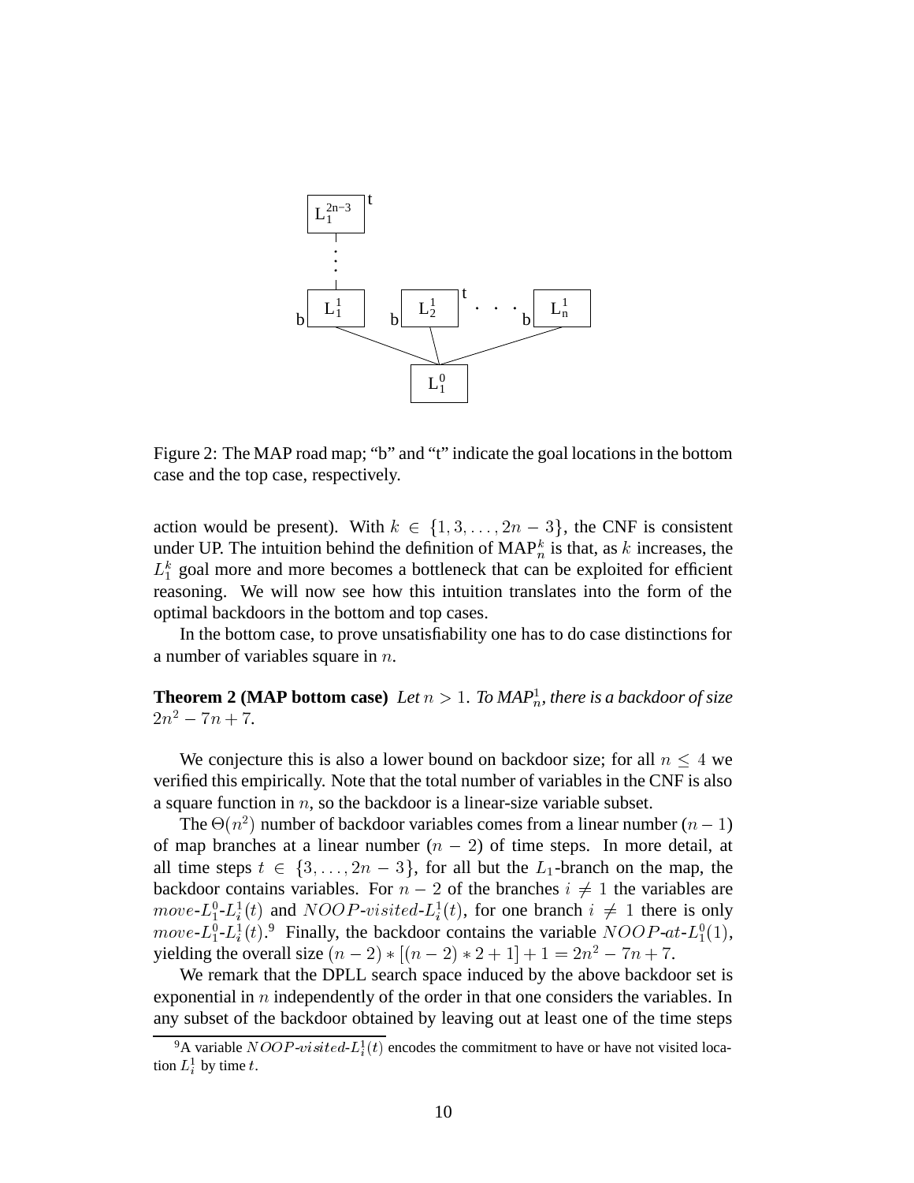Figure 2: The MAP road map; "b" and "t" indicate the goal locations in the bottom case and the top case, respectively.

action would be present). With $k \in \{1, 3, \dots, 2n-3\}$, the CNF is consistent under UP. The intuition behind the definition of $\text{MAP}_n^k$ is that, as $k$ increases, the $L_1^k$ goal more and more becomes a bottleneck that can be exploited for efficient reasoning. We will now see how this intuition translates into the form of the optimal backdoors in the bottom and top cases.

In the bottom case, to prove unsatisfiability one has to do case distinctions for a number of variables square in $n$.

**Theorem 2 (MAP bottom case)** *Let $n > 1$. To $\text{MAP}_n^1$, there is a backdoor of size $2n^2 - 7n + 7$.*

We conjecture this is also a lower bound on backdoor size; for all $n \leq 4$ we verified this empirically. Note that the total number of variables in the CNF is also a square function in $n$, so the backdoor is a linear-size variable subset.

The $\Theta(n^2)$ number of backdoor variables comes from a linear number $(n-1)$ of map branches at a linear number $(n-2)$ of time steps. In more detail, at all time steps $t \in \{3, \dots, 2n-3\}$, for all but the $L_1$-branch on the map, the backdoor contains variables. For $n-2$ of the branches $i \neq 1$ the variables are $move\text{-}L_1^0\text{-}L_i^1(t)$ and $NOOP\text{-}visited\text{-}L_i^1(t)$, for one branch $i \neq 1$ there is only $move\text{-}L_1^0\text{-}L_i^1(t)$.[9] Finally, the backdoor contains the variable $NOOP\text{-}at\text{-}L_1^0(1)$, yielding the overall size $(n-2) * [(n-2) * 2 + 1] + 1 = 2n^2 - 7n + 7$.

We remark that the DPLL search space induced by the above backdoor set is exponential in $n$ independently of the order in that one considers the variables. In any subset of the backdoor obtained by leaving out at least one of the time steps

[9] A variable $NOOP\text{-}visited\text{-}L_i^1(t)$ encodes the commitment to have or have not visited location $L_i^1$ by time $t$.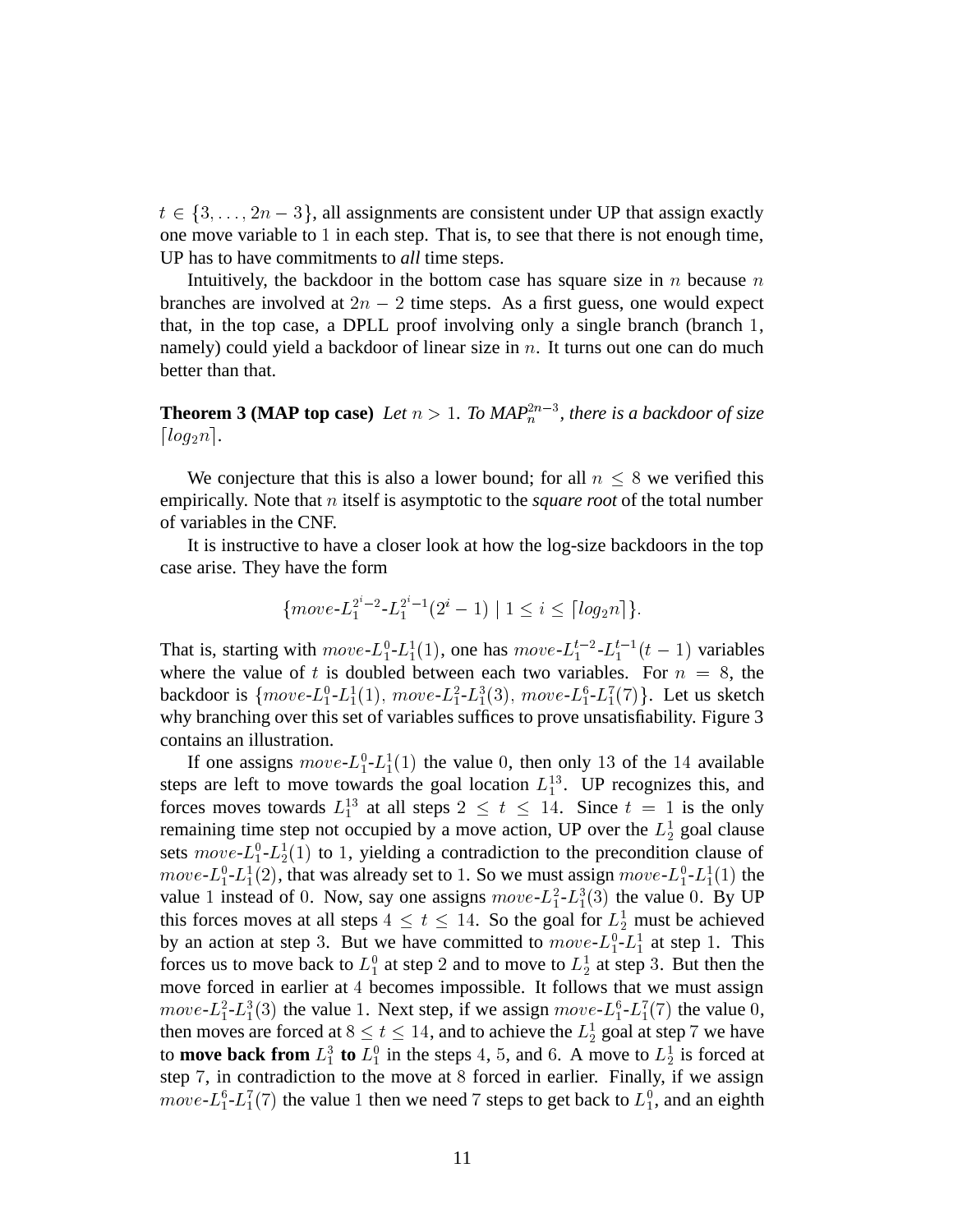$t \in \{3, \ldots, 2n-3\}$, all assignments are consistent under UP that assign exactly one move variable to $1$ in each step. That is, to see that there is not enough time, UP has to have commitments to *all* time steps.

Intuitively, the backdoor in the bottom case has square size in $n$ because $n$ branches are involved at $2n-2$ time steps. As a first guess, one would expect that, in the top case, a DPLL proof involving only a single branch (branch $1$, namely) could yield a backdoor of linear size in $n$. It turns out one can do much better than that.

**Theorem 3 (MAP top case)** *Let $n > 1$. To $MAP_n^{2n-3}$, there is a backdoor of size $\lceil log_2 n \rceil$.*

We conjecture that this is also a lower bound; for all $n \leq 8$ we verified this empirically. Note that $n$ itself is asymptotic to the *square root* of the total number of variables in the CNF.

It is instructive to have a closer look at how the log-size backdoors in the top case arise. They have the form

$$\{move\text{-}L_1^{2^i-2}\text{-}L_1^{2^i-1}(2^i-1) \mid 1 \leq i \leq \lceil log_2 n \rceil\}.$$

That is, starting with $move\text{-}L_1^0\text{-}L_1^1(1)$, one has $move\text{-}L_1^{t-2}\text{-}L_1^{t-1}(t-1)$ variables where the value of $t$ is doubled between each two variables. For $n = 8$, the backdoor is $\{move\text{-}L_1^0\text{-}L_1^1(1),\ move\text{-}L_1^2\text{-}L_1^3(3),\ move\text{-}L_1^6\text{-}L_1^7(7)\}$. Let us sketch why branching over this set of variables suffices to prove unsatisfiability. Figure 3 contains an illustration.

If one assigns $move\text{-}L_1^0\text{-}L_1^1(1)$ the value $0$, then only $13$ of the $14$ available steps are left to move towards the goal location $L_1^{13}$. UP recognizes this, and forces moves towards $L_1^{13}$ at all steps $2 \leq t \leq 14$. Since $t = 1$ is the only remaining time step not occupied by a move action, UP over the $L_2^1$ goal clause sets $move\text{-}L_1^0\text{-}L_2^1(1)$ to $1$, yielding a contradiction to the precondition clause of $move\text{-}L_1^0\text{-}L_1^1(2)$, that was already set to $1$. So we must assign $move\text{-}L_1^0\text{-}L_1^1(1)$ the value $1$ instead of $0$. Now, say one assigns $move\text{-}L_1^2\text{-}L_1^3(3)$ the value $0$. By UP this forces moves at all steps $4 \leq t \leq 14$. So the goal for $L_2^1$ must be achieved by an action at step $3$. But we have committed to $move\text{-}L_1^0\text{-}L_1^1$ at step $1$. This forces us to move back to $L_1^0$ at step $2$ and to move to $L_2^1$ at step $3$. But then the move forced in earlier at $4$ becomes impossible. It follows that we must assign $move\text{-}L_1^2\text{-}L_1^3(3)$ the value $1$. Next step, if we assign $move\text{-}L_1^6\text{-}L_1^7(7)$ the value $0$, then moves are forced at $8 \leq t \leq 14$, and to achieve the $L_2^1$ goal at step $7$ we have to **move back from $L_1^3$ to $L_1^0$** in the steps $4$, $5$, and $6$. A move to $L_2^1$ is forced at step $7$, in contradiction to the move at $8$ forced in earlier. Finally, if we assign $move\text{-}L_1^6\text{-}L_1^7(7)$ the value $1$ then we need $7$ steps to get back to $L_1^0$, and an eighth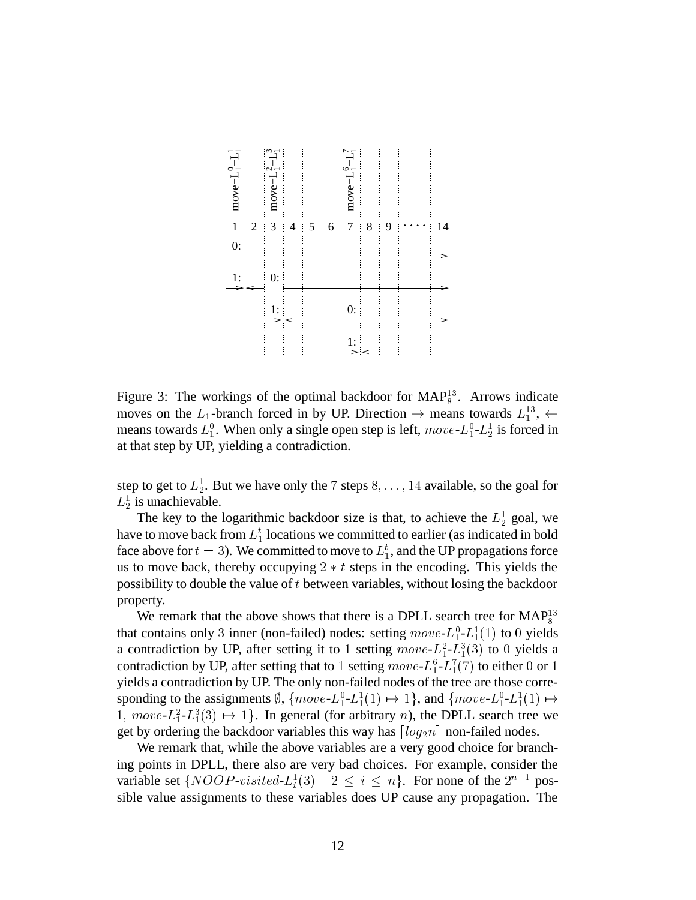Figure 3: The workings of the optimal backdoor for $\text{MAP}_8^{13}$. Arrows indicate moves on the $L_1$-branch forced in by UP. Direction $\rightarrow$ means towards $L_1^{13}$, $\leftarrow$ means towards $L_1^0$. When only a single open step is left, $move\text{-}L_1^0\text{-}L_2^1$ is forced in at that step by UP, yielding a contradiction.

step to get to $L_2^1$. But we have only the 7 steps $8, \ldots, 14$ available, so the goal for $L_2^1$ is unachievable.

The key to the logarithmic backdoor size is that, to achieve the $L_2^1$ goal, we have to move back from $L_1^t$ locations we committed to earlier (as indicated in bold face above for $t = 3$). We committed to move to $L_1^t$, and the UP propagations force us to move back, thereby occupying $2 * t$ steps in the encoding. This yields the possibility to double the value of $t$ between variables, without losing the backdoor property.

We remark that the above shows that there is a DPLL search tree for $\text{MAP}_8^{13}$ that contains only 3 inner (non-failed) nodes: setting $move\text{-}L_1^0\text{-}L_1^1(1)$ to 0 yields a contradiction by UP, after setting it to 1 setting $move\text{-}L_1^2\text{-}L_1^3(3)$ to 0 yields a contradiction by UP, after setting that to 1 setting $move\text{-}L_1^6\text{-}L_1^7(7)$ to either 0 or 1 yields a contradiction by UP. The only non-failed nodes of the tree are those corresponding to the assignments $\emptyset$, $\{move\text{-}L_1^0\text{-}L_1^1(1) \mapsto 1\}$, and $\{move\text{-}L_1^0\text{-}L_1^1(1) \mapsto 1,\ move\text{-}L_1^2\text{-}L_1^3(3) \mapsto 1\}$. In general (for arbitrary $n$), the DPLL search tree we get by ordering the backdoor variables this way has $\lceil log_2 n \rceil$ non-failed nodes.

We remark that, while the above variables are a very good choice for branching points in DPLL, there also are very bad choices. For example, consider the variable set $\{NOOP\text{-}visited\text{-}L_i^1(3) \mid 2 \leq i \leq n\}$. For none of the $2^{n-1}$ possible value assignments to these variables does UP cause any propagation. The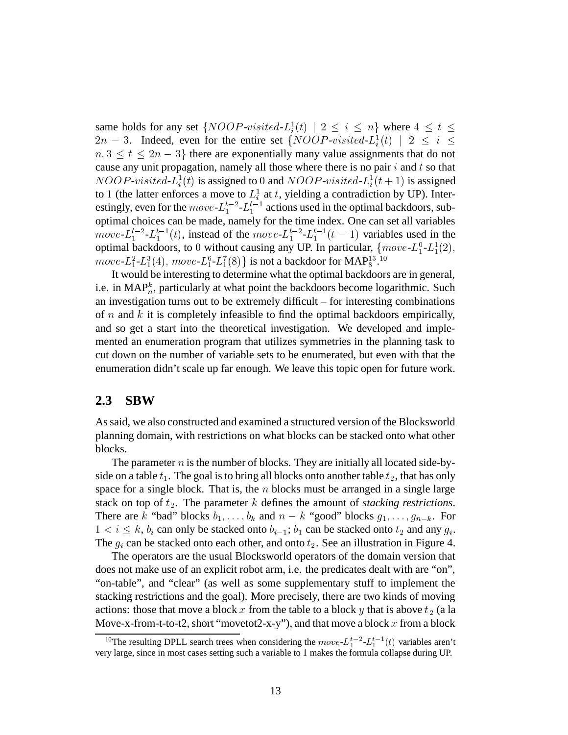same holds for any set $\{NOOP\text{-}visited\text{-}L_i^1(t) \mid 2 \leq i \leq n\}$ where $4 \leq t \leq 2n-3$. Indeed, even for the entire set $\{NOOP\text{-}visited\text{-}L_i^1(t) \mid 2 \leq i \leq n, 3 \leq t \leq 2n-3\}$ there are exponentially many value assignments that do not cause any unit propagation, namely all those where there is no pair $i$ and $t$ so that $NOOP\text{-}visited\text{-}L_i^1(t)$ is assigned to 0 and $NOOP\text{-}visited\text{-}L_i^1(t+1)$ is assigned to 1 (the latter enforces a move to $L_i^1$ at $t$, yielding a contradiction by UP). Interestingly, even for the $move\text{-}L_1^{t-2}\text{-}L_1^{t-1}$ actions used in the optimal backdoors, sub-optimal choices can be made, namely for the time index. One can set all variables $move\text{-}L_1^{t-2}\text{-}L_1^{t-1}(t)$, instead of the $move\text{-}L_1^{t-2}\text{-}L_1^{t-1}(t-1)$ variables used in the optimal backdoors, to 0 without causing any UP. In particular, $\{move\text{-}L_1^0\text{-}L_1^1(2), move\text{-}L_1^2\text{-}L_1^3(4), move\text{-}L_1^6\text{-}L_1^7(8)\}$ is not a backdoor for $\text{MAP}_8^{13}$.[10]

It would be interesting to determine what the optimal backdoors are in general, i.e. in $\text{MAP}_n^k$, particularly at what point the backdoors become logarithmic. Such an investigation turns out to be extremely difficult – for interesting combinations of $n$ and $k$ it is completely infeasible to find the optimal backdoors empirically, and so get a start into the theoretical investigation. We developed and implemented an enumeration program that utilizes symmetries in the planning task to cut down on the number of variable sets to be enumerated, but even with that the enumeration didn't scale up far enough. We leave this topic open for future work.

## 2.3 SBW

As said, we also constructed and examined a structured version of the Blocksworld planning domain, with restrictions on what blocks can be stacked onto what other blocks.

The parameter $n$ is the number of blocks. They are initially all located side-by-side on a table $t_1$. The goal is to bring all blocks onto another table $t_2$, that has only space for a single block. That is, the $n$ blocks must be arranged in a single large stack on top of $t_2$. The parameter $k$ defines the amount of *stacking restrictions*. There are $k$ "bad" blocks $b_1, \dots, b_k$ and $n-k$ "good" blocks $g_1, \dots, g_{n-k}$. For $1 < i \leq k$, $b_i$ can only be stacked onto $b_{i-1}$; $b_1$ can be stacked onto $t_2$ and any $g_i$. The $g_i$ can be stacked onto each other, and onto $t_2$. See an illustration in Figure 4.

The operators are the usual Blocksworld operators of the domain version that does not make use of an explicit robot arm, i.e. the predicates dealt with are "on", "on-table", and "clear" (as well as some supplementary stuff to implement the stacking restrictions and the goal). More precisely, there are two kinds of moving actions: those that move a block $x$ from the table to a block $y$ that is above $t_2$ (a la Move-x-from-t-to-t2, short "movetot2-x-y"), and that move a block $x$ from a block

[10] The resulting DPLL search trees when considering the $move\text{-}L_1^{t-2}\text{-}L_1^{t-1}(t)$ variables aren't very large, since in most cases setting such a variable to 1 makes the formula collapse during UP.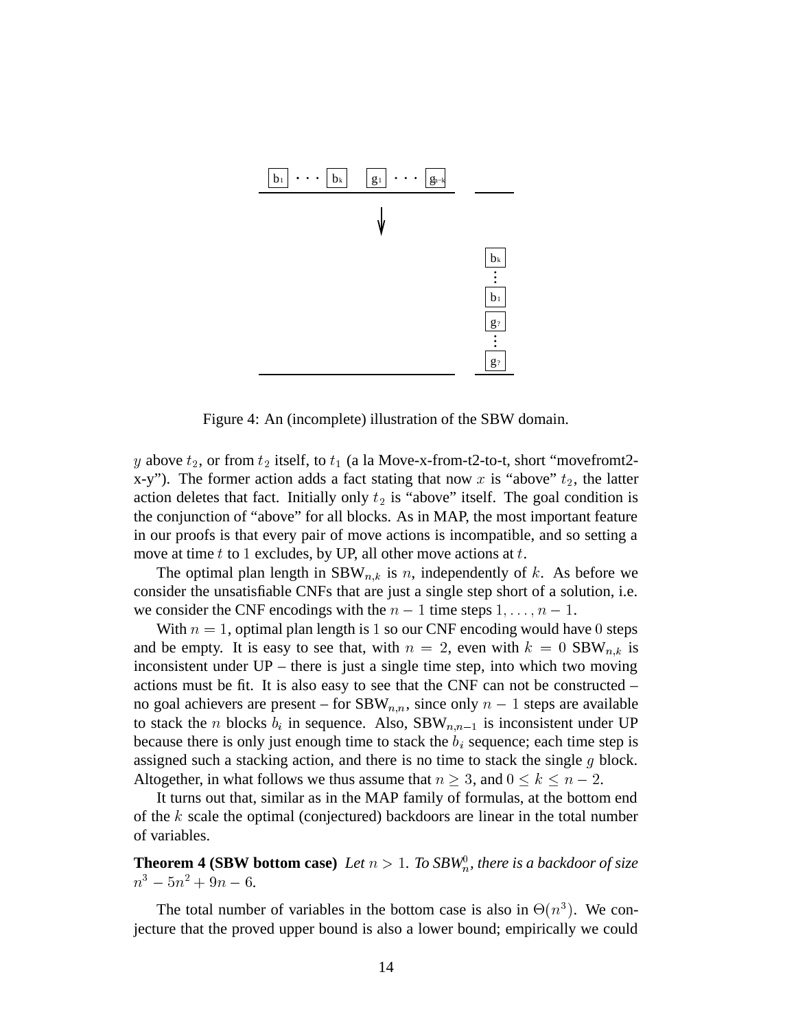Figure 4: An (incomplete) illustration of the SBW domain.

$y$ above $t_2$, or from $t_2$ itself, to $t_1$ (a la Move-x-from-t2-to-t, short "movefromt2-x-y"). The former action adds a fact stating that now $x$ is "above" $t_2$, the latter action deletes that fact. Initially only $t_2$ is "above" itself. The goal condition is the conjunction of "above" for all blocks. As in MAP, the most important feature in our proofs is that every pair of move actions is incompatible, and so setting a move at time $t$ to $1$ excludes, by UP, all other move actions at $t$.

The optimal plan length in $\text{SBW}_{n,k}$ is $n$, independently of $k$. As before we consider the unsatisfiable CNFs that are just a single step short of a solution, i.e. we consider the CNF encodings with the $n-1$ time steps $1, \dots, n-1$.

With $n = 1$, optimal plan length is $1$ so our CNF encoding would have $0$ steps and be empty. It is easy to see that, with $n = 2$, even with $k = 0$ $\text{SBW}_{n,k}$ is inconsistent under UP – there is just a single time step, into which two moving actions must be fit. It is also easy to see that the CNF can not be constructed – no goal achievers are present – for $\text{SBW}_{n,n}$, since only $n-1$ steps are available to stack the $n$ blocks $b_i$ in sequence. Also, $\text{SBW}_{n,n-1}$ is inconsistent under UP because there is only just enough time to stack the $b_i$ sequence; each time step is assigned such a stacking action, and there is no time to stack the single $g$ block. Altogether, in what follows we thus assume that $n \geq 3$, and $0 \leq k \leq n-2$.

It turns out that, similar as in the MAP family of formulas, at the bottom end of the $k$ scale the optimal (conjectured) backdoors are linear in the total number of variables.

**Theorem 4 (SBW bottom case)** *Let $n > 1$. To $SBW_n^0$, there is a backdoor of size $n^3 - 5n^2 + 9n - 6$.*

The total number of variables in the bottom case is also in $\Theta(n^3)$. We conjecture that the proved upper bound is also a lower bound; empirically we could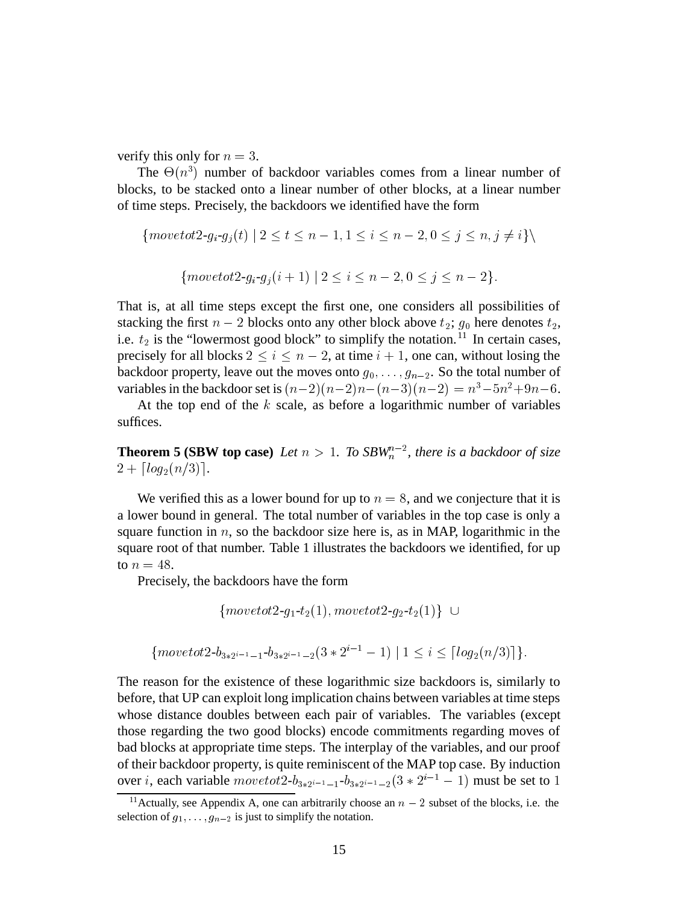verify this only for $n = 3$.

The $\Theta(n^3)$ number of backdoor variables comes from a linear number of blocks, to be stacked onto a linear number of other blocks, at a linear number of time steps. Precisely, the backdoors we identified have the form

$$\{movetot2\text{-}g_i\text{-}g_j(t) \mid 2 \leq t \leq n-1, 1 \leq i \leq n-2, 0 \leq j \leq n, j \neq i\} \setminus$$

$$\{movetot2\text{-}g_i\text{-}g_j(i+1) \mid 2 \leq i \leq n-2, 0 \leq j \leq n-2\}.$$

That is, at all time steps except the first one, one considers all possibilities of stacking the first $n-2$ blocks onto any other block above $t_2$; $g_0$ here denotes $t_2$, i.e. $t_2$ is the "lowermost good block" to simplify the notation.[11] In certain cases, precisely for all blocks $2 \leq i \leq n-2$, at time $i+1$, one can, without losing the backdoor property, leave out the moves onto $g_0, \dots, g_{n-2}$. So the total number of variables in the backdoor set is $(n-2)(n-2)n - (n-3)(n-2) = n^3 - 5n^2 + 9n - 6$.

At the top end of the $k$ scale, as before a logarithmic number of variables suffices.

**Theorem 5 (SBW top case)** *Let $n > 1$. To SBW$_n^{n-2}$, there is a backdoor of size $2 + \lceil log_2(n/3) \rceil$.*

We verified this as a lower bound for up to $n = 8$, and we conjecture that it is a lower bound in general. The total number of variables in the top case is only a square function in $n$, so the backdoor size here is, as in MAP, logarithmic in the square root of that number. Table 1 illustrates the backdoors we identified, for up to $n = 48$.

Precisely, the backdoors have the form

$$\{movetot2\text{-}g_1\text{-}t_2(1), movetot2\text{-}g_2\text{-}t_2(1)\} \cup$$

$$\{movetot2\text{-}b_{3*2^{i-1}-1}\text{-}b_{3*2^{i-1}-2}(3*2^{i-1}-1) \mid 1 \leq i \leq \lceil log_2(n/3) \rceil\}.$$

The reason for the existence of these logarithmic size backdoors is, similarly to before, that UP can exploit long implication chains between variables at time steps whose distance doubles between each pair of variables. The variables (except those regarding the two good blocks) encode commitments regarding moves of bad blocks at appropriate time steps. The interplay of the variables, and our proof of their backdoor property, is quite reminiscent of the MAP top case. By induction over $i$, each variable $movetot2\text{-}b_{3*2^{i-1}-1}\text{-}b_{3*2^{i-1}-2}(3*2^{i-1}-1)$ must be set to $1$

[11] Actually, see Appendix A, one can arbitrarily choose an $n-2$ subset of the blocks, i.e. the selection of $g_1, \dots, g_{n-2}$ is just to simplify the notation.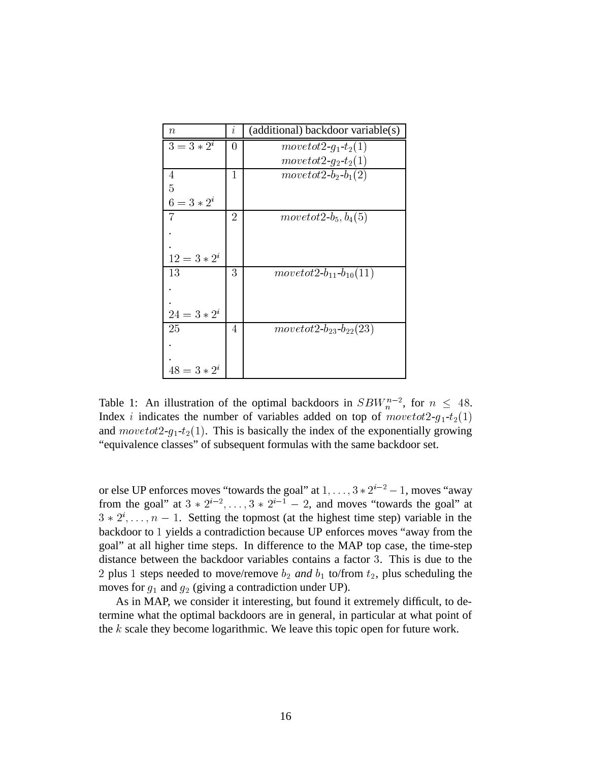| $n$ | $i$ | (additional) backdoor variable(s) |
|---|---|---|
| $3 = 3 * 2^i$ | 0 | $movetot2\text{-}g_1\text{-}t_2(1)$ <br> $movetot2\text{-}g_2\text{-}t_2(1)$ |
| 4 <br> 5 <br> $6 = 3 * 2^i$ | 1 | $movetot2\text{-}b_2\text{-}b_1(2)$ |
| 7 <br> . <br> . <br> $12 = 3 * 2^i$ | 2 | $movetot2\text{-}b_5, b_4(5)$ |
| 13 <br> . <br> . <br> $24 = 3 * 2^i$ | 3 | $movetot2\text{-}b_{11}\text{-}b_{10}(11)$ |
| 25 <br> . <br> . <br> $48 = 3 * 2^i$ | 4 | $movetot2\text{-}b_{23}\text{-}b_{22}(23)$ |

Table 1: An illustration of the optimal backdoors in $SBW_n^{n-2}$, for $n \leq 48$. Index $i$ indicates the number of variables added on top of $movetot2\text{-}g_1\text{-}t_2(1)$ and $movetot2\text{-}g_1\text{-}t_2(1)$. This is basically the index of the exponentially growing "equivalence classes" of subsequent formulas with the same backdoor set.

or else UP enforces moves "towards the goal" at $1, \dots, 3 * 2^{i-2} - 1$, moves "away from the goal" at $3 * 2^{i-2}, \dots, 3 * 2^{i-1} - 2$, and moves "towards the goal" at $3 * 2^i, \dots, n-1$. Setting the topmost (at the highest time step) variable in the backdoor to 1 yields a contradiction because UP enforces moves "away from the goal" at all higher time steps. In difference to the MAP top case, the time-step distance between the backdoor variables contains a factor 3. This is due to the 2 plus 1 steps needed to move/remove $b_2$ *and* $b_1$ to/from $t_2$, plus scheduling the moves for $g_1$ and $g_2$ (giving a contradiction under UP).

As in MAP, we consider it interesting, but found it extremely difficult, to determine what the optimal backdoors are in general, in particular at what point of the $k$ scale they become logarithmic. We leave this topic open for future work.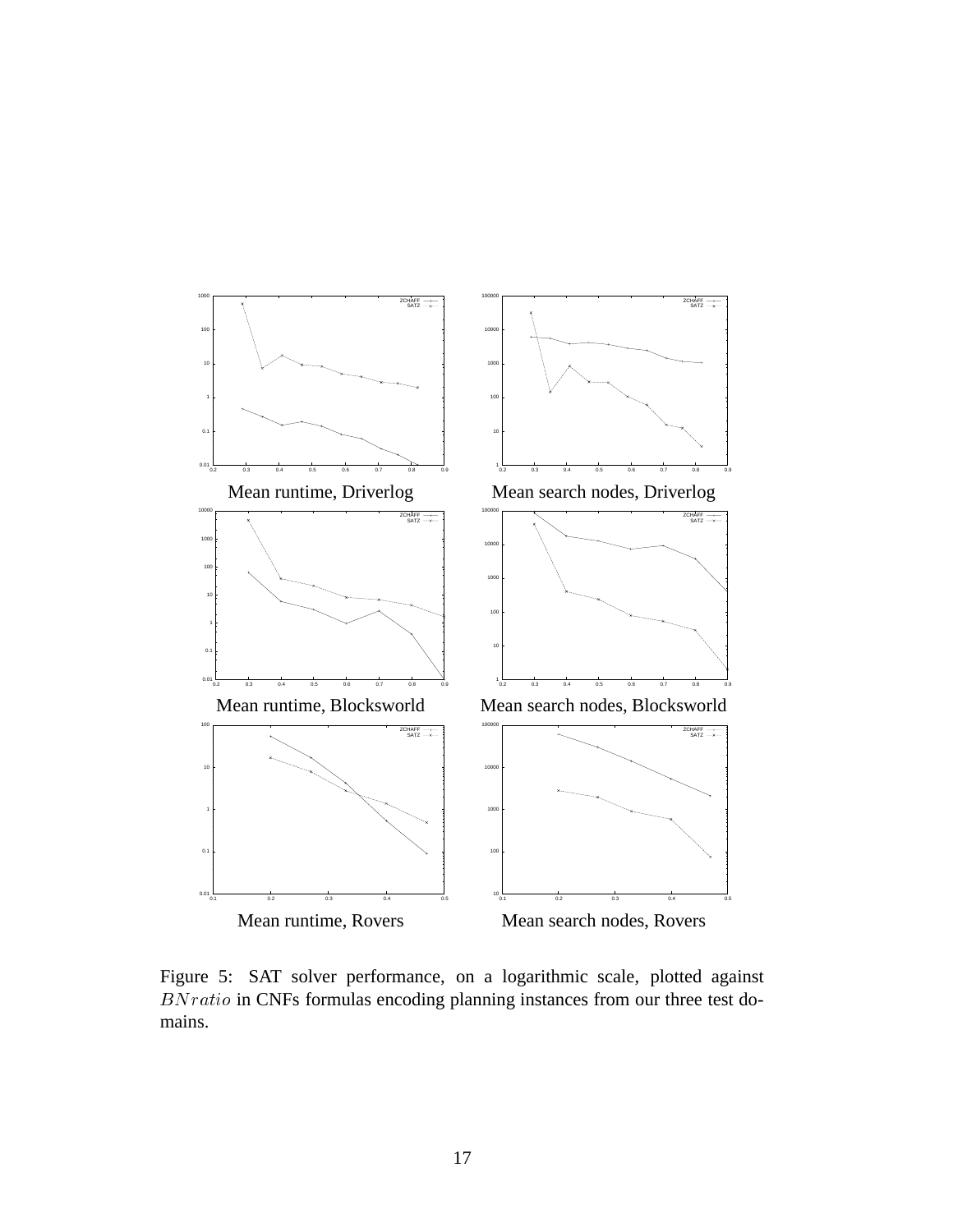Mean runtime, Driverlog

Mean search nodes, Driverlog

Mean runtime, Blocksworld

Mean search nodes, Blocksworld

Mean runtime, Rovers

Mean search nodes, Rovers

Figure 5: SAT solver performance, on a logarithmic scale, plotted against $BNratio$ in CNFs formulas encoding planning instances from our three test domains.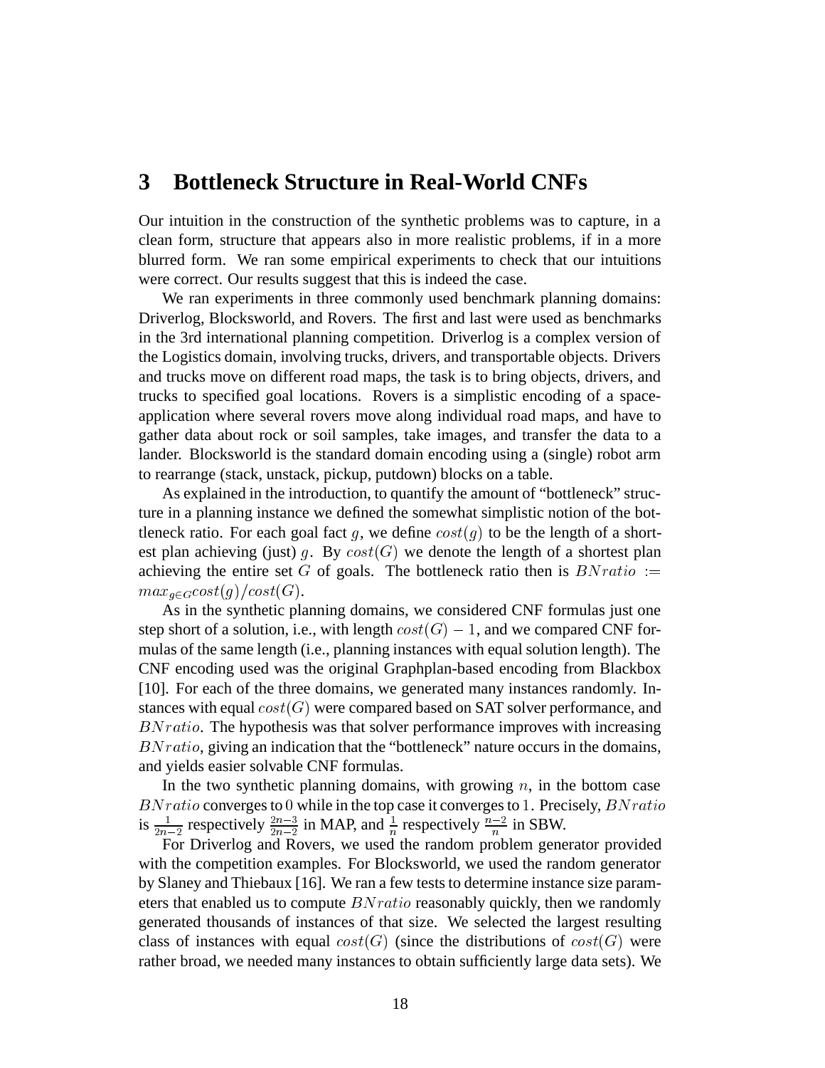# 3 Bottleneck Structure in Real-World CNFs

Our intuition in the construction of the synthetic problems was to capture, in a clean form, structure that appears also in more realistic problems, if in a more blurred form. We ran some empirical experiments to check that our intuitions were correct. Our results suggest that this is indeed the case.

We ran experiments in three commonly used benchmark planning domains: Driverlog, Blocksworld, and Rovers. The first and last were used as benchmarks in the 3rd international planning competition. Driverlog is a complex version of the Logistics domain, involving trucks, drivers, and transportable objects. Drivers and trucks move on different road maps, the task is to bring objects, drivers, and trucks to specified goal locations. Rovers is a simplistic encoding of a space-application where several rovers move along individual road maps, and have to gather data about rock or soil samples, take images, and transfer the data to a lander. Blocksworld is the standard domain encoding using a (single) robot arm to rearrange (stack, unstack, pickup, putdown) blocks on a table.

As explained in the introduction, to quantify the amount of "bottleneck" structure in a planning instance we defined the somewhat simplistic notion of the bottleneck ratio. For each goal fact $g$, we define $cost(g)$ to be the length of a shortest plan achieving (just) $g$. By $cost(G)$ we denote the length of a shortest plan achieving the entire set $G$ of goals. The bottleneck ratio then is $BNratio := max_{g \in G} cost(g)/cost(G)$.

As in the synthetic planning domains, we considered CNF formulas just one step short of a solution, i.e., with length $cost(G) - 1$, and we compared CNF formulas of the same length (i.e., planning instances with equal solution length). The CNF encoding used was the original Graphplan-based encoding from Blackbox [10]. For each of the three domains, we generated many instances randomly. Instances with equal $cost(G)$ were compared based on SAT solver performance, and $BNratio$. The hypothesis was that solver performance improves with increasing $BNratio$, giving an indication that the "bottleneck" nature occurs in the domains, and yields easier solvable CNF formulas.

In the two synthetic planning domains, with growing $n$, in the bottom case $BNratio$ converges to $0$ while in the top case it converges to $1$. Precisely, $BNratio$ is $\frac{1}{2n-2}$ respectively $\frac{2n-3}{2n-2}$ in MAP, and $\frac{1}{n}$ respectively $\frac{n-2}{n}$ in SBW.

For Driverlog and Rovers, we used the random problem generator provided with the competition examples. For Blocksworld, we used the random generator by Slaney and Thiebaux [16]. We ran a few tests to determine instance size parameters that enabled us to compute $BNratio$ reasonably quickly, then we randomly generated thousands of instances of that size. We selected the largest resulting class of instances with equal $cost(G)$ (since the distributions of $cost(G)$ were rather broad, we needed many instances to obtain sufficiently large data sets). We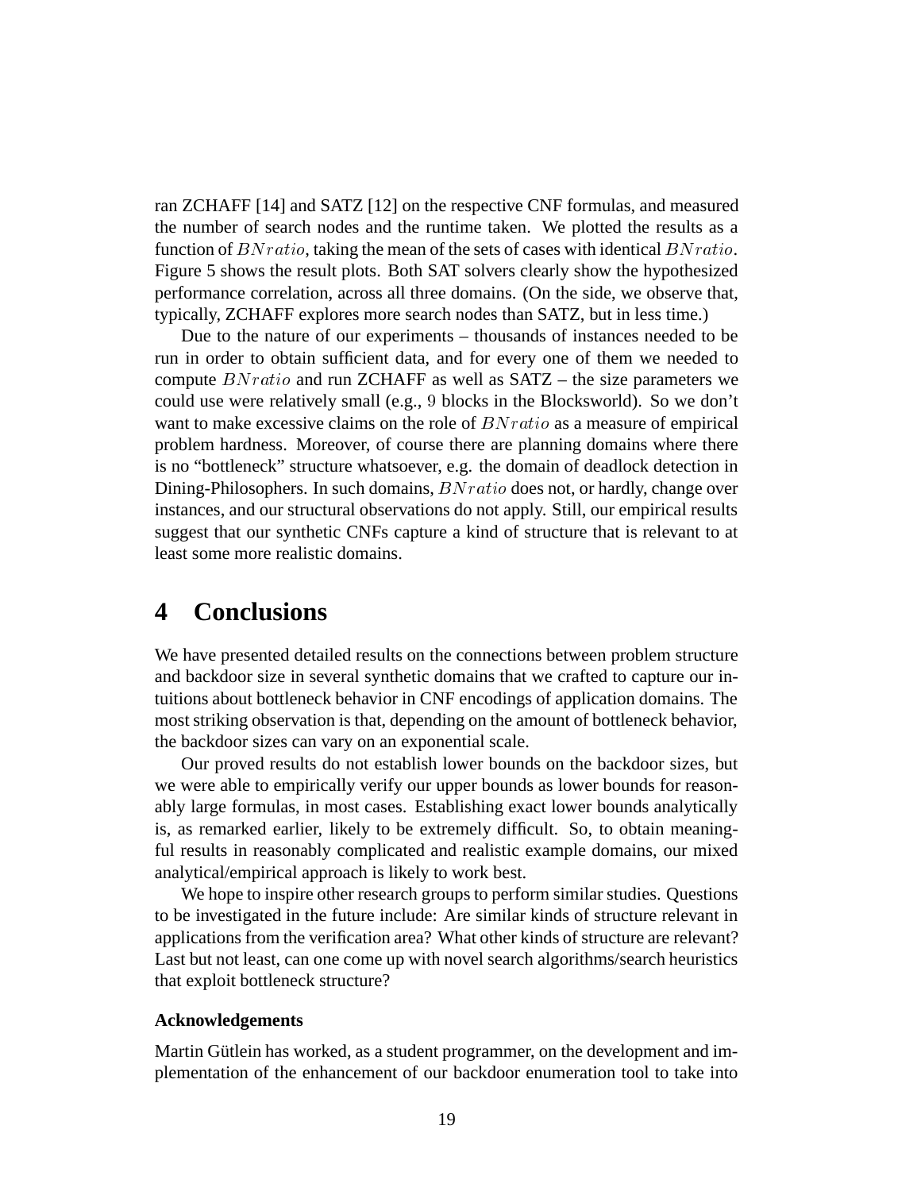ran ZCHAFF [14] and SATZ [12] on the respective CNF formulas, and measured the number of search nodes and the runtime taken. We plotted the results as a function of $BNratio$, taking the mean of the sets of cases with identical $BNratio$. Figure 5 shows the result plots. Both SAT solvers clearly show the hypothesized performance correlation, across all three domains. (On the side, we observe that, typically, ZCHAFF explores more search nodes than SATZ, but in less time.)

Due to the nature of our experiments – thousands of instances needed to be run in order to obtain sufficient data, and for every one of them we needed to compute $BNratio$ and run ZCHAFF as well as SATZ – the size parameters we could use were relatively small (e.g., 9 blocks in the Blocksworld). So we don't want to make excessive claims on the role of $BNratio$ as a measure of empirical problem hardness. Moreover, of course there are planning domains where there is no "bottleneck" structure whatsoever, e.g. the domain of deadlock detection in Dining-Philosophers. In such domains, $BNratio$ does not, or hardly, change over instances, and our structural observations do not apply. Still, our empirical results suggest that our synthetic CNFs capture a kind of structure that is relevant to at least some more realistic domains.

# 4 Conclusions

We have presented detailed results on the connections between problem structure and backdoor size in several synthetic domains that we crafted to capture our intuitions about bottleneck behavior in CNF encodings of application domains. The most striking observation is that, depending on the amount of bottleneck behavior, the backdoor sizes can vary on an exponential scale.

Our proved results do not establish lower bounds on the backdoor sizes, but we were able to empirically verify our upper bounds as lower bounds for reasonably large formulas, in most cases. Establishing exact lower bounds analytically is, as remarked earlier, likely to be extremely difficult. So, to obtain meaningful results in reasonably complicated and realistic example domains, our mixed analytical/empirical approach is likely to work best.

We hope to inspire other research groups to perform similar studies. Questions to be investigated in the future include: Are similar kinds of structure relevant in applications from the verification area? What other kinds of structure are relevant? Last but not least, can one come up with novel search algorithms/search heuristics that exploit bottleneck structure?

### Acknowledgements

Martin Gütlein has worked, as a student programmer, on the development and implementation of the enhancement of our backdoor enumeration tool to take into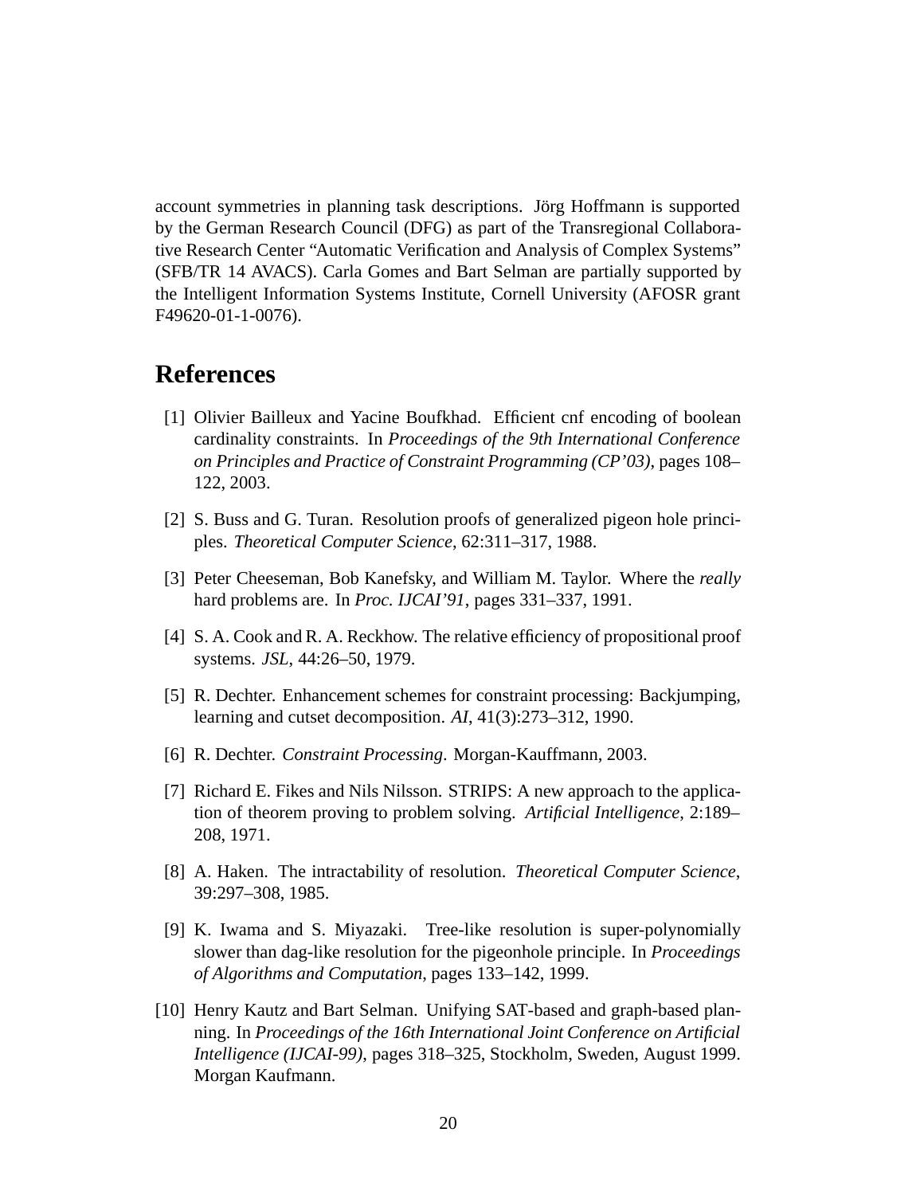account symmetries in planning task descriptions. Jörg Hoffmann is supported by the German Research Council (DFG) as part of the Transregional Collaborative Research Center "Automatic Verification and Analysis of Complex Systems" (SFB/TR 14 AVACS). Carla Gomes and Bart Selman are partially supported by the Intelligent Information Systems Institute, Cornell University (AFOSR grant F49620-01-1-0076).

# References

[1] Olivier Bailleux and Yacine Boufkhad. Efficient cnf encoding of boolean cardinality constraints. In *Proceedings of the 9th International Conference on Principles and Practice of Constraint Programming (CP'03)*, pages 108–122, 2003.

[2] S. Buss and G. Turan. Resolution proofs of generalized pigeon hole principles. *Theoretical Computer Science*, 62:311–317, 1988.

[3] Peter Cheeseman, Bob Kanefsky, and William M. Taylor. Where the *really* hard problems are. In *Proc. IJCAI'91*, pages 331–337, 1991.

[4] S. A. Cook and R. A. Reckhow. The relative efficiency of propositional proof systems. *JSL*, 44:26–50, 1979.

[5] R. Dechter. Enhancement schemes for constraint processing: Backjumping, learning and cutset decomposition. *AI*, 41(3):273–312, 1990.

[6] R. Dechter. *Constraint Processing*. Morgan-Kauffmann, 2003.

[7] Richard E. Fikes and Nils Nilsson. STRIPS: A new approach to the application of theorem proving to problem solving. *Artificial Intelligence*, 2:189–208, 1971.

[8] A. Haken. The intractability of resolution. *Theoretical Computer Science*, 39:297–308, 1985.

[9] K. Iwama and S. Miyazaki. Tree-like resolution is super-polynomially slower than dag-like resolution for the pigeonhole principle. In *Proceedings of Algorithms and Computation*, pages 133–142, 1999.

[10] Henry Kautz and Bart Selman. Unifying SAT-based and graph-based planning. In *Proceedings of the 16th International Joint Conference on Artificial Intelligence (IJCAI-99)*, pages 318–325, Stockholm, Sweden, August 1999. Morgan Kaufmann.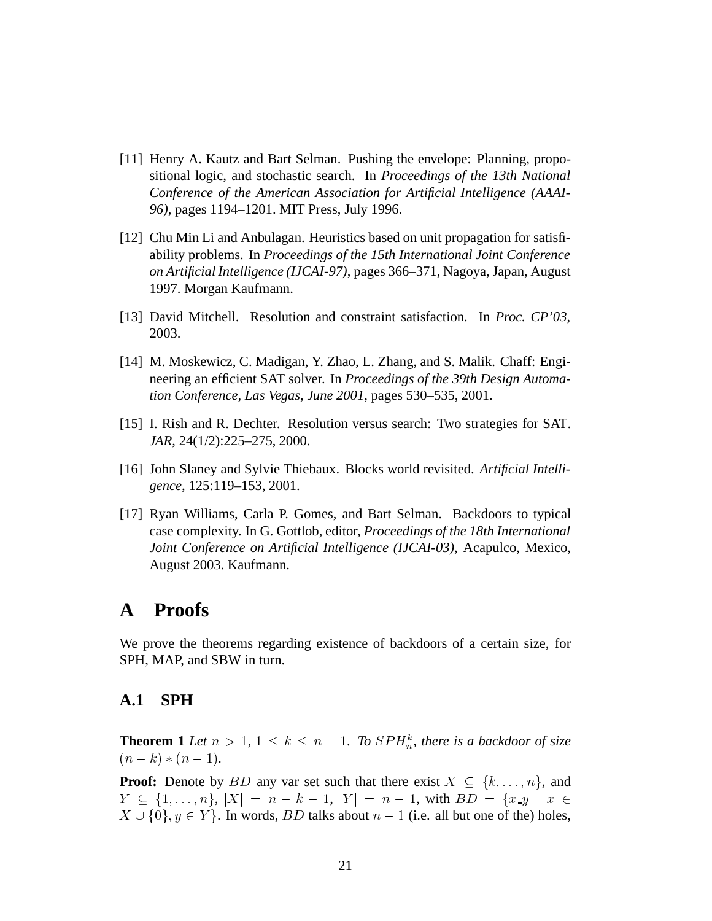[11] Henry A. Kautz and Bart Selman. Pushing the envelope: Planning, propositional logic, and stochastic search. In *Proceedings of the 13th National Conference of the American Association for Artificial Intelligence (AAAI-96)*, pages 1194–1201. MIT Press, July 1996.

[12] Chu Min Li and Anbulagan. Heuristics based on unit propagation for satisfiability problems. In *Proceedings of the 15th International Joint Conference on Artificial Intelligence (IJCAI-97)*, pages 366–371, Nagoya, Japan, August 1997. Morgan Kaufmann.

[13] David Mitchell. Resolution and constraint satisfaction. In *Proc. CP'03*, 2003.

[14] M. Moskewicz, C. Madigan, Y. Zhao, L. Zhang, and S. Malik. Chaff: Engineering an efficient SAT solver. In *Proceedings of the 39th Design Automation Conference, Las Vegas, June 2001*, pages 530–535, 2001.

[15] I. Rish and R. Dechter. Resolution versus search: Two strategies for SAT. *JAR*, 24(1/2):225–275, 2000.

[16] John Slaney and Sylvie Thiebaux. Blocks world revisited. *Artificial Intelligence*, 125:119–153, 2001.

[17] Ryan Williams, Carla P. Gomes, and Bart Selman. Backdoors to typical case complexity. In G. Gottlob, editor, *Proceedings of the 18th International Joint Conference on Artificial Intelligence (IJCAI-03)*, Acapulco, Mexico, August 2003. Kaufmann.

# A Proofs

We prove the theorems regarding existence of backdoors of a certain size, for SPH, MAP, and SBW in turn.

## A.1 SPH

**Theorem 1** *Let $n > 1$, $1 \leq k \leq n-1$. To $SPH_n^k$, there is a backdoor of size $(n-k)*(n-1)$.*

**Proof:** Denote by $BD$ any var set such that there exist $X \subseteq \{k, \ldots, n\}$, and $Y \subseteq \{1, \ldots, n\}$, $|X| = n-k-1$, $|Y| = n-1$, with $BD = \{x\_y \mid x \in X \cup \{0\}, y \in Y\}$. In words, $BD$ talks about $n-1$ (i.e. all but one of the) holes,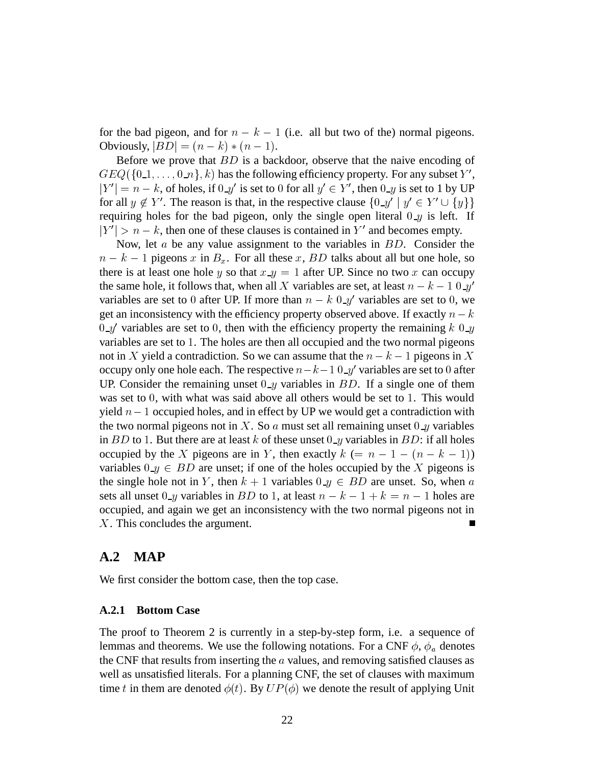for the bad pigeon, and for $n - k - 1$ (i.e. all but two of the) normal pigeons. Obviously, $|BD| = (n - k) * (n - 1)$.

Before we prove that $BD$ is a backdoor, observe that the naive encoding of $GEQ(\{0\_1, \dots, 0\_n\}, k)$ has the following efficiency property. For any subset $Y'$, $|Y'| = n - k$, of holes, if $0\_y'$ is set to $0$ for all $y' \in Y'$, then $0\_y$ is set to 1 by UP for all $y \notin Y'$. The reason is that, in the respective clause $\{0\_y' \mid y' \in Y' \cup \{y\}\}$ requiring holes for the bad pigeon, only the single open literal $0\_y$ is left. If $|Y'| > n - k$, then one of these clauses is contained in $Y'$ and becomes empty.

Now, let $a$ be any value assignment to the variables in $BD$. Consider the $n - k - 1$ pigeons $x$ in $B_x$. For all these $x$, $BD$ talks about all but one hole, so there is at least one hole $y$ so that $x\_y = 1$ after UP. Since no two $x$ can occupy the same hole, it follows that, when all $X$ variables are set, at least $n - k - 1$ $0\_y'$ variables are set to $0$ after UP. If more than $n - k$ $0\_y'$ variables are set to $0$, we get an inconsistency with the efficiency property observed above. If exactly $n - k$ $0\_y'$ variables are set to $0$, then with the efficiency property the remaining $k$ $0\_y$ variables are set to $1$. The holes are then all occupied and the two normal pigeons not in $X$ yield a contradiction. So we can assume that the $n - k - 1$ pigeons in $X$ occupy only one hole each. The respective $n - k - 1$ $0\_y'$ variables are set to $0$ after UP. Consider the remaining unset $0\_y$ variables in $BD$. If a single one of them was set to $0$, with what was said above all others would be set to $1$. This would yield $n - 1$ occupied holes, and in effect by UP we would get a contradiction with the two normal pigeons not in $X$. So $a$ must set all remaining unset $0\_y$ variables in $BD$ to $1$. But there are at least $k$ of these unset $0\_y$ variables in $BD$: if all holes occupied by the $X$ pigeons are in $Y$, then exactly $k$ $(= n - 1 - (n - k - 1))$ variables $0\_y \in BD$ are unset; if one of the holes occupied by the $X$ pigeons is the single hole not in $Y$, then $k + 1$ variables $0\_y \in BD$ are unset. So, when $a$ sets all unset $0\_y$ variables in $BD$ to $1$, at least $n - k - 1 + k = n - 1$ holes are occupied, and again we get an inconsistency with the two normal pigeons not in $X$. This concludes the argument. ∎

## A.2 MAP

We first consider the bottom case, then the top case.

### A.2.1 Bottom Case

The proof to Theorem 2 is currently in a step-by-step form, i.e. a sequence of lemmas and theorems. We use the following notations. For a CNF $\phi$, $\phi_a$ denotes the CNF that results from inserting the $a$ values, and removing satisfied clauses as well as unsatisfied literals. For a planning CNF, the set of clauses with maximum time $t$ in them are denoted $\phi(t)$. By $UP(\phi)$ we denote the result of applying Unit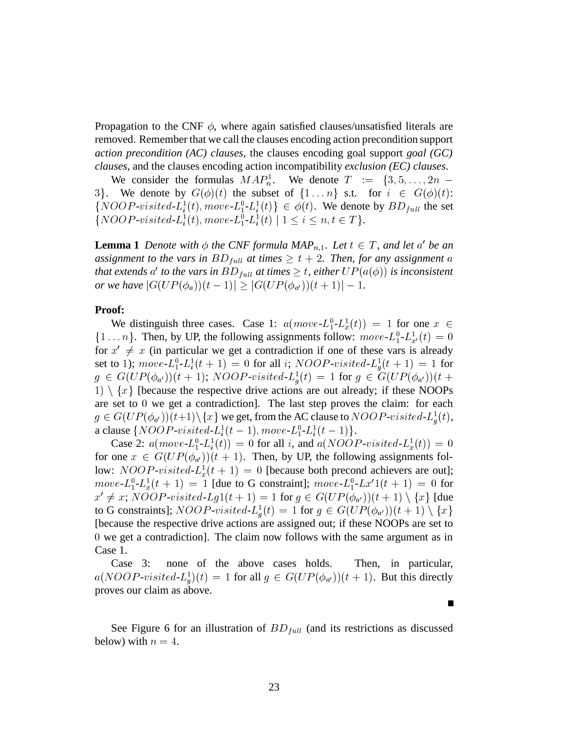Propagation to the CNF $\phi$, where again satisfied clauses/unsatisfied literals are removed. Remember that we call the clauses encoding action precondition support *action precondition (AC) clauses*, the clauses encoding goal support *goal (GC) clauses*, and the clauses encoding action incompatibility *exclusion (EC) clauses*.

We consider the formulas $MAP_n^1$. We denote $T := \{3, 5, \ldots, 2n-3\}$. We denote by $G(\phi)(t)$ the subset of $\{1 \ldots n\}$ s.t. for $i \in G(\phi)(t)$: $\{NOOP\text{-}visited\text{-}L_i^1(t), move\text{-}L_1^0\text{-}L_i^1(t)\} \in \phi(t)$. We denote by $BD_{full}$ the set $\{NOOP\text{-}visited\text{-}L_i^1(t), move\text{-}L_1^0\text{-}L_i^1(t) \mid 1 \leq i \leq n, t \in T\}$.

**Lemma 1** *Denote with $\phi$ the CNF formula MAP$_{n,1}$. Let $t \in T$, and let $a'$ be an assignment to the vars in $BD_{full}$ at times $\geq t+2$. Then, for any assignment $a$ that extends $a'$ to the vars in $BD_{full}$ at times $\geq t$, either $UP(a(\phi))$ is inconsistent or we have $|G(UP(\phi_a))(t-1)| \geq |G(UP(\phi_{a'}))(t+1)| - 1$.*

**Proof:**

We distinguish three cases. Case 1: $a(move\text{-}L_1^0\text{-}L_x^1(t)) = 1$ for one $x \in \{1 \ldots n\}$. Then, by UP, the following assignments follow: $move\text{-}L_1^0\text{-}L_{x'}^1(t) = 0$ for $x' \neq x$ (in particular we get a contradiction if one of these vars is already set to 1); $move\text{-}L_1^0\text{-}L_i^1(t+1) = 0$ for all $i$; $NOOP\text{-}visited\text{-}L_g^1(t+1) = 1$ for $g \in G(UP(\phi_{a'}))(t+1)$; $NOOP\text{-}visited\text{-}L_g^1(t) = 1$ for $g \in G(UP(\phi_{a'}))(t+1) \setminus \{x\}$ [because the respective drive actions are out already; if these NOOPs are set to $0$ we get a contradiction]. The last step proves the claim: for each $g \in G(UP(\phi_{a'}))(t+1) \setminus \{x\}$ we get, from the AC clause to $NOOP\text{-}visited\text{-}L_g^1(t)$, a clause $\{NOOP\text{-}visited\text{-}L_i^1(t-1), move\text{-}L_1^0\text{-}L_i^1(t-1)\}$.

Case 2: $a(move\text{-}L_1^0\text{-}L_i^1(t)) = 0$ for all $i$, and $a(NOOP\text{-}visited\text{-}L_x^1(t)) = 0$ for one $x \in G(UP(\phi_{a'}))(t+1)$. Then, by UP, the following assignments follow: $NOOP\text{-}visited\text{-}L_x^1(t+1) = 0$ [because both precond achievers are out]; $move\text{-}L_1^0\text{-}L_x^1(t+1) = 1$ [due to G constraint]; $move\text{-}L_1^0\text{-}Lx'1(t+1) = 0$ for $x' \neq x$; $NOOP\text{-}visited\text{-}Lg1(t+1) = 1$ for $g \in G(UP(\phi_{a'}))(t+1) \setminus \{x\}$ [due to G constraints]; $NOOP\text{-}visited\text{-}L_g^1(t) = 1$ for $g \in G(UP(\phi_{a'}))(t+1) \setminus \{x\}$ [because the respective drive actions are assigned out; if these NOOPs are set to $0$ we get a contradiction]. The claim now follows with the same argument as in Case 1.

Case 3: none of the above cases holds. Then, in particular, $a(NOOP\text{-}visited\text{-}L_g^1)(t) = 1$ for all $g \in G(UP(\phi_{a'}))(t+1)$. But this directly proves our claim as above.

■

See Figure 6 for an illustration of $BD_{full}$ (and its restrictions as discussed below) with $n = 4$.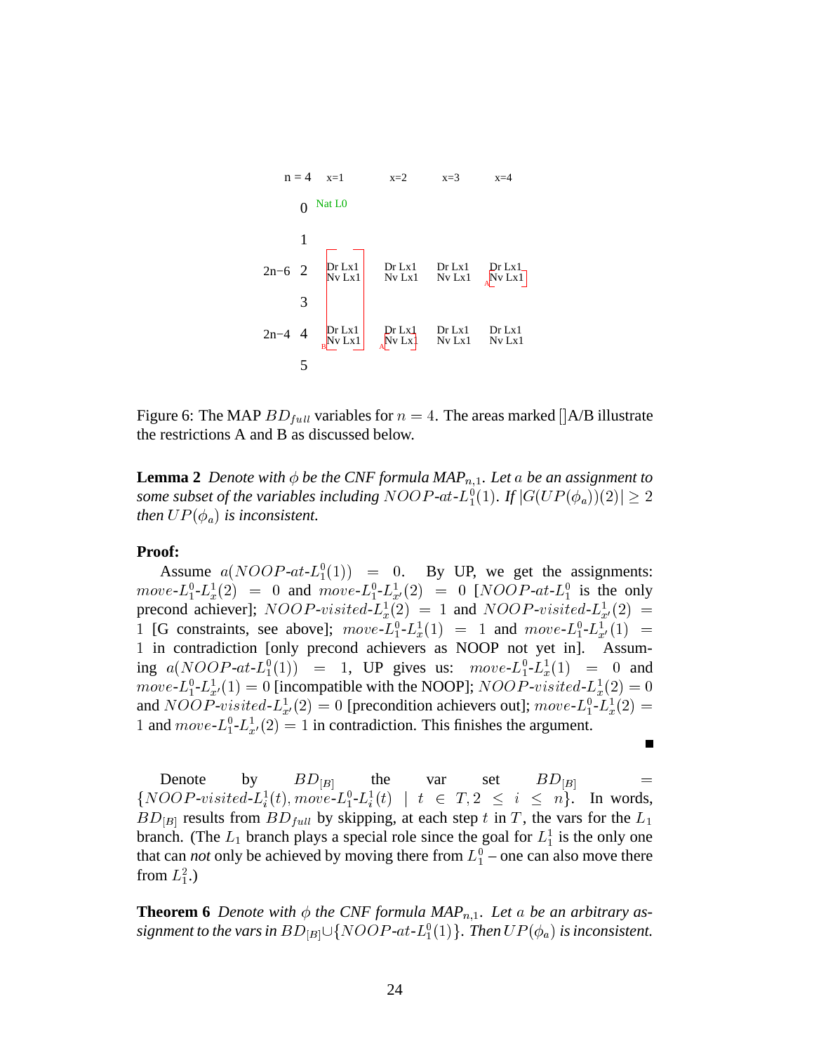| n = 4 | | x=1 | x=2 | x=3 | x=4 |
|---|---|---|---|---|---|
| | 0 | Nat L0 | | | |
| | 1 | | | | |
| 2n−6 | 2 | Dr Lx1 Nv Lx1 | Dr Lx1 Nv Lx1 | Dr Lx1 Nv Lx1 | Dr Lx1 Nv Lx1 (A) |
| | 3 | | | | |
| 2n−4 | 4 | Dr Lx1 Nv Lx1 (B) | Dr Lx1 Nv Lx1 (A) | Dr Lx1 Nv Lx1 | Dr Lx1 Nv Lx1 |
| | 5 | | | | |

Figure 6: The MAP $BD_{full}$ variables for $n = 4$. The areas marked []A/B illustrate the restrictions A and B as discussed below.

**Lemma 2** *Denote with $\phi$ be the CNF formula MAP$_{n,1}$. Let $a$ be an assignment to some subset of the variables including $NOOP$-$at$-$L_1^0(1)$. If $|G(UP(\phi_a))(2)| \geq 2$ then $UP(\phi_a)$ is inconsistent.*

**Proof:**

Assume $a(NOOP\text{-}at\text{-}L_1^0(1)) = 0$. By UP, we get the assignments: $move\text{-}L_1^0\text{-}L_x^1(2) = 0$ and $move\text{-}L_1^0\text{-}L_{x'}^1(2) = 0$ [$NOOP\text{-}at\text{-}L_1^0$ is the only precond achiever]; $NOOP\text{-}visited\text{-}L_x^1(2) = 1$ and $NOOP\text{-}visited\text{-}L_{x'}^1(2) = 1$ [G constraints, see above]; $move\text{-}L_1^0\text{-}L_x^1(1) = 1$ and $move\text{-}L_1^0\text{-}L_{x'}^1(1) = 1$ in contradiction [only precond achievers as NOOP not yet in]. Assuming $a(NOOP\text{-}at\text{-}L_1^0(1)) = 1$, UP gives us: $move\text{-}L_1^0\text{-}L_x^1(1) = 0$ and $move\text{-}L_1^0\text{-}L_{x'}^1(1) = 0$ [incompatible with the NOOP]; $NOOP\text{-}visited\text{-}L_x^1(2) = 0$ and $NOOP\text{-}visited\text{-}L_{x'}^1(2) = 0$ [precondition achievers out]; $move\text{-}L_1^0\text{-}L_x^1(2) = 1$ and $move\text{-}L_1^0\text{-}L_{x'}^1(2) = 1$ in contradiction. This finishes the argument.

■

Denote by $BD_{[B]}$ the var set $BD_{[B]} = \{NOOP\text{-}visited\text{-}L_i^1(t), move\text{-}L_1^0\text{-}L_i^1(t) \mid t \in T, 2 \leq i \leq n\}$. In words, $BD_{[B]}$ results from $BD_{full}$ by skipping, at each step $t$ in $T$, the vars for the $L_1$ branch. (The $L_1$ branch plays a special role since the goal for $L_1^1$ is the only one that can *not* only be achieved by moving there from $L_1^0$ – one can also move there from $L_1^2$.)

**Theorem 6** *Denote with $\phi$ the CNF formula MAP$_{n,1}$. Let $a$ be an arbitrary assignment to the vars in $BD_{[B]} \cup \{NOOP\text{-}at\text{-}L_1^0(1)\}$. Then $UP(\phi_a)$ is inconsistent.*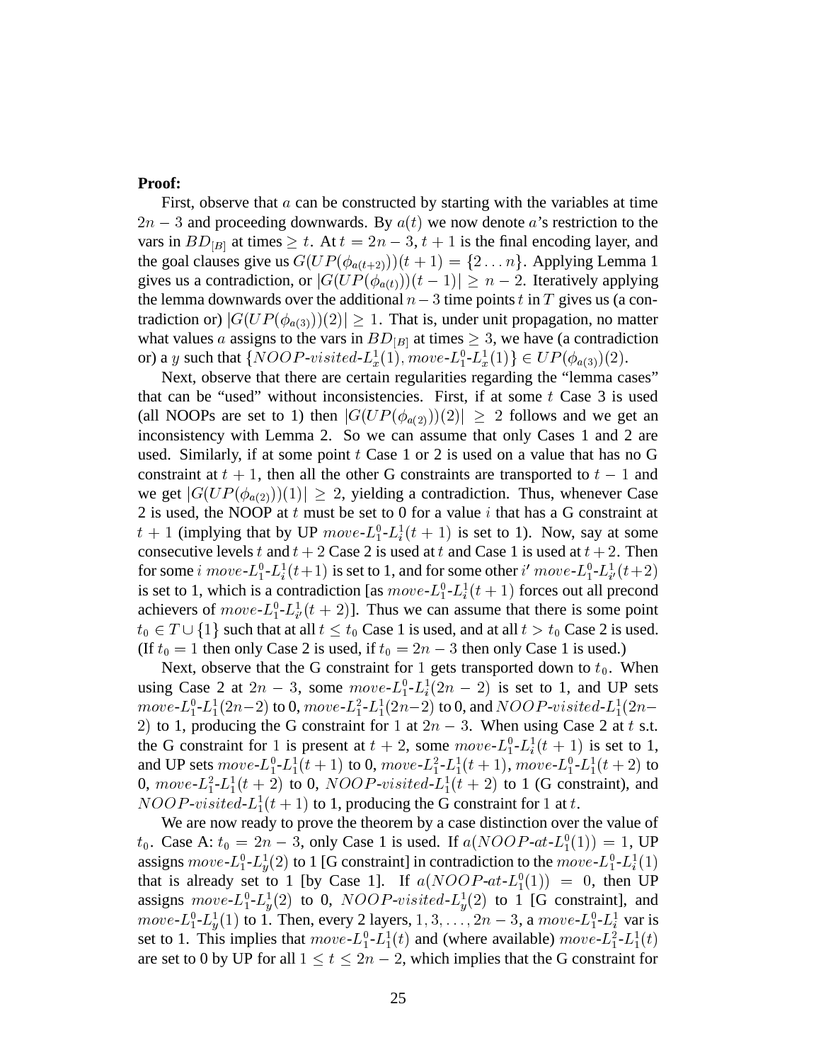**Proof:**

First, observe that $a$ can be constructed by starting with the variables at time $2n-3$ and proceeding downwards. By $a(t)$ we now denote $a$'s restriction to the vars in $BD_{[B]}$ at times $\geq t$. At $t = 2n-3$, $t+1$ is the final encoding layer, and the goal clauses give us $G(UP(\phi_{a(t+2)}))(t+1) = \{2 \dots n\}$. Applying Lemma 1 gives us a contradiction, or $|G(UP(\phi_{a(t)}))(t-1)| \geq n-2$. Iteratively applying the lemma downwards over the additional $n-3$ time points $t$ in $T$ gives us (a contradiction or) $|G(UP(\phi_{a(3)}))(2)| \geq 1$. That is, under unit propagation, no matter what values $a$ assigns to the vars in $BD_{[B]}$ at times $\geq 3$, we have (a contradiction or) a $y$ such that $\{NOOP\text{-}visited\text{-}L^1_x(1), move\text{-}L^0_1\text{-}L^1_x(1)\} \in UP(\phi_{a(3)})(2)$.

Next, observe that there are certain regularities regarding the "lemma cases" that can be "used" without inconsistencies. First, if at some $t$ Case 3 is used (all NOOPs are set to 1) then $|G(UP(\phi_{a(2)}))(2)| \geq 2$ follows and we get an inconsistency with Lemma 2. So we can assume that only Cases 1 and 2 are used. Similarly, if at some point $t$ Case 1 or 2 is used on a value that has no G constraint at $t+1$, then all the other G constraints are transported to $t-1$ and we get $|G(UP(\phi_{a(2)}))(1)| \geq 2$, yielding a contradiction. Thus, whenever Case 2 is used, the NOOP at $t$ must be set to 0 for a value $i$ that has a G constraint at $t+1$ (implying that by UP $move\text{-}L^0_1\text{-}L^1_i(t+1)$ is set to 1). Now, say at some consecutive levels $t$ and $t+2$ Case 2 is used at $t$ and Case 1 is used at $t+2$. Then for some $i$ $move\text{-}L^0_1\text{-}L^1_i(t+1)$ is set to 1, and for some other $i'$ $move\text{-}L^0_1\text{-}L^1_{i'}(t+2)$ is set to 1, which is a contradiction [as $move\text{-}L^0_1\text{-}L^1_i(t+1)$ forces out all precond achievers of $move\text{-}L^0_1\text{-}L^1_{i'}(t+2)$]. Thus we can assume that there is some point $t_0 \in T \cup \{1\}$ such that at all $t \leq t_0$ Case 1 is used, and at all $t > t_0$ Case 2 is used. (If $t_0 = 1$ then only Case 2 is used, if $t_0 = 2n-3$ then only Case 1 is used.)

Next, observe that the G constraint for 1 gets transported down to $t_0$. When using Case 2 at $2n-3$, some $move\text{-}L^0_1\text{-}L^1_i(2n-2)$ is set to 1, and UP sets $move\text{-}L^0_1\text{-}L^1_1(2n-2)$ to 0, $move\text{-}L^2_1\text{-}L^1_1(2n-2)$ to 0, and $NOOP\text{-}visited\text{-}L^1_1(2n-2)$ to 1, producing the G constraint for 1 at $2n-3$. When using Case 2 at $t$ s.t. the G constraint for 1 is present at $t+2$, some $move\text{-}L^0_1\text{-}L^1_i(t+1)$ is set to 1, and UP sets $move\text{-}L^0_1\text{-}L^1_1(t+1)$ to 0, $move\text{-}L^2_1\text{-}L^1_1(t+1)$, $move\text{-}L^0_1\text{-}L^1_1(t+2)$ to 0, $move\text{-}L^2_1\text{-}L^1_1(t+2)$ to 0, $NOOP\text{-}visited\text{-}L^1_1(t+2)$ to 1 (G constraint), and $NOOP\text{-}visited\text{-}L^1_1(t+1)$ to 1, producing the G constraint for 1 at $t$.

We are now ready to prove the theorem by a case distinction over the value of $t_0$. Case A: $t_0 = 2n-3$, only Case 1 is used. If $a(NOOP\text{-}at\text{-}L^0_1(1)) = 1$, UP assigns $move\text{-}L^0_1\text{-}L^1_y(2)$ to 1 [G constraint] in contradiction to the $move\text{-}L^0_1\text{-}L^1_i(1)$ that is already set to 1 [by Case 1]. If $a(NOOP\text{-}at\text{-}L^0_1(1)) = 0$, then UP assigns $move\text{-}L^0_1\text{-}L^1_y(2)$ to 0, $NOOP\text{-}visited\text{-}L^1_y(2)$ to 1 [G constraint], and $move\text{-}L^0_1\text{-}L^1_y(1)$ to 1. Then, every 2 layers, $1, 3, \dots, 2n-3$, a $move\text{-}L^0_1\text{-}L^1_i$ var is set to 1. This implies that $move\text{-}L^0_1\text{-}L^1_1(t)$ and (where available) $move\text{-}L^2_1\text{-}L^1_1(t)$ are set to 0 by UP for all $1 \leq t \leq 2n-2$, which implies that the G constraint for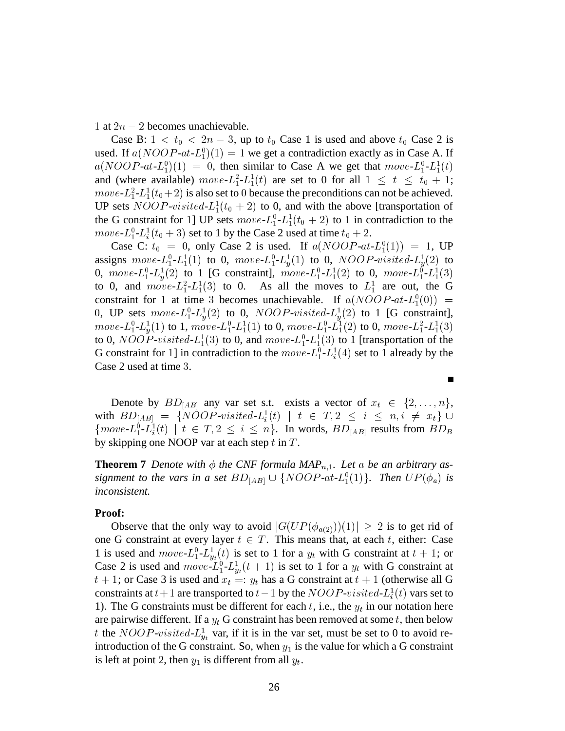1 at $2n-2$ becomes unachievable.

Case B: $1 < t_0 < 2n-3$, up to $t_0$ Case 1 is used and above $t_0$ Case 2 is used. If $a(NOOP\text{-}at\text{-}L_1^0)(1) = 1$ we get a contradiction exactly as in Case A. If $a(NOOP\text{-}at\text{-}L_1^0)(1) = 0$, then similar to Case A we get that $move\text{-}L_1^0\text{-}L_1^1(t)$ and (where available) $move\text{-}L_1^2\text{-}L_1^1(t)$ are set to 0 for all $1 \leq t \leq t_0+1$; $move\text{-}L_1^2\text{-}L_1^1(t_0+2)$ is also set to 0 because the preconditions can not be achieved. UP sets $NOOP\text{-}visited\text{-}L_1^1(t_0+2)$ to 0, and with the above [transportation of the G constraint for 1] UP sets $move\text{-}L_1^0\text{-}L_1^1(t_0+2)$ to 1 in contradiction to the $move\text{-}L_1^0\text{-}L_i^1(t_0+3)$ set to 1 by the Case 2 used at time $t_0+2$.

Case C: $t_0 = 0$, only Case 2 is used. If $a(NOOP\text{-}at\text{-}L_1^0(1)) = 1$, UP assigns $move\text{-}L_1^0\text{-}L_1^1(1)$ to 0, $move\text{-}L_1^0\text{-}L_y^1(1)$ to 0, $NOOP\text{-}visited\text{-}L_y^1(2)$ to 0, $move\text{-}L_1^0\text{-}L_y^1(2)$ to 1 [G constraint], $move\text{-}L_1^0\text{-}L_1^1(2)$ to 0, $move\text{-}L_1^0\text{-}L_1^1(3)$ to 0, and $move\text{-}L_1^2\text{-}L_1^1(3)$ to 0. As all the moves to $L_1^1$ are out, the G constraint for 1 at time 3 becomes unachievable. If $a(NOOP\text{-}at\text{-}L_1^0(0)) = 0$, UP sets $move\text{-}L_1^0\text{-}L_y^1(2)$ to 0, $NOOP\text{-}visited\text{-}L_y^1(2)$ to 1 [G constraint], $move\text{-}L_1^0\text{-}L_y^1(1)$ to 1, $move\text{-}L_1^0\text{-}L_1^1(1)$ to 0, $move\text{-}L_1^0\text{-}L_1^1(2)$ to 0, $move\text{-}L_1^2\text{-}L_1^1(3)$ to 0, $NOOP\text{-}visited\text{-}L_1^1(3)$ to 0, and $move\text{-}L_1^0\text{-}L_1^1(3)$ to 1 [transportation of the G constraint for 1] in contradiction to the $move\text{-}L_1^0\text{-}L_i^1(4)$ set to 1 already by the Case 2 used at time 3.

■

Denote by $BD_{[AB]}$ any var set s.t. exists a vector of $x_t \in \{2, \ldots, n\}$, with $BD_{[AB]} = \{NOOP\text{-}visited\text{-}L_i^1(t) \mid t \in T, 2 \leq i \leq n, i \neq x_t\} \cup \{move\text{-}L_1^0\text{-}L_i^1(t) \mid t \in T, 2 \leq i \leq n\}$. In words, $BD_{[AB]}$ results from $BD_B$ by skipping one NOOP var at each step $t$ in $T$.

**Theorem 7** *Denote with $\phi$ the CNF formula MAP$_{n,1}$. Let $a$ be an arbitrary assignment to the vars in a set $BD_{[AB]} \cup \{NOOP\text{-}at\text{-}L_1^0(1)\}$. Then $UP(\phi_a)$ is inconsistent.*

**Proof:**

Observe that the only way to avoid $|G(UP(\phi_{a(2)}))(1)| \geq 2$ is to get rid of one G constraint at every layer $t \in T$. This means that, at each $t$, either: Case 1 is used and $move\text{-}L_1^0\text{-}L_{y_t}^1(t)$ is set to 1 for a $y_t$ with G constraint at $t+1$; or Case 2 is used and $move\text{-}L_1^0\text{-}L_{y_t}^1(t+1)$ is set to 1 for a $y_t$ with G constraint at $t+1$; or Case 3 is used and $x_t =: y_t$ has a G constraint at $t+1$ (otherwise all G constraints at $t+1$ are transported to $t-1$ by the $NOOP\text{-}visited\text{-}L_i^1(t)$ vars set to 1). The G constraints must be different for each $t$, i.e., the $y_t$ in our notation here are pairwise different. If a $y_t$ G constraint has been removed at some $t$, then below $t$ the $NOOP\text{-}visited\text{-}L_{y_t}^1$ var, if it is in the var set, must be set to 0 to avoid re-introduction of the G constraint. So, when $y_1$ is the value for which a G constraint is left at point 2, then $y_1$ is different from all $y_t$.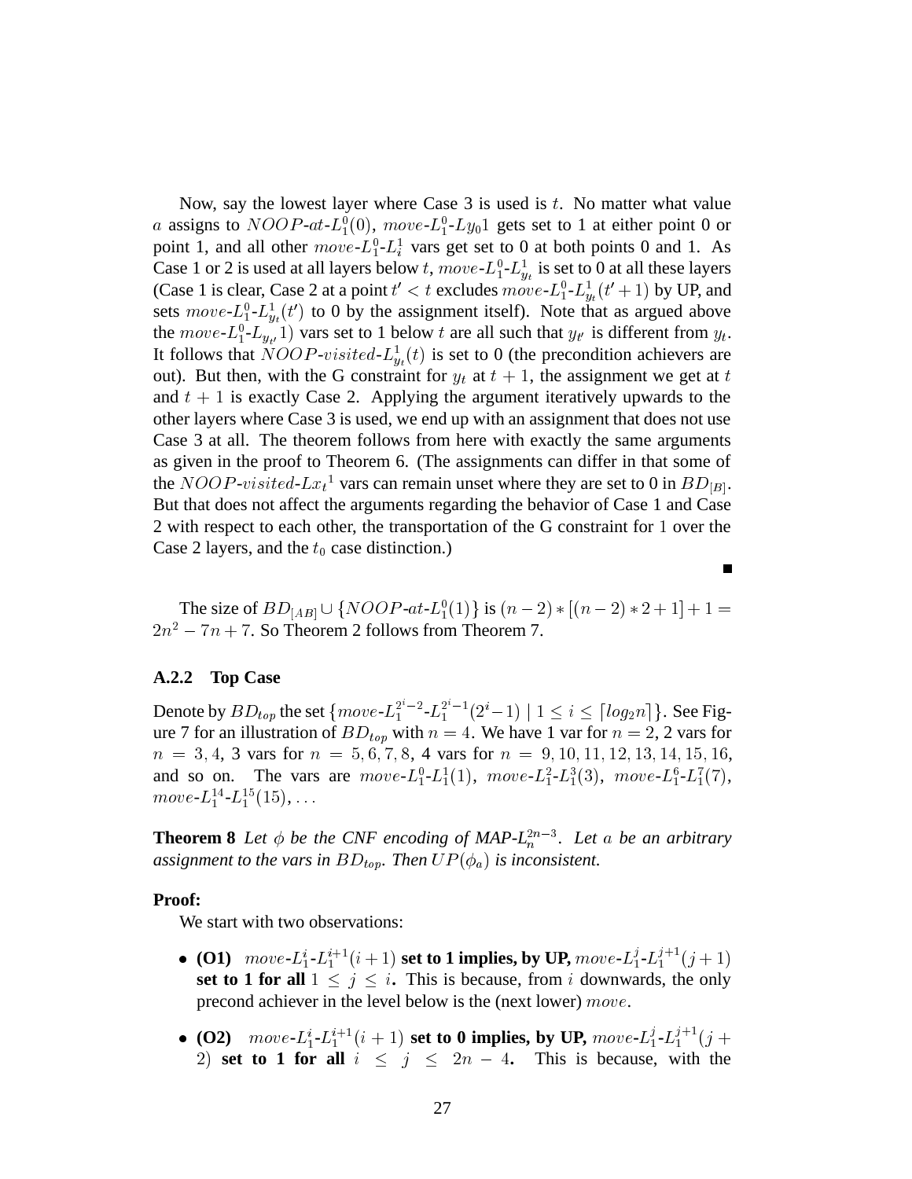Now, say the lowest layer where Case 3 is used is $t$. No matter what value $a$ assigns to $NOOP\text{-}at\text{-}L_1^0(0)$, $move\text{-}L_1^0\text{-}Ly_0 1$ gets set to 1 at either point 0 or point 1, and all other $move\text{-}L_1^0\text{-}L_i^1$ vars get set to 0 at both points 0 and 1. As Case 1 or 2 is used at all layers below $t$, $move\text{-}L_1^0\text{-}L_{y_t}^1$ is set to 0 at all these layers (Case 1 is clear, Case 2 at a point $t' < t$ excludes $move\text{-}L_1^0\text{-}L_{y_t}^1(t'+1)$ by UP, and sets $move\text{-}L_1^0\text{-}L_{y_t}^1(t')$ to 0 by the assignment itself). Note that as argued above the $move\text{-}L_1^0\text{-}L_{y_{t'}}1)$ vars set to 1 below $t$ are all such that $y_{t'}$ is different from $y_t$. It follows that $NOOP\text{-}visited\text{-}L_{y_t}^1(t)$ is set to 0 (the precondition achievers are out). But then, with the G constraint for $y_t$ at $t+1$, the assignment we get at $t$ and $t+1$ is exactly Case 2. Applying the argument iteratively upwards to the other layers where Case 3 is used, we end up with an assignment that does not use Case 3 at all. The theorem follows from here with exactly the same arguments as given in the proof to Theorem 6. (The assignments can differ in that some of the $NOOP\text{-}visited\text{-}Lx_t{}^1$ vars can remain unset where they are set to 0 in $BD_{[B]}$. But that does not affect the arguments regarding the behavior of Case 1 and Case 2 with respect to each other, the transportation of the G constraint for 1 over the Case 2 layers, and the $t_0$ case distinction.)

■

The size of $BD_{[AB]} \cup \{NOOP\text{-}at\text{-}L_1^0(1)\}$ is $(n-2) * [(n-2) * 2 + 1] + 1 = 2n^2 - 7n + 7$. So Theorem 2 follows from Theorem 7.

### A.2.2 Top Case

Denote by $BD_{top}$ the set $\{move\text{-}L_1^{2^i-2}\text{-}L_1^{2^i-1}(2^i-1) \mid 1 \leq i \leq \lceil log_2 n \rceil\}$. See Figure 7 for an illustration of $BD_{top}$ with $n = 4$. We have 1 var for $n = 2$, 2 vars for $n = 3, 4$, 3 vars for $n = 5, 6, 7, 8$, 4 vars for $n = 9, 10, 11, 12, 13, 14, 15, 16$, and so on. The vars are $move\text{-}L_1^0\text{-}L_1^1(1)$, $move\text{-}L_1^2\text{-}L_1^3(3)$, $move\text{-}L_1^6\text{-}L_1^7(7)$, $move\text{-}L_1^{14}\text{-}L_1^{15}(15), \dots$

**Theorem 8** *Let $\phi$ be the CNF encoding of MAP-$L_n^{2n-3}$. Let $a$ be an arbitrary assignment to the vars in $BD_{top}$. Then $UP(\phi_a)$ is inconsistent.*

**Proof:**

We start with two observations:

- **(O1)** $move\text{-}L_1^i\text{-}L_1^{i+1}(i+1)$ **set to 1 implies, by UP,** $move\text{-}L_1^j\text{-}L_1^{j+1}(j+1)$ **set to 1 for all** $1 \leq j \leq i$**.** This is because, from $i$ downwards, the only precond achiever in the level below is the (next lower) $move$.
- **(O2)** $move\text{-}L_1^i\text{-}L_1^{i+1}(i+1)$ **set to 0 implies, by UP,** $move\text{-}L_1^j\text{-}L_1^{j+1}(j+2)$ **set to 1 for all** $i \leq j \leq 2n-4$**.** This is because, with the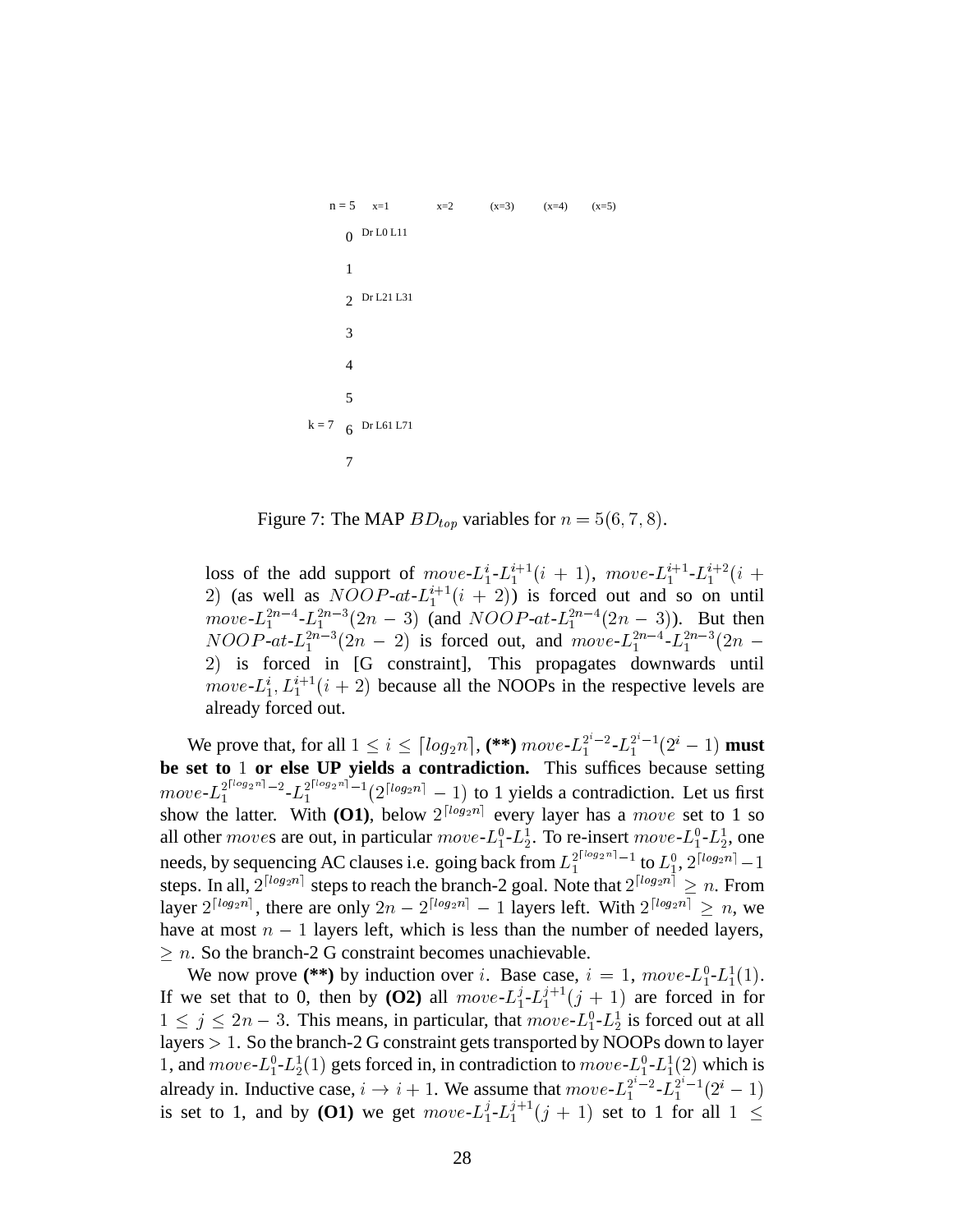| n = 5 | x=1 | x=2 | (x=3) | (x=4) | (x=5) |
|---|---|---|---|---|---|
| 0 | Dr L0 L11 | | | | |
| 1 | | | | | |
| 2 | Dr L21 L31 | | | | |
| 3 | | | | | |
| 4 | | | | | |
| 5 | | | | | |
| k = 7 6 | Dr L61 L71 | | | | |
| 7 | | | | | |

Figure 7: The MAP $BD_{top}$ variables for $n = 5(6, 7, 8)$.

> loss of the add support of $move\text{-}L_1^i\text{-}L_1^{i+1}(i+1)$, $move\text{-}L_1^{i+1}\text{-}L_1^{i+2}(i+2)$ (as well as $NOOP\text{-}at\text{-}L_1^{i+1}(i+2)$) is forced out and so on until $move\text{-}L_1^{2n-4}\text{-}L_1^{2n-3}(2n-3)$ (and $NOOP\text{-}at\text{-}L_1^{2n-4}(2n-3)$). But then $NOOP\text{-}at\text{-}L_1^{2n-3}(2n-2)$ is forced out, and $move\text{-}L_1^{2n-4}\text{-}L_1^{2n-3}(2n-2)$ is forced in [G constraint], This propagates downwards until $move\text{-}L_1^i, L_1^{i+1}(i+2)$ because all the NOOPs in the respective levels are already forced out.

We prove that, for all $1 \leq i \leq \lceil log_2 n \rceil$, **(\*\*)** $move\text{-}L_1^{2^i-2}\text{-}L_1^{2^i-1}(2^i-1)$ **must be set to** $1$ **or else UP yields a contradiction.** This suffices because setting $move\text{-}L_1^{2^{\lceil log_2 n \rceil}-2}\text{-}L_1^{2^{\lceil log_2 n \rceil}-1}(2^{\lceil log_2 n \rceil}-1)$ to 1 yields a contradiction. Let us first show the latter. With **(O1)**, below $2^{\lceil log_2 n \rceil}$ every layer has a $move$ set to 1 so all other $move$s are out, in particular $move\text{-}L_1^0\text{-}L_2^1$. To re-insert $move\text{-}L_1^0\text{-}L_2^1$, one needs, by sequencing AC clauses i.e. going back from $L_1^{2^{\lceil log_2 n \rceil}-1}$ to $L_1^0$, $2^{\lceil log_2 n \rceil}-1$ steps. In all, $2^{\lceil log_2 n \rceil}$ steps to reach the branch-2 goal. Note that $2^{\lceil log_2 n \rceil} \geq n$. From layer $2^{\lceil log_2 n \rceil}$, there are only $2n - 2^{\lceil log_2 n \rceil} - 1$ layers left. With $2^{\lceil log_2 n \rceil} \geq n$, we have at most $n-1$ layers left, which is less than the number of needed layers, $\geq n$. So the branch-2 G constraint becomes unachievable.

We now prove **(\*\*)** by induction over $i$. Base case, $i = 1$, $move\text{-}L_1^0\text{-}L_1^1(1)$. If we set that to 0, then by **(O2)** all $move\text{-}L_1^j\text{-}L_1^{j+1}(j+1)$ are forced in for $1 \leq j \leq 2n-3$. This means, in particular, that $move\text{-}L_1^0\text{-}L_2^1$ is forced out at all layers $> 1$. So the branch-2 G constraint gets transported by NOOPs down to layer $1$, and $move\text{-}L_1^0\text{-}L_2^1(1)$ gets forced in, in contradiction to $move\text{-}L_1^0\text{-}L_1^1(2)$ which is already in. Inductive case, $i \to i+1$. We assume that $move\text{-}L_1^{2^i-2}\text{-}L_1^{2^i-1}(2^i-1)$ is set to 1, and by **(O1)** we get $move\text{-}L_1^j\text{-}L_1^{j+1}(j+1)$ set to 1 for all $1 \leq$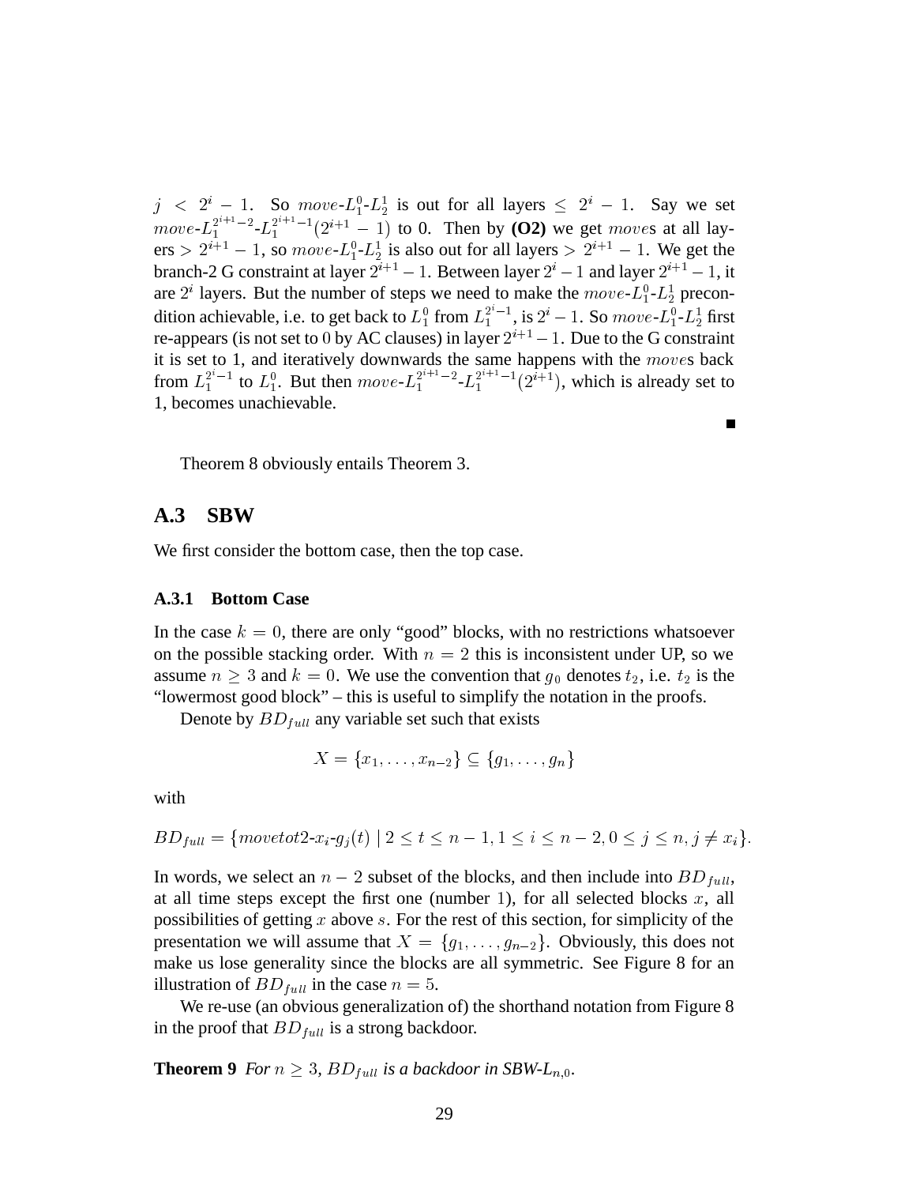$j < 2^i - 1$. So $move\text{-}L_1^0\text{-}L_2^1$ is out for all layers $\leq 2^i - 1$. Say we set $move\text{-}L_1^{2^{i+1}-2}\text{-}L_1^{2^{i+1}-1}(2^{i+1} - 1)$ to 0. Then by **(O2)** we get $move$s at all layers $> 2^{i+1} - 1$, so $move\text{-}L_1^0\text{-}L_2^1$ is also out for all layers $> 2^{i+1} - 1$. We get the branch-2 G constraint at layer $2^{i+1} - 1$. Between layer $2^i - 1$ and layer $2^{i+1} - 1$, it are $2^i$ layers. But the number of steps we need to make the $move\text{-}L_1^0\text{-}L_2^1$ precondition achievable, i.e. to get back to $L_1^0$ from $L_1^{2^i-1}$, is $2^i - 1$. So $move\text{-}L_1^0\text{-}L_2^1$ first re-appears (is not set to 0 by AC clauses) in layer $2^{i+1} - 1$. Due to the G constraint it is set to 1, and iteratively downwards the same happens with the $move$s back from $L_1^{2^i-1}$ to $L_1^0$. But then $move\text{-}L_1^{2^{i+1}-2}\text{-}L_1^{2^{i+1}-1}(2^{i+1})$, which is already set to 1, becomes unachievable.

■

Theorem 8 obviously entails Theorem 3.

## A.3 SBW

We first consider the bottom case, then the top case.

### A.3.1 Bottom Case

In the case $k = 0$, there are only "good" blocks, with no restrictions whatsoever on the possible stacking order. With $n = 2$ this is inconsistent under UP, so we assume $n \geq 3$ and $k = 0$. We use the convention that $g_0$ denotes $t_2$, i.e. $t_2$ is the "lowermost good block" – this is useful to simplify the notation in the proofs.

Denote by $BD_{full}$ any variable set such that exists

$$X = \{x_1, \dots, x_{n-2}\} \subseteq \{g_1, \dots, g_n\}$$

with

$$BD_{full} = \{movetot2\text{-}x_i\text{-}g_j(t) \mid 2 \leq t \leq n-1, 1 \leq i \leq n-2, 0 \leq j \leq n, j \neq x_i\}.$$

In words, we select an $n - 2$ subset of the blocks, and then include into $BD_{full}$, at all time steps except the first one (number 1), for all selected blocks $x$, all possibilities of getting $x$ above $s$. For the rest of this section, for simplicity of the presentation we will assume that $X = \{g_1, \dots, g_{n-2}\}$. Obviously, this does not make us lose generality since the blocks are all symmetric. See Figure 8 for an illustration of $BD_{full}$ in the case $n = 5$.

We re-use (an obvious generalization of) the shorthand notation from Figure 8 in the proof that $BD_{full}$ is a strong backdoor.

**Theorem 9** *For $n \geq 3$, $BD_{full}$ is a backdoor in SBW-$L_{n,0}$.*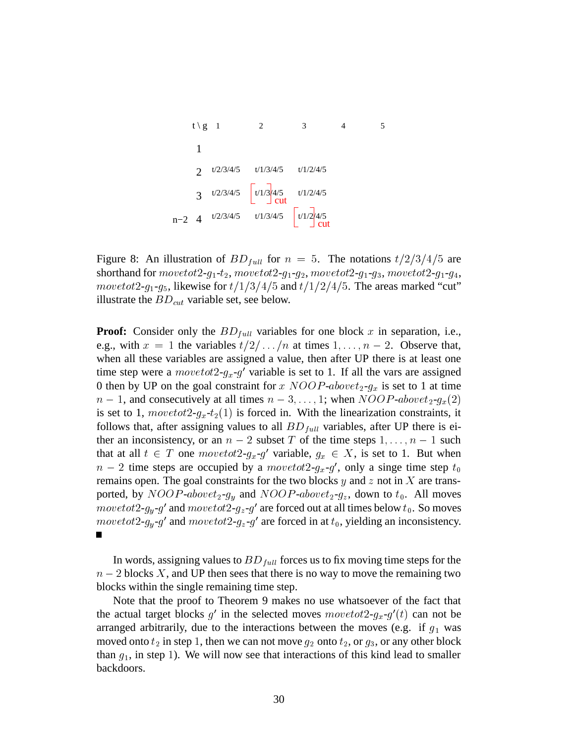| t \ g | 1 | 2 | 3 | 4 | 5 |
|---|---|---|---|---|---|
| 1 | | | | | |
| 2 | t/2/3/4/5 | t/1/3/4/5 | t/1/2/4/5 | | |
| 3 | t/2/3/4/5 | [t/1/3]4/5 cut | t/1/2/4/5 | | |
| n−2  4 | t/2/3/4/5 | t/1/3/4/5 | [t/1/2]4/5 cut | | |

Figure 8: An illustration of $BD_{full}$ for $n = 5$. The notations $t/2/3/4/5$ are shorthand for $movetot2$-$g_1$-$t_2$, $movetot2$-$g_1$-$g_2$, $movetot2$-$g_1$-$g_3$, $movetot2$-$g_1$-$g_4$, $movetot2$-$g_1$-$g_5$, likewise for $t/1/3/4/5$ and $t/1/2/4/5$. The areas marked "cut" illustrate the $BD_{cut}$ variable set, see below.

**Proof:** Consider only the $BD_{full}$ variables for one block $x$ in separation, i.e., e.g., with $x = 1$ the variables $t/2/\dots/n$ at times $1, \dots, n-2$. Observe that, when all these variables are assigned a value, then after UP there is at least one time step were a $movetot2$-$g_x$-$g'$ variable is set to 1. If all the vars are assigned 0 then by UP on the goal constraint for $x$ $NOOP$-$abovet_2$-$g_x$ is set to 1 at time $n-1$, and consecutively at all times $n-3, \dots, 1$; when $NOOP$-$abovet_2$-$g_x(2)$ is set to 1, $movetot2$-$g_x$-$t_2(1)$ is forced in. With the linearization constraints, it follows that, after assigning values to all $BD_{full}$ variables, after UP there is either an inconsistency, or an $n-2$ subset $T$ of the time steps $1, \dots, n-1$ such that at all $t \in T$ one $movetot2$-$g_x$-$g'$ variable, $g_x \in X$, is set to 1. But when $n-2$ time steps are occupied by a $movetot2$-$g_x$-$g'$, only a singe time step $t_0$ remains open. The goal constraints for the two blocks $y$ and $z$ not in $X$ are transported, by $NOOP$-$abovet_2$-$g_y$ and $NOOP$-$abovet_2$-$g_z$, down to $t_0$. All moves $movetot2$-$g_y$-$g'$ and $movetot2$-$g_z$-$g'$ are forced out at all times below $t_0$. So moves $movetot2$-$g_y$-$g'$ and $movetot2$-$g_z$-$g'$ are forced in at $t_0$, yielding an inconsistency. ■

In words, assigning values to $BD_{full}$ forces us to fix moving time steps for the $n-2$ blocks $X$, and UP then sees that there is no way to move the remaining two blocks within the single remaining time step.

Note that the proof to Theorem 9 makes no use whatsoever of the fact that the actual target blocks $g'$ in the selected moves $movetot2$-$g_x$-$g'(t)$ can not be arranged arbitrarily, due to the interactions between the moves (e.g. if $g_1$ was moved onto $t_2$ in step 1, then we can not move $g_2$ onto $t_2$, or $g_3$, or any other block than $g_1$, in step 1). We will now see that interactions of this kind lead to smaller backdoors.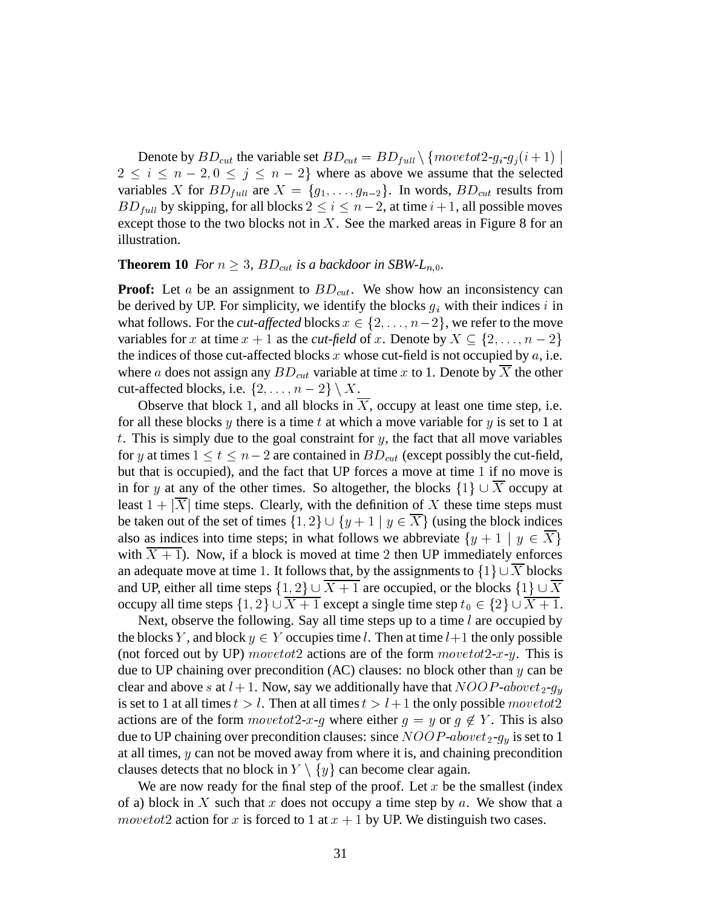Denote by $BD_{cut}$ the variable set $BD_{cut} = BD_{full} \setminus \{movetot2\text{-}g_i\text{-}g_j(i+1) \mid 2 \leq i \leq n-2, 0 \leq j \leq n-2\}$ where as above we assume that the selected variables $X$ for $BD_{full}$ are $X = \{g_1, \ldots, g_{n-2}\}$. In words, $BD_{cut}$ results from $BD_{full}$ by skipping, for all blocks $2 \leq i \leq n-2$, at time $i+1$, all possible moves except those to the two blocks not in $X$. See the marked areas in Figure 8 for an illustration.

**Theorem 10** *For $n \geq 3$, $BD_{cut}$ is a backdoor in SBW-$L_{n,0}$.*

**Proof:** Let $a$ be an assignment to $BD_{cut}$. We show how an inconsistency can be derived by UP. For simplicity, we identify the blocks $g_i$ with their indices $i$ in what follows. For the *cut-affected* blocks $x \in \{2, \ldots, n-2\}$, we refer to the move variables for $x$ at time $x+1$ as the *cut-field* of $x$. Denote by $X \subseteq \{2, \ldots, n-2\}$ the indices of those cut-affected blocks $x$ whose cut-field is not occupied by $a$, i.e. where $a$ does not assign any $BD_{cut}$ variable at time $x$ to 1. Denote by $\overline{X}$ the other cut-affected blocks, i.e. $\{2, \ldots, n-2\} \setminus X$.

Observe that block 1, and all blocks in $\overline{X}$, occupy at least one time step, i.e. for all these blocks $y$ there is a time $t$ at which a move variable for $y$ is set to 1 at $t$. This is simply due to the goal constraint for $y$, the fact that all move variables for $y$ at times $1 \leq t \leq n-2$ are contained in $BD_{cut}$ (except possibly the cut-field, but that is occupied), and the fact that UP forces a move at time 1 if no move is in for $y$ at any of the other times. So altogether, the blocks $\{1\} \cup \overline{X}$ occupy at least $1 + |\overline{X}|$ time steps. Clearly, with the definition of $X$ these time steps must be taken out of the set of times $\{1, 2\} \cup \{y+1 \mid y \in \overline{X}\}$ (using the block indices also as indices into time steps; in what follows we abbreviate $\{y+1 \mid y \in \overline{X}\}$ with $\overline{X+1}$). Now, if a block is moved at time 2 then UP immediately enforces an adequate move at time 1. It follows that, by the assignments to $\{1\} \cup \overline{X}$ blocks and UP, either all time steps $\{1, 2\} \cup \overline{X+1}$ are occupied, or the blocks $\{1\} \cup \overline{X}$ occupy all time steps $\{1, 2\} \cup \overline{X+1}$ except a single time step $t_0 \in \{2\} \cup \overline{X+1}$.

Next, observe the following. Say all time steps up to a time $l$ are occupied by the blocks $Y$, and block $y \in Y$ occupies time $l$. Then at time $l+1$ the only possible (not forced out by UP) $movetot2$ actions are of the form $movetot2\text{-}x\text{-}y$. This is due to UP chaining over precondition (AC) clauses: no block other than $y$ can be clear and above $s$ at $l+1$. Now, say we additionally have that $NOOP\text{-}abovet_2\text{-}g_y$ is set to 1 at all times $t > l$. Then at all times $t > l+1$ the only possible $movetot2$ actions are of the form $movetot2\text{-}x\text{-}g$ where either $g = y$ or $g \notin Y$. This is also due to UP chaining over precondition clauses: since $NOOP\text{-}abovet_2\text{-}g_y$ is set to 1 at all times, $y$ can not be moved away from where it is, and chaining precondition clauses detects that no block in $Y \setminus \{y\}$ can become clear again.

We are now ready for the final step of the proof. Let $x$ be the smallest (index of a) block in $X$ such that $x$ does not occupy a time step by $a$. We show that a $movetot2$ action for $x$ is forced to 1 at $x+1$ by UP. We distinguish two cases.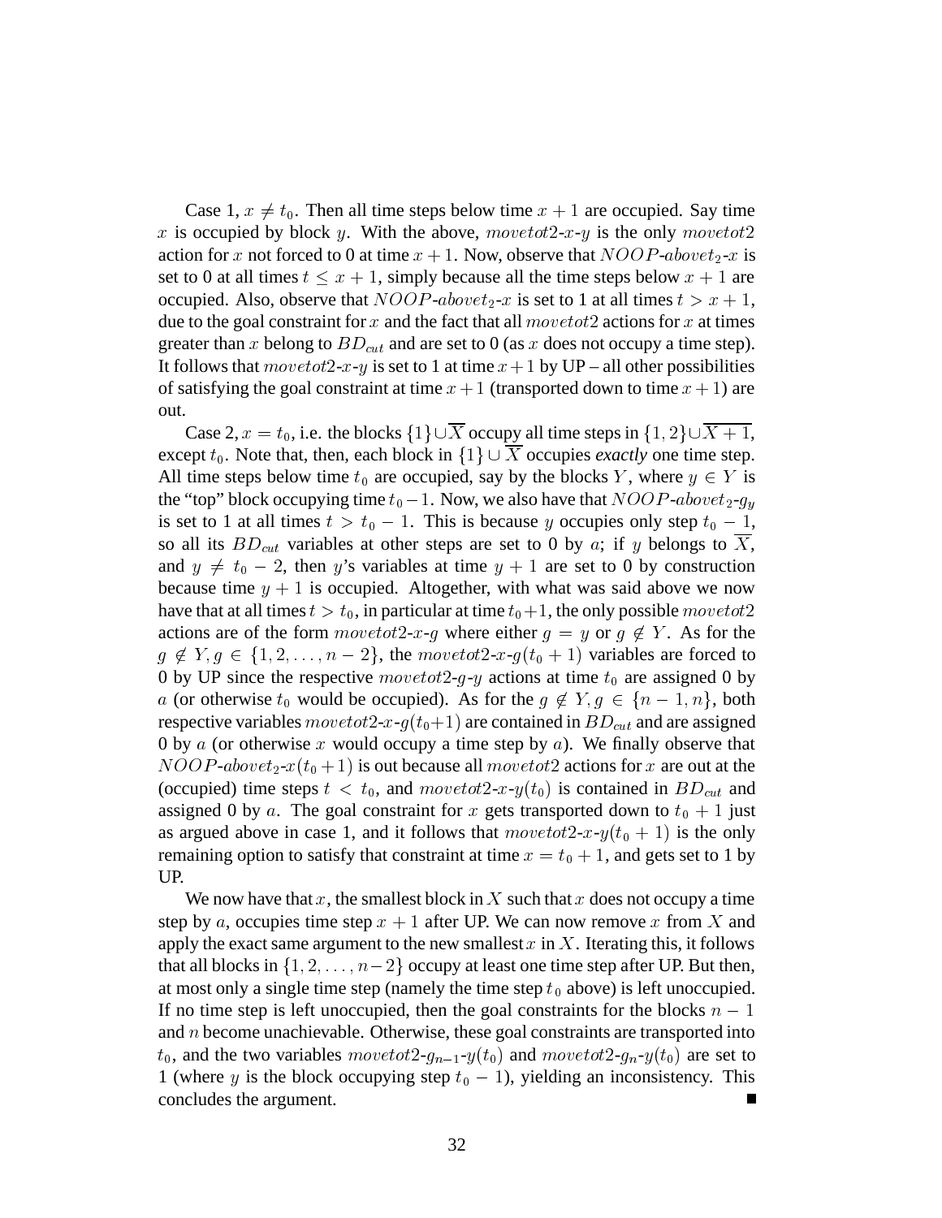Case 1, $x \neq t_0$. Then all time steps below time $x + 1$ are occupied. Say time $x$ is occupied by block $y$. With the above, $movetot2$-$x$-$y$ is the only $movetot2$ action for $x$ not forced to 0 at time $x + 1$. Now, observe that $NOOP$-$abovet_2$-$x$ is set to 0 at all times $t \leq x + 1$, simply because all the time steps below $x + 1$ are occupied. Also, observe that $NOOP$-$abovet_2$-$x$ is set to 1 at all times $t > x + 1$, due to the goal constraint for $x$ and the fact that all $movetot2$ actions for $x$ at times greater than $x$ belong to $BD_{cut}$ and are set to 0 (as $x$ does not occupy a time step). It follows that $movetot2$-$x$-$y$ is set to 1 at time $x + 1$ by UP – all other possibilities of satisfying the goal constraint at time $x + 1$ (transported down to time $x + 1$) are out.

Case 2, $x = t_0$, i.e. the blocks $\{1\} \cup \overline{X}$ occupy all time steps in $\{1, 2\} \cup \overline{X + 1}$, except $t_0$. Note that, then, each block in $\{1\} \cup \overline{X}$ occupies *exactly* one time step. All time steps below time $t_0$ are occupied, say by the blocks $Y$, where $y \in Y$ is the "top" block occupying time $t_0 - 1$. Now, we also have that $NOOP$-$abovet_2$-$g_y$ is set to 1 at all times $t > t_0 - 1$. This is because $y$ occupies only step $t_0 - 1$, so all its $BD_{cut}$ variables at other steps are set to 0 by $a$; if $y$ belongs to $\overline{X}$, and $y \neq t_0 - 2$, then $y$'s variables at time $y + 1$ are set to 0 by construction because time $y + 1$ is occupied. Altogether, with what was said above we now have that at all times $t > t_0$, in particular at time $t_0 + 1$, the only possible $movetot2$ actions are of the form $movetot2$-$x$-$g$ where either $g = y$ or $g \notin Y$. As for the $g \notin Y, g \in \{1, 2, \ldots, n - 2\}$, the $movetot2$-$x$-$g(t_0 + 1)$ variables are forced to 0 by UP since the respective $movetot2$-$g$-$y$ actions at time $t_0$ are assigned 0 by $a$ (or otherwise $t_0$ would be occupied). As for the $g \notin Y, g \in \{n - 1, n\}$, both respective variables $movetot2$-$x$-$g(t_0+1)$ are contained in $BD_{cut}$ and are assigned 0 by $a$ (or otherwise $x$ would occupy a time step by $a$). We finally observe that $NOOP$-$abovet_2$-$x(t_0 + 1)$ is out because all $movetot2$ actions for $x$ are out at the (occupied) time steps $t < t_0$, and $movetot2$-$x$-$y(t_0)$ is contained in $BD_{cut}$ and assigned 0 by $a$. The goal constraint for $x$ gets transported down to $t_0 + 1$ just as argued above in case 1, and it follows that $movetot2$-$x$-$y(t_0 + 1)$ is the only remaining option to satisfy that constraint at time $x = t_0 + 1$, and gets set to 1 by UP.

We now have that $x$, the smallest block in $X$ such that $x$ does not occupy a time step by $a$, occupies time step $x + 1$ after UP. We can now remove $x$ from $X$ and apply the exact same argument to the new smallest $x$ in $X$. Iterating this, it follows that all blocks in $\{1, 2, \ldots, n-2\}$ occupy at least one time step after UP. But then, at most only a single time step (namely the time step $t_0$ above) is left unoccupied. If no time step is left unoccupied, then the goal constraints for the blocks $n - 1$ and $n$ become unachievable. Otherwise, these goal constraints are transported into $t_0$, and the two variables $movetot2$-$g_{n-1}$-$y(t_0)$ and $movetot2$-$g_n$-$y(t_0)$ are set to 1 (where $y$ is the block occupying step $t_0 - 1$), yielding an inconsistency. This concludes the argument. ■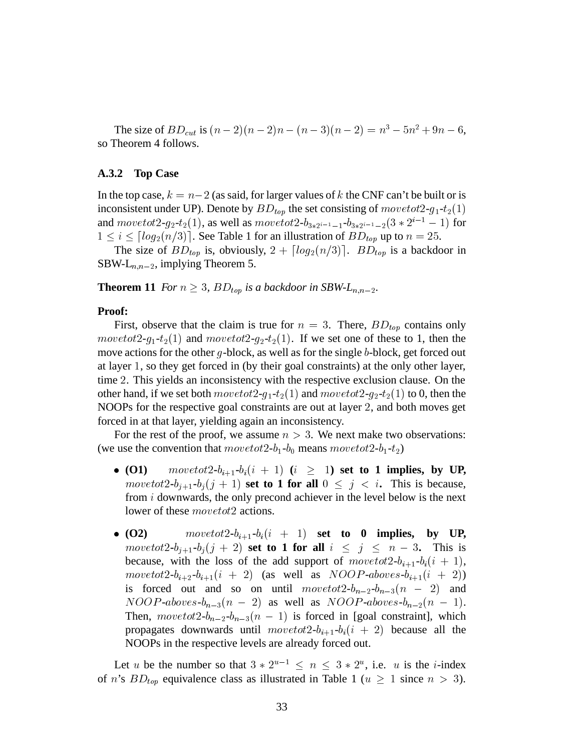The size of $BD_{cut}$ is $(n-2)(n-2)n - (n-3)(n-2) = n^3 - 5n^2 + 9n - 6$, so Theorem 4 follows.

### A.3.2 Top Case

In the top case, $k = n-2$ (as said, for larger values of $k$ the CNF can't be built or is inconsistent under UP). Denote by $BD_{top}$ the set consisting of $movetot2\text{-}g_1\text{-}t_2(1)$ and $movetot2\text{-}g_2\text{-}t_2(1)$, as well as $movetot2\text{-}b_{3*2^{i-1}-1}\text{-}b_{3*2^{i-1}-2}(3*2^{i-1}-1)$ for $1 \leq i \leq \lceil log_2(n/3) \rceil$. See Table 1 for an illustration of $BD_{top}$ up to $n = 25$.

The size of $BD_{top}$ is, obviously, $2 + \lceil log_2(n/3) \rceil$. $BD_{top}$ is a backdoor in SBW-L$_{n,n-2}$, implying Theorem 5.

**Theorem 11** *For $n \geq 3$, $BD_{top}$ is a backdoor in SBW-L$_{n,n-2}$.*

**Proof:**

First, observe that the claim is true for $n = 3$. There, $BD_{top}$ contains only $movetot2\text{-}g_1\text{-}t_2(1)$ and $movetot2\text{-}g_2\text{-}t_2(1)$. If we set one of these to 1, then the move actions for the other $g$-block, as well as for the single $b$-block, get forced out at layer 1, so they get forced in (by their goal constraints) at the only other layer, time 2. This yields an inconsistency with the respective exclusion clause. On the other hand, if we set both $movetot2\text{-}g_1\text{-}t_2(1)$ and $movetot2\text{-}g_2\text{-}t_2(1)$ to 0, then the NOOPs for the respective goal constraints are out at layer 2, and both moves get forced in at that layer, yielding again an inconsistency.

For the rest of the proof, we assume $n > 3$. We next make two observations: (we use the convention that $movetot2\text{-}b_1\text{-}b_0$ means $movetot2\text{-}b_1\text{-}t_2$)

- **(O1)** $movetot2\text{-}b_{i+1}\text{-}b_i(i+1)$ **(**$i \geq 1$**) set to 1 implies, by UP,** $movetot2\text{-}b_{j+1}\text{-}b_j(j+1)$ **set to 1 for all** $0 \leq j < i$**.** This is because, from $i$ downwards, the only precond achiever in the level below is the next lower of these $movetot2$ actions.
- **(O2)** $movetot2\text{-}b_{i+1}\text{-}b_i(i+1)$ **set to 0 implies, by UP,** $movetot2\text{-}b_{j+1}\text{-}b_j(j+2)$ **set to 1 for all** $i \leq j \leq n-3$**.** This is because, with the loss of the add support of $movetot2\text{-}b_{i+1}\text{-}b_i(i+1)$, $movetot2\text{-}b_{i+2}\text{-}b_{i+1}(i+2)$ (as well as $NOOP\text{-}aboves\text{-}b_{i+1}(i+2)$) is forced out and so on until $movetot2\text{-}b_{n-2}\text{-}b_{n-3}(n-2)$ and $NOOP\text{-}aboves\text{-}b_{n-3}(n-2)$ as well as $NOOP\text{-}aboves\text{-}b_{n-2}(n-1)$. Then, $movetot2\text{-}b_{n-2}\text{-}b_{n-3}(n-1)$ is forced in [goal constraint], which propagates downwards until $movetot2\text{-}b_{i+1}\text{-}b_i(i+2)$ because all the NOOPs in the respective levels are already forced out.

Let $u$ be the number so that $3*2^{u-1} \leq n \leq 3*2^u$, i.e. $u$ is the $i$-index of $n$'s $BD_{top}$ equivalence class as illustrated in Table 1 ($u \geq 1$ since $n > 3$).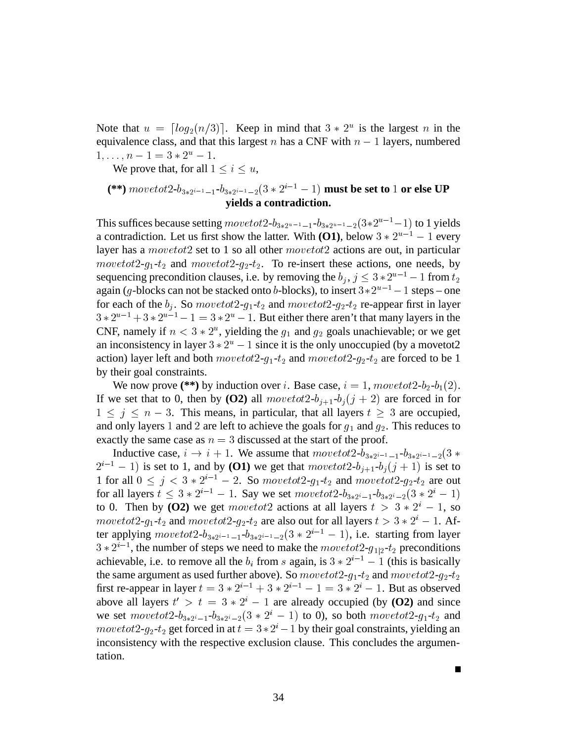Note that $u = \lceil log_2(n/3) \rceil$. Keep in mind that $3 * 2^u$ is the largest $n$ in the equivalence class, and that this largest $n$ has a CNF with $n-1$ layers, numbered $1, \ldots, n-1 = 3 * 2^u - 1$.

We prove that, for all $1 \leq i \leq u$,

**(\*\*)** $movetot2\text{-}b_{3*2^{i-1}-1}\text{-}b_{3*2^{i-1}-2}(3 * 2^{i-1} - 1)$ **must be set to** $1$ **or else UP yields a contradiction.**

This suffices because setting $movetot2\text{-}b_{3*2^{u-1}-1}\text{-}b_{3*2^{u-1}-2}(3*2^{u-1}-1)$ to 1 yields a contradiction. Let us first show the latter. With **(O1)**, below $3 * 2^{u-1} - 1$ every layer has a $movetot2$ set to 1 so all other $movetot2$ actions are out, in particular $movetot2\text{-}g_1\text{-}t_2$ and $movetot2\text{-}g_2\text{-}t_2$. To re-insert these actions, one needs, by sequencing precondition clauses, i.e. by removing the $b_j$, $j \leq 3*2^{u-1}-1$ from $t_2$ again ($g$-blocks can not be stacked onto $b$-blocks), to insert $3*2^{u-1}-1$ steps – one for each of the $b_j$. So $movetot2\text{-}g_1\text{-}t_2$ and $movetot2\text{-}g_2\text{-}t_2$ re-appear first in layer $3*2^{u-1}+3*2^{u-1}-1 = 3*2^u-1$. But either there aren't that many layers in the CNF, namely if $n < 3*2^u$, yielding the $g_1$ and $g_2$ goals unachievable; or we get an inconsistency in layer $3*2^u-1$ since it is the only unoccupied (by a movetot2 action) layer left and both $movetot2\text{-}g_1\text{-}t_2$ and $movetot2\text{-}g_2\text{-}t_2$ are forced to be 1 by their goal constraints.

We now prove **(\*\*)** by induction over $i$. Base case, $i = 1$, $movetot2\text{-}b_2\text{-}b_1(2)$. If we set that to 0, then by **(O2)** all $movetot2\text{-}b_{j+1}\text{-}b_j(j+2)$ are forced in for $1 \leq j \leq n-3$. This means, in particular, that all layers $t \geq 3$ are occupied, and only layers 1 and 2 are left to achieve the goals for $g_1$ and $g_2$. This reduces to exactly the same case as $n = 3$ discussed at the start of the proof.

Inductive case, $i \to i+1$. We assume that $movetot2\text{-}b_{3*2^{i-1}-1}\text{-}b_{3*2^{i-1}-2}(3 * 2^{i-1} - 1)$ is set to 1, and by **(O1)** we get that $movetot2\text{-}b_{j+1}\text{-}b_j(j+1)$ is set to 1 for all $0 \leq j < 3*2^{i-1}-2$. So $movetot2\text{-}g_1\text{-}t_2$ and $movetot2\text{-}g_2\text{-}t_2$ are out for all layers $t \leq 3*2^{i-1}-1$. Say we set $movetot2\text{-}b_{3*2^i-1}\text{-}b_{3*2^i-2}(3*2^i-1)$ to 0. Then by **(O2)** we get $movetot2$ actions at all layers $t > 3*2^i-1$, so $movetot2\text{-}g_1\text{-}t_2$ and $movetot2\text{-}g_2\text{-}t_2$ are also out for all layers $t > 3*2^i-1$. After applying $movetot2\text{-}b_{3*2^{i-1}-1}\text{-}b_{3*2^{i-1}-2}(3*2^{i-1}-1)$, i.e. starting from layer $3*2^{i-1}$, the number of steps we need to make the $movetot2\text{-}g_{1|2}\text{-}t_2$ preconditions achievable, i.e. to remove all the $b_i$ from $s$ again, is $3*2^{i-1}-1$ (this is basically the same argument as used further above). So $movetot2\text{-}g_1\text{-}t_2$ and $movetot2\text{-}g_2\text{-}t_2$ first re-appear in layer $t = 3*2^{i-1}+3*2^{i-1}-1 = 3*2^i-1$. But as observed above all layers $t' > t = 3*2^i-1$ are already occupied (by **(O2)** and since we set $movetot2\text{-}b_{3*2^i-1}\text{-}b_{3*2^i-2}(3*2^i-1)$ to 0), so both $movetot2\text{-}g_1\text{-}t_2$ and $movetot2\text{-}g_2\text{-}t_2$ get forced in at $t = 3*2^i-1$ by their goal constraints, yielding an inconsistency with the respective exclusion clause. This concludes the argumentation.

■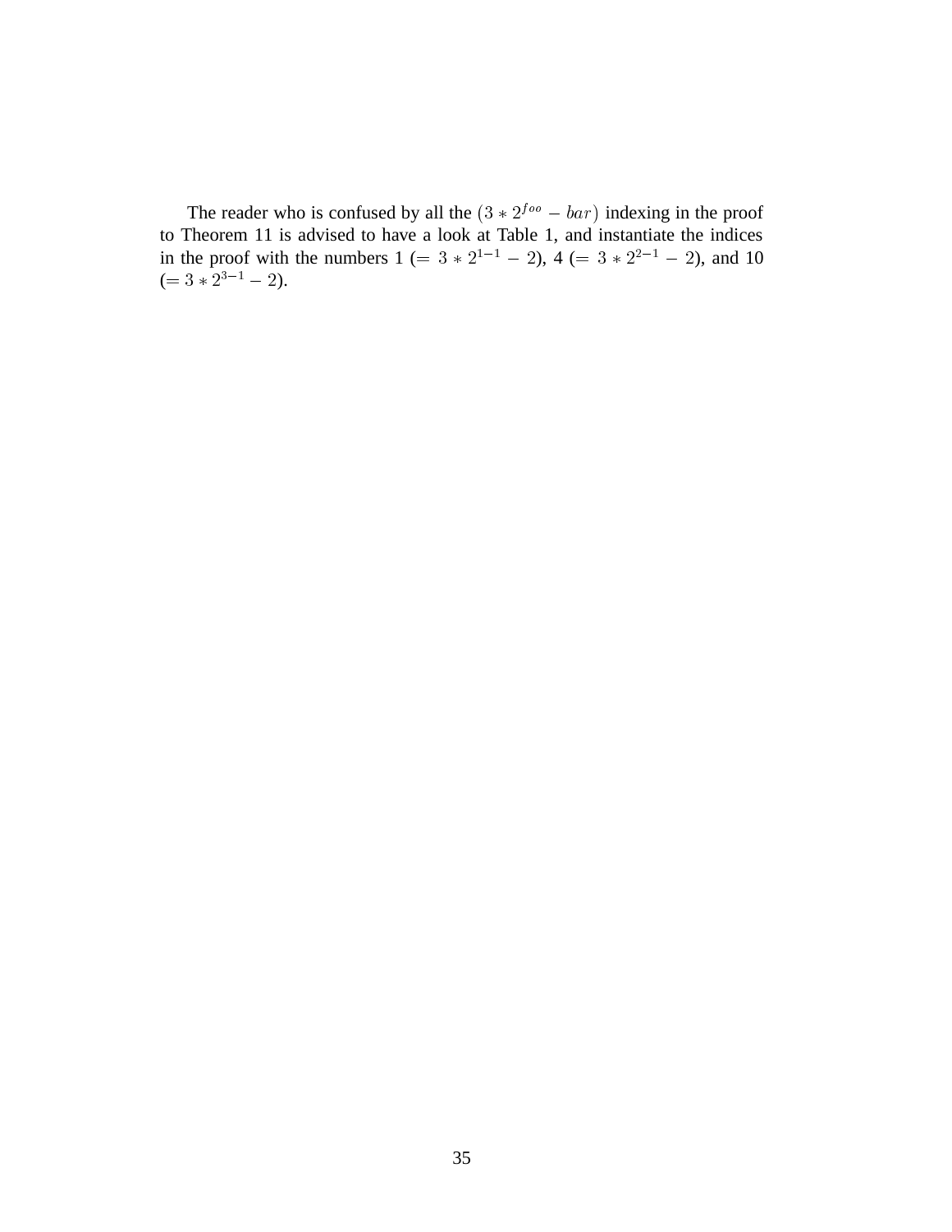The reader who is confused by all the $(3 * 2^{foo} - bar)$ indexing in the proof to Theorem 11 is advised to have a look at Table 1, and instantiate the indices in the proof with the numbers 1 ($= 3 * 2^{1-1} - 2$), 4 ($= 3 * 2^{2-1} - 2$), and 10 ($= 3 * 2^{3-1} - 2$).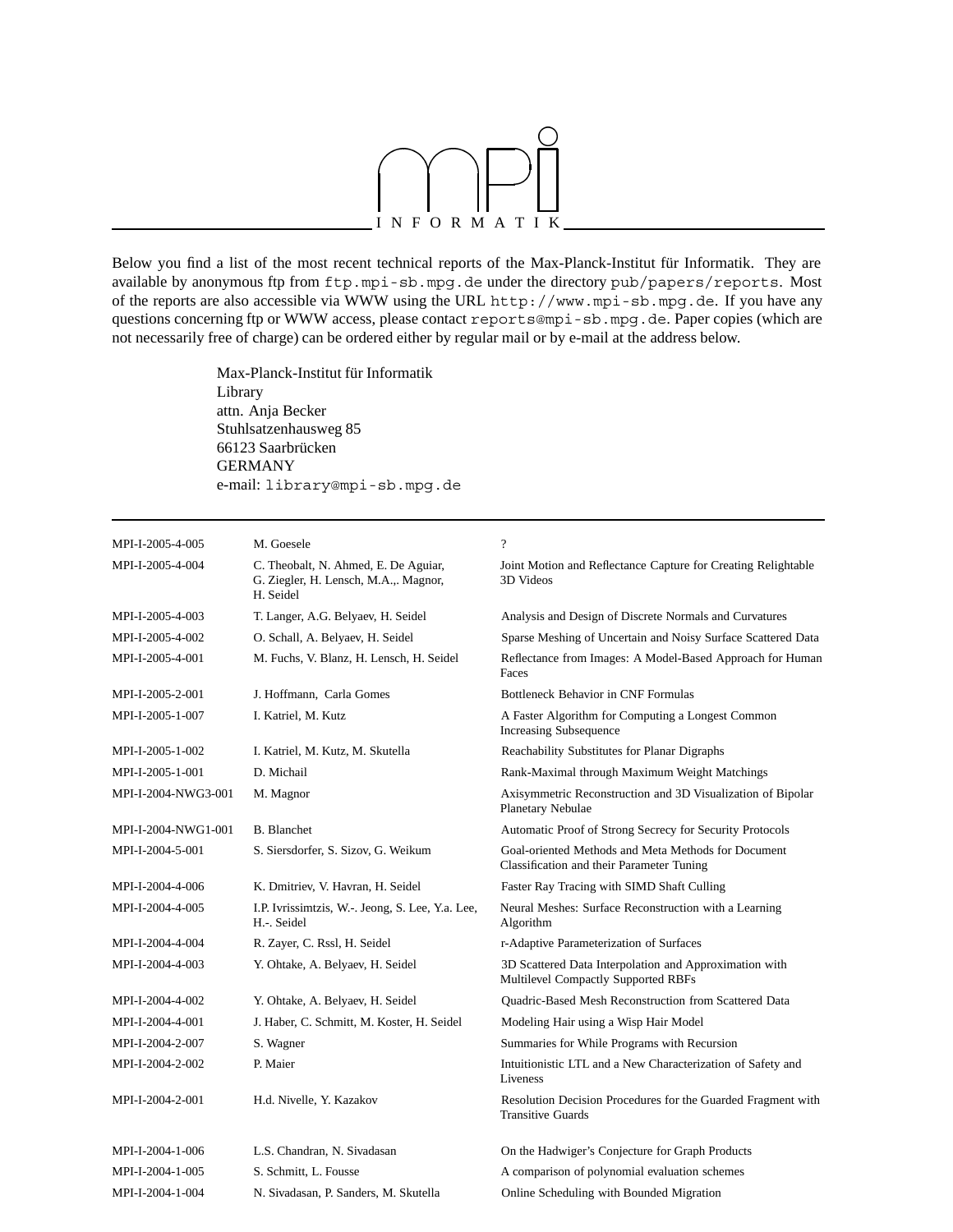mpi INFORMATIK

Below you find a list of the most recent technical reports of the Max-Planck-Institut für Informatik. They are available by anonymous ftp from ftp.mpi-sb.mpg.de under the directory pub/papers/reports. Most of the reports are also accessible via WWW using the URL http://www.mpi-sb.mpg.de. If you have any questions concerning ftp or WWW access, please contact reports@mpi-sb.mpg.de. Paper copies (which are not necessarily free of charge) can be ordered either by regular mail or by e-mail at the address below.

Max-Planck-Institut für Informatik
Library
attn. Anja Becker
Stuhlsatzenhausweg 85
66123 Saarbrücken
GERMANY
e-mail: library@mpi-sb.mpg.de

| | | |
|---|---|---|
| MPI-I-2005-4-005 | M. Goesele | ? |
| MPI-I-2005-4-004 | C. Theobalt, N. Ahmed, E. De Aguiar, G. Ziegler, H. Lensch, M.A.,. Magnor, H. Seidel | Joint Motion and Reflectance Capture for Creating Relightable 3D Videos |
| MPI-I-2005-4-003 | T. Langer, A.G. Belyaev, H. Seidel | Analysis and Design of Discrete Normals and Curvatures |
| MPI-I-2005-4-002 | O. Schall, A. Belyaev, H. Seidel | Sparse Meshing of Uncertain and Noisy Surface Scattered Data |
| MPI-I-2005-4-001 | M. Fuchs, V. Blanz, H. Lensch, H. Seidel | Reflectance from Images: A Model-Based Approach for Human Faces |
| MPI-I-2005-2-001 | J. Hoffmann, Carla Gomes | Bottleneck Behavior in CNF Formulas |
| MPI-I-2005-1-007 | I. Katriel, M. Kutz | A Faster Algorithm for Computing a Longest Common Increasing Subsequence |
| MPI-I-2005-1-002 | I. Katriel, M. Kutz, M. Skutella | Reachability Substitutes for Planar Digraphs |
| MPI-I-2005-1-001 | D. Michail | Rank-Maximal through Maximum Weight Matchings |
| MPI-I-2004-NWG3-001 | M. Magnor | Axisymmetric Reconstruction and 3D Visualization of Bipolar Planetary Nebulae |
| MPI-I-2004-NWG1-001 | B. Blanchet | Automatic Proof of Strong Secrecy for Security Protocols |
| MPI-I-2004-5-001 | S. Siersdorfer, S. Sizov, G. Weikum | Goal-oriented Methods and Meta Methods for Document Classification and their Parameter Tuning |
| MPI-I-2004-4-006 | K. Dmitriev, V. Havran, H. Seidel | Faster Ray Tracing with SIMD Shaft Culling |
| MPI-I-2004-4-005 | I.P. Ivrissimtzis, W.-. Jeong, S. Lee, Y.a. Lee, H.-. Seidel | Neural Meshes: Surface Reconstruction with a Learning Algorithm |
| MPI-I-2004-4-004 | R. Zayer, C. Rssl, H. Seidel | r-Adaptive Parameterization of Surfaces |
| MPI-I-2004-4-003 | Y. Ohtake, A. Belyaev, H. Seidel | 3D Scattered Data Interpolation and Approximation with Multilevel Compactly Supported RBFs |
| MPI-I-2004-4-002 | Y. Ohtake, A. Belyaev, H. Seidel | Quadric-Based Mesh Reconstruction from Scattered Data |
| MPI-I-2004-4-001 | J. Haber, C. Schmitt, M. Koster, H. Seidel | Modeling Hair using a Wisp Hair Model |
| MPI-I-2004-2-007 | S. Wagner | Summaries for While Programs with Recursion |
| MPI-I-2004-2-002 | P. Maier | Intuitionistic LTL and a New Characterization of Safety and Liveness |
| MPI-I-2004-2-001 | H.d. Nivelle, Y. Kazakov | Resolution Decision Procedures for the Guarded Fragment with Transitive Guards |
| MPI-I-2004-1-006 | L.S. Chandran, N. Sivadasan | On the Hadwiger's Conjecture for Graph Products |
| MPI-I-2004-1-005 | S. Schmitt, L. Fousse | A comparison of polynomial evaluation schemes |
| MPI-I-2004-1-004 | N. Sivadasan, P. Sanders, M. Skutella | Online Scheduling with Bounded Migration |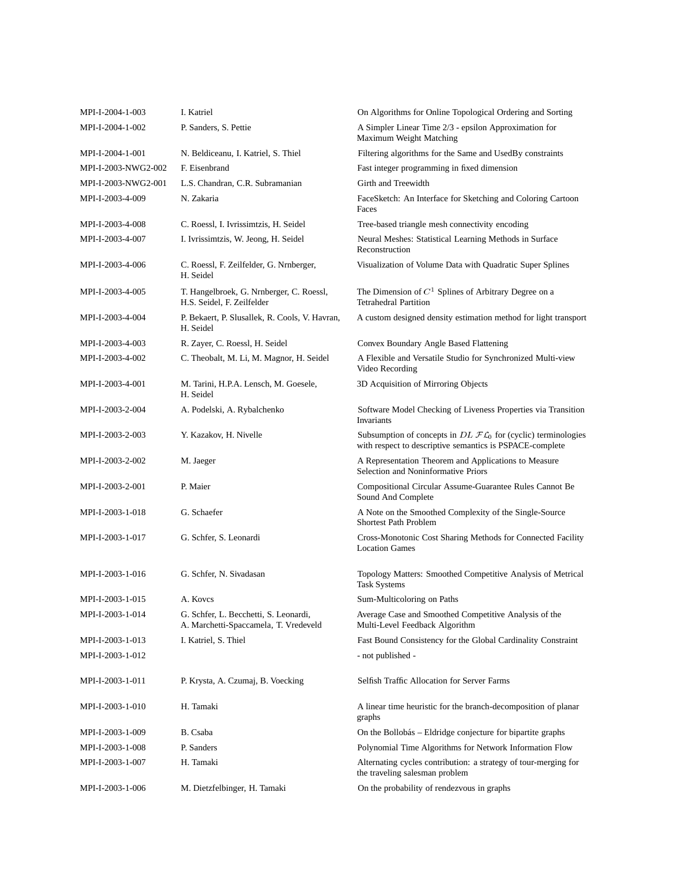| | | |
|---|---|---|
| MPI-I-2004-1-003 | I. Katriel | On Algorithms for Online Topological Ordering and Sorting |
| MPI-I-2004-1-002 | P. Sanders, S. Pettie | A Simpler Linear Time 2/3 - epsilon Approximation for Maximum Weight Matching |
| MPI-I-2004-1-001 | N. Beldiceanu, I. Katriel, S. Thiel | Filtering algorithms for the Same and UsedBy constraints |
| MPI-I-2003-NWG2-002 | F. Eisenbrand | Fast integer programming in fixed dimension |
| MPI-I-2003-NWG2-001 | L.S. Chandran, C.R. Subramanian | Girth and Treewidth |
| MPI-I-2003-4-009 | N. Zakaria | FaceSketch: An Interface for Sketching and Coloring Cartoon Faces |
| MPI-I-2003-4-008 | C. Roessl, I. Ivrissimtzis, H. Seidel | Tree-based triangle mesh connectivity encoding |
| MPI-I-2003-4-007 | I. Ivrissimtzis, W. Jeong, H. Seidel | Neural Meshes: Statistical Learning Methods in Surface Reconstruction |
| MPI-I-2003-4-006 | C. Roessl, F. Zeilfelder, G. Nrnberger, H. Seidel | Visualization of Volume Data with Quadratic Super Splines |
| MPI-I-2003-4-005 | T. Hangelbroek, G. Nrnberger, C. Roessl, H.S. Seidel, F. Zeilfelder | The Dimension of $C^1$ Splines of Arbitrary Degree on a Tetrahedral Partition |
| MPI-I-2003-4-004 | P. Bekaert, P. Slusallek, R. Cools, V. Havran, H. Seidel | A custom designed density estimation method for light transport |
| MPI-I-2003-4-003 | R. Zayer, C. Roessl, H. Seidel | Convex Boundary Angle Based Flattening |
| MPI-I-2003-4-002 | C. Theobalt, M. Li, M. Magnor, H. Seidel | A Flexible and Versatile Studio for Synchronized Multi-view Video Recording |
| MPI-I-2003-4-001 | M. Tarini, H.P.A. Lensch, M. Goesele, H. Seidel | 3D Acquisition of Mirroring Objects |
| MPI-I-2003-2-004 | A. Podelski, A. Rybalchenko | Software Model Checking of Liveness Properties via Transition Invariants |
| MPI-I-2003-2-003 | Y. Kazakov, H. Nivelle | Subsumption of concepts in $DL\ \mathcal{FL}_0$ for (cyclic) terminologies with respect to descriptive semantics is PSPACE-complete |
| MPI-I-2003-2-002 | M. Jaeger | A Representation Theorem and Applications to Measure Selection and Noninformative Priors |
| MPI-I-2003-2-001 | P. Maier | Compositional Circular Assume-Guarantee Rules Cannot Be Sound And Complete |
| MPI-I-2003-1-018 | G. Schaefer | A Note on the Smoothed Complexity of the Single-Source Shortest Path Problem |
| MPI-I-2003-1-017 | G. Schfer, S. Leonardi | Cross-Monotonic Cost Sharing Methods for Connected Facility Location Games |
| MPI-I-2003-1-016 | G. Schfer, N. Sivadasan | Topology Matters: Smoothed Competitive Analysis of Metrical Task Systems |
| MPI-I-2003-1-015 | A. Kovcs | Sum-Multicoloring on Paths |
| MPI-I-2003-1-014 | G. Schfer, L. Becchetti, S. Leonardi, A. Marchetti-Spaccamela, T. Vredeveld | Average Case and Smoothed Competitive Analysis of the Multi-Level Feedback Algorithm |
| MPI-I-2003-1-013 | I. Katriel, S. Thiel | Fast Bound Consistency for the Global Cardinality Constraint |
| MPI-I-2003-1-012 | | - not published - |
| MPI-I-2003-1-011 | P. Krysta, A. Czumaj, B. Voecking | Selfish Traffic Allocation for Server Farms |
| MPI-I-2003-1-010 | H. Tamaki | A linear time heuristic for the branch-decomposition of planar graphs |
| MPI-I-2003-1-009 | B. Csaba | On the Bollobás – Eldridge conjecture for bipartite graphs |
| MPI-I-2003-1-008 | P. Sanders | Polynomial Time Algorithms for Network Information Flow |
| MPI-I-2003-1-007 | H. Tamaki | Alternating cycles contribution: a strategy of tour-merging for the traveling salesman problem |
| MPI-I-2003-1-006 | M. Dietzfelbinger, H. Tamaki | On the probability of rendezvous in graphs |